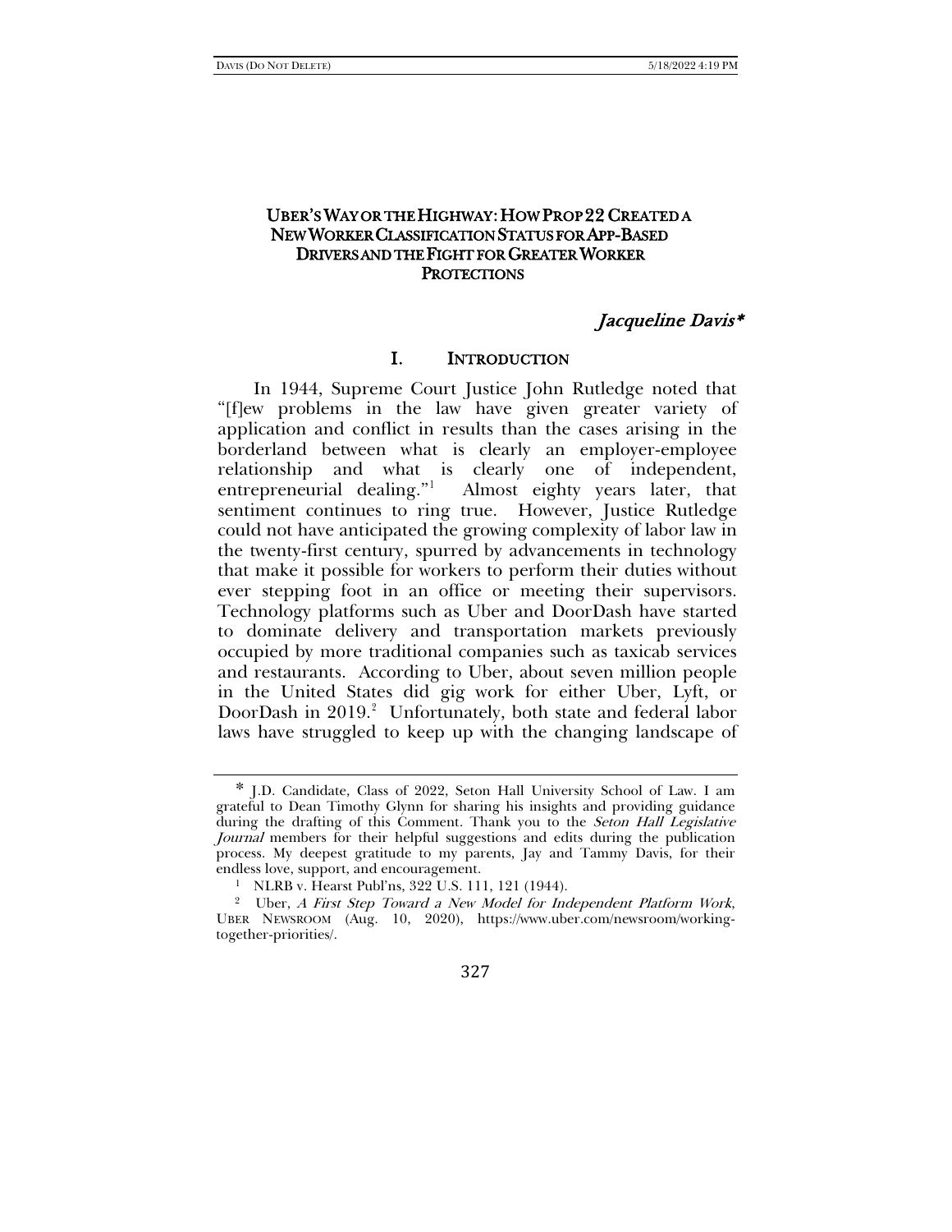# UBER'S WAY OR THE HIGHWAY: HOW PROP 22 CREATED A NEW WORKER CLASSIFICATION STATUS FOR APP-BASED DRIVERS AND THE FIGHT FOR GREATER WORKER PROTECTIONS

*Jacqueline Davis\**

## I. INTRODUCTION

In 1944, Supreme Court Justice John Rutledge noted that "[f]ew problems in the law have given greater variety of application and conflict in results than the cases arising in the borderland between what is clearly an employer-employee relationship and what is clearly one of independent, entrepreneurial dealing."[1] Almost eighty years later, that sentiment continues to ring true. However, Justice Rutledge could not have anticipated the growing complexity of labor law in the twenty-first century, spurred by advancements in technology that make it possible for workers to perform their duties without ever stepping foot in an office or meeting their supervisors. Technology platforms such as Uber and DoorDash have started to dominate delivery and transportation markets previously occupied by more traditional companies such as taxicab services and restaurants. According to Uber, about seven million people in the United States did gig work for either Uber, Lyft, or DoorDash in 2019.[2] Unfortunately, both state and federal labor laws have struggled to keep up with the changing landscape of

---

\* J.D. Candidate, Class of 2022, Seton Hall University School of Law. I am grateful to Dean Timothy Glynn for sharing his insights and providing guidance during the drafting of this Comment. Thank you to the *Seton Hall Legislative Journal* members for their helpful suggestions and edits during the publication process. My deepest gratitude to my parents, Jay and Tammy Davis, for their endless love, support, and encouragement.

[1] NLRB v. Hearst Publ'ns, 322 U.S. 111, 121 (1944).

[2] Uber, *A First Step Toward a New Model for Independent Platform Work*, UBER NEWSROOM (Aug. 10, 2020), https://www.uber.com/newsroom/working-together-priorities/.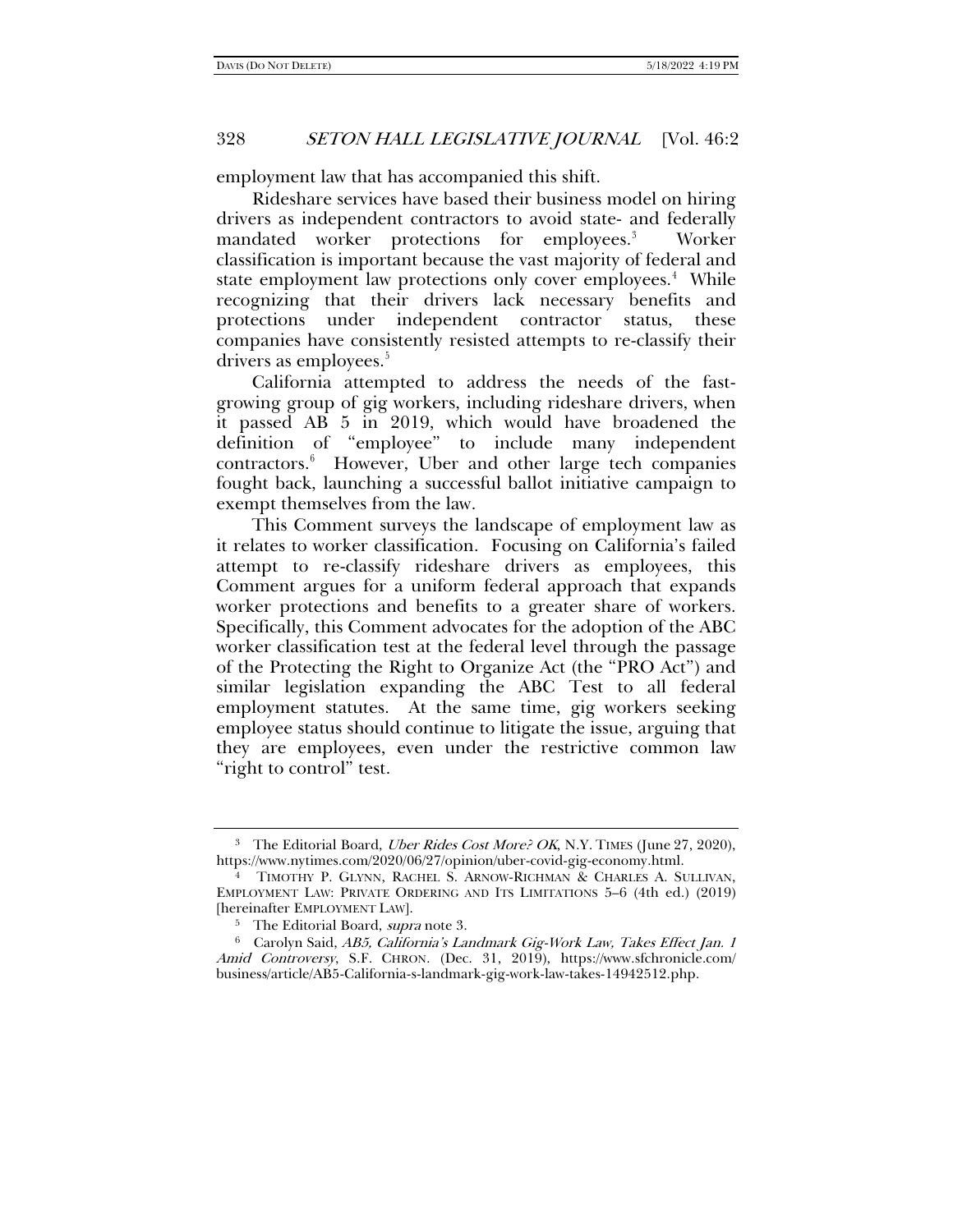employment law that has accompanied this shift.

Rideshare services have based their business model on hiring drivers as independent contractors to avoid state- and federally mandated worker protections for employees.[3] Worker classification is important because the vast majority of federal and state employment law protections only cover employees.[4] While recognizing that their drivers lack necessary benefits and protections under independent contractor status, these companies have consistently resisted attempts to re-classify their drivers as employees.[5]

California attempted to address the needs of the fast-growing group of gig workers, including rideshare drivers, when it passed AB 5 in 2019, which would have broadened the definition of "employee" to include many independent contractors.[6] However, Uber and other large tech companies fought back, launching a successful ballot initiative campaign to exempt themselves from the law.

This Comment surveys the landscape of employment law as it relates to worker classification. Focusing on California's failed attempt to re-classify rideshare drivers as employees, this Comment argues for a uniform federal approach that expands worker protections and benefits to a greater share of workers. Specifically, this Comment advocates for the adoption of the ABC worker classification test at the federal level through the passage of the Protecting the Right to Organize Act (the "PRO Act") and similar legislation expanding the ABC Test to all federal employment statutes. At the same time, gig workers seeking employee status should continue to litigate the issue, arguing that they are employees, even under the restrictive common law "right to control" test.

---

[3] The Editorial Board, *Uber Rides Cost More? OK*, N.Y. TIMES (June 27, 2020), https://www.nytimes.com/2020/06/27/opinion/uber-covid-gig-economy.html.

[4] TIMOTHY P. GLYNN, RACHEL S. ARNOW-RICHMAN & CHARLES A. SULLIVAN, EMPLOYMENT LAW: PRIVATE ORDERING AND ITS LIMITATIONS 5–6 (4th ed.) (2019) [hereinafter EMPLOYMENT LAW].

[5] The Editorial Board, *supra* note 3.

[6] Carolyn Said, *AB5, California's Landmark Gig-Work Law, Takes Effect Jan. 1 Amid Controversy*, S.F. CHRON. (Dec. 31, 2019), https://www.sfchronicle.com/business/article/AB5-California-s-landmark-gig-work-law-takes-14942512.php.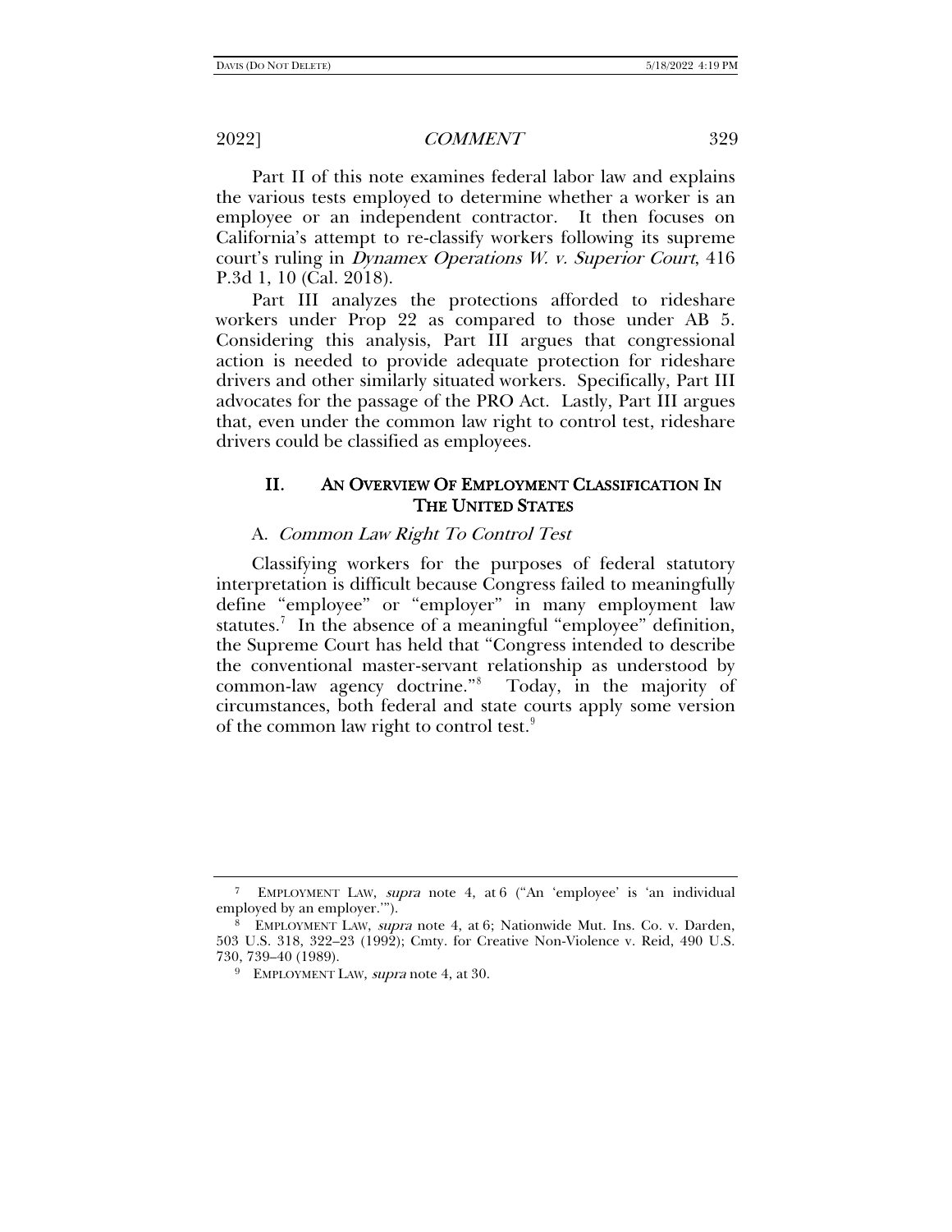Part II of this note examines federal labor law and explains the various tests employed to determine whether a worker is an employee or an independent contractor. It then focuses on California's attempt to re-classify workers following its supreme court's ruling in *Dynamex Operations W. v. Superior Court*, 416 P.3d 1, 10 (Cal. 2018).

Part III analyzes the protections afforded to rideshare workers under Prop 22 as compared to those under AB 5. Considering this analysis, Part III argues that congressional action is needed to provide adequate protection for rideshare drivers and other similarly situated workers. Specifically, Part III advocates for the passage of the PRO Act. Lastly, Part III argues that, even under the common law right to control test, rideshare drivers could be classified as employees.

## II. AN OVERVIEW OF EMPLOYMENT CLASSIFICATION IN THE UNITED STATES

### A. *Common Law Right To Control Test*

Classifying workers for the purposes of federal statutory interpretation is difficult because Congress failed to meaningfully define "employee" or "employer" in many employment law statutes.[7] In the absence of a meaningful "employee" definition, the Supreme Court has held that "Congress intended to describe the conventional master-servant relationship as understood by common-law agency doctrine."[8] Today, in the majority of circumstances, both federal and state courts apply some version of the common law right to control test.[9]

---

[7] EMPLOYMENT LAW, *supra* note 4, at 6 ("An 'employee' is 'an individual employed by an employer.'").

[8] EMPLOYMENT LAW, *supra* note 4, at 6; Nationwide Mut. Ins. Co. v. Darden, 503 U.S. 318, 322–23 (1992); Cmty. for Creative Non-Violence v. Reid, 490 U.S. 730, 739–40 (1989).

[9] EMPLOYMENT LAW, *supra* note 4, at 30.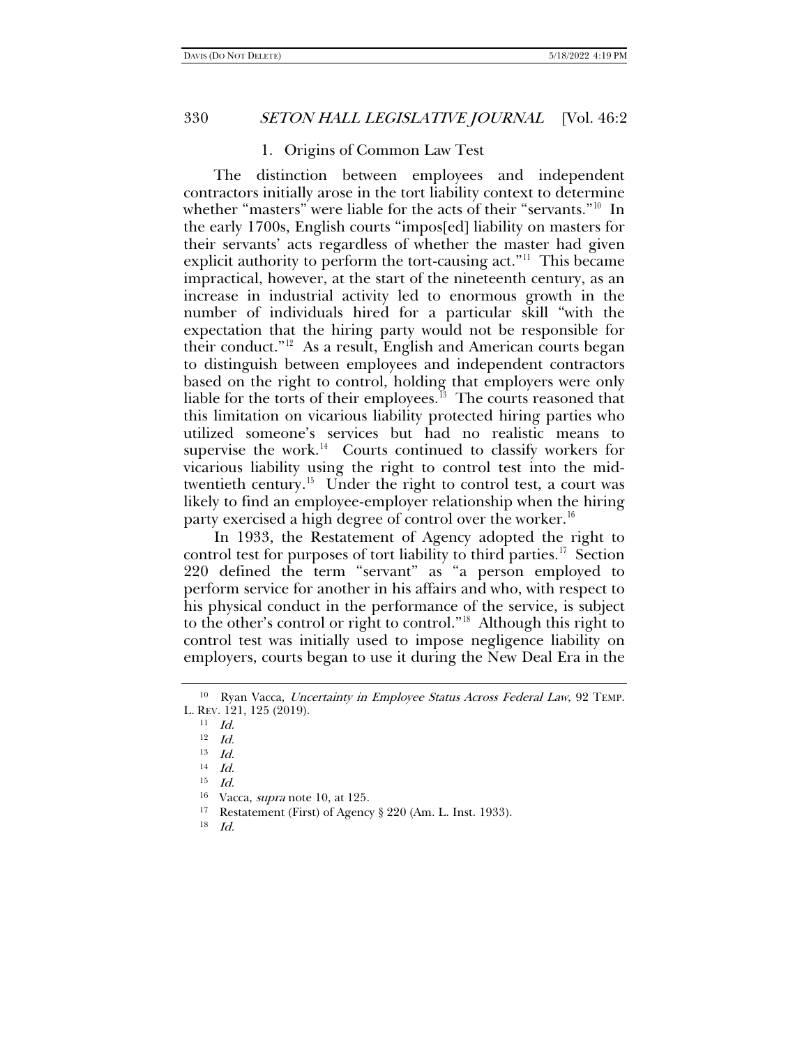### 1. Origins of Common Law Test

The distinction between employees and independent contractors initially arose in the tort liability context to determine whether "masters" were liable for the acts of their "servants."[10] In the early 1700s, English courts "impos[ed] liability on masters for their servants' acts regardless of whether the master had given explicit authority to perform the tort-causing act."[11] This became impractical, however, at the start of the nineteenth century, as an increase in industrial activity led to enormous growth in the number of individuals hired for a particular skill "with the expectation that the hiring party would not be responsible for their conduct."[12] As a result, English and American courts began to distinguish between employees and independent contractors based on the right to control, holding that employers were only liable for the torts of their employees.[13] The courts reasoned that this limitation on vicarious liability protected hiring parties who utilized someone's services but had no realistic means to supervise the work.[14] Courts continued to classify workers for vicarious liability using the right to control test into the mid-twentieth century.[15] Under the right to control test, a court was likely to find an employee-employer relationship when the hiring party exercised a high degree of control over the worker.[16]

In 1933, the Restatement of Agency adopted the right to control test for purposes of tort liability to third parties.[17] Section 220 defined the term "servant" as "a person employed to perform service for another in his affairs and who, with respect to his physical conduct in the performance of the service, is subject to the other's control or right to control."[18] Although this right to control test was initially used to impose negligence liability on employers, courts began to use it during the New Deal Era in the

---

[10] Ryan Vacca, *Uncertainty in Employee Status Across Federal Law*, 92 TEMP. L. REV. 121, 125 (2019).

[11] *Id.*

[12] *Id.*

[13] *Id.*

[14] *Id.*

[15] *Id.*

[16] Vacca, *supra* note 10, at 125.

[17] Restatement (First) of Agency § 220 (Am. L. Inst. 1933).

[18] *Id.*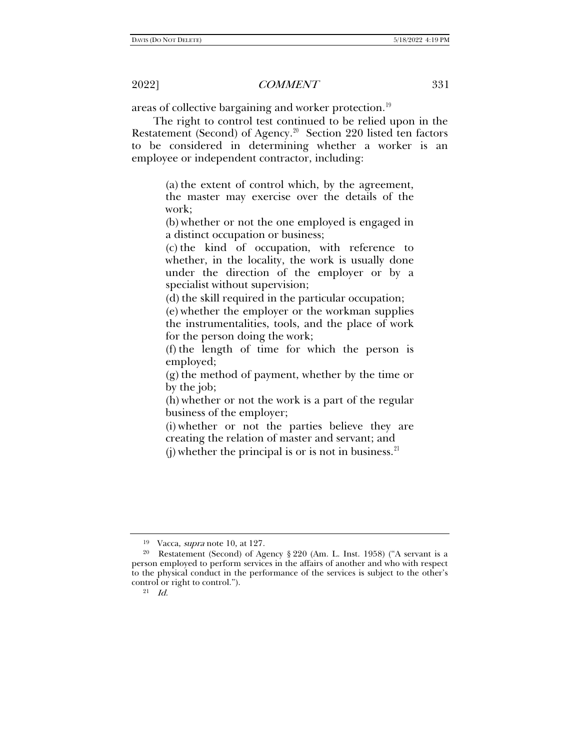areas of collective bargaining and worker protection.[19]

The right to control test continued to be relied upon in the Restatement (Second) of Agency.[20] Section 220 listed ten factors to be considered in determining whether a worker is an employee or independent contractor, including:

> (a) the extent of control which, by the agreement, the master may exercise over the details of the work;
> (b) whether or not the one employed is engaged in a distinct occupation or business;
> (c) the kind of occupation, with reference to whether, in the locality, the work is usually done under the direction of the employer or by a specialist without supervision;
> (d) the skill required in the particular occupation;
> (e) whether the employer or the workman supplies the instrumentalities, tools, and the place of work for the person doing the work;
> (f) the length of time for which the person is employed;
> (g) the method of payment, whether by the time or by the job;
> (h) whether or not the work is a part of the regular business of the employer;
> (i) whether or not the parties believe they are creating the relation of master and servant; and
> (j) whether the principal is or is not in business.[21]

---

[19] Vacca, *supra* note 10, at 127.

[20] Restatement (Second) of Agency § 220 (Am. L. Inst. 1958) ("A servant is a person employed to perform services in the affairs of another and who with respect to the physical conduct in the performance of the services is subject to the other's control or right to control.").

[21] *Id.*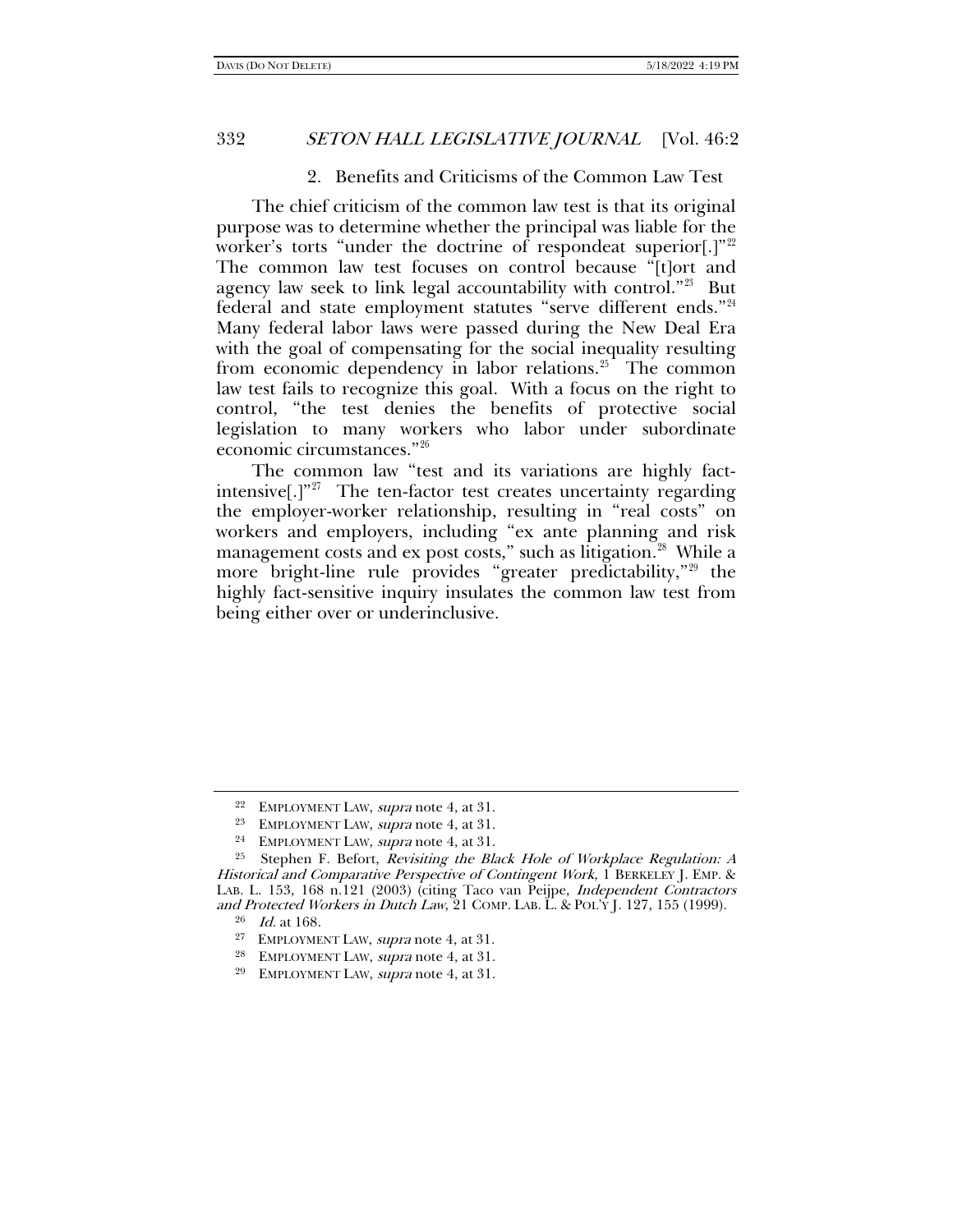### 2. Benefits and Criticisms of the Common Law Test

The chief criticism of the common law test is that its original purpose was to determine whether the principal was liable for the worker's torts "under the doctrine of respondeat superior[.]"[22] The common law test focuses on control because "[t]ort and agency law seek to link legal accountability with control."[23] But federal and state employment statutes "serve different ends."[24] Many federal labor laws were passed during the New Deal Era with the goal of compensating for the social inequality resulting from economic dependency in labor relations.[25] The common law test fails to recognize this goal. With a focus on the right to control, "the test denies the benefits of protective social legislation to many workers who labor under subordinate economic circumstances."[26]

The common law "test and its variations are highly fact-intensive[.]"[27] The ten-factor test creates uncertainty regarding the employer-worker relationship, resulting in "real costs" on workers and employers, including "ex ante planning and risk management costs and ex post costs," such as litigation.[28] While a more bright-line rule provides "greater predictability,"[29] the highly fact-sensitive inquiry insulates the common law test from being either over or underinclusive.

---

[22] EMPLOYMENT LAW, *supra* note 4, at 31.

[23] EMPLOYMENT LAW, *supra* note 4, at 31.

[24] EMPLOYMENT LAW, *supra* note 4, at 31.

[25] Stephen F. Befort, *Revisiting the Black Hole of Workplace Regulation: A Historical and Comparative Perspective of Contingent Work*, 1 BERKELEY J. EMP. & LAB. L. 153, 168 n.121 (2003) (citing Taco van Peijpe, *Independent Contractors and Protected Workers in Dutch Law*, 21 COMP. LAB. L. & POL'Y J. 127, 155 (1999).

[26] *Id.* at 168.

[27] EMPLOYMENT LAW, *supra* note 4, at 31.

[28] EMPLOYMENT LAW, *supra* note 4, at 31.

[29] EMPLOYMENT LAW, *supra* note 4, at 31.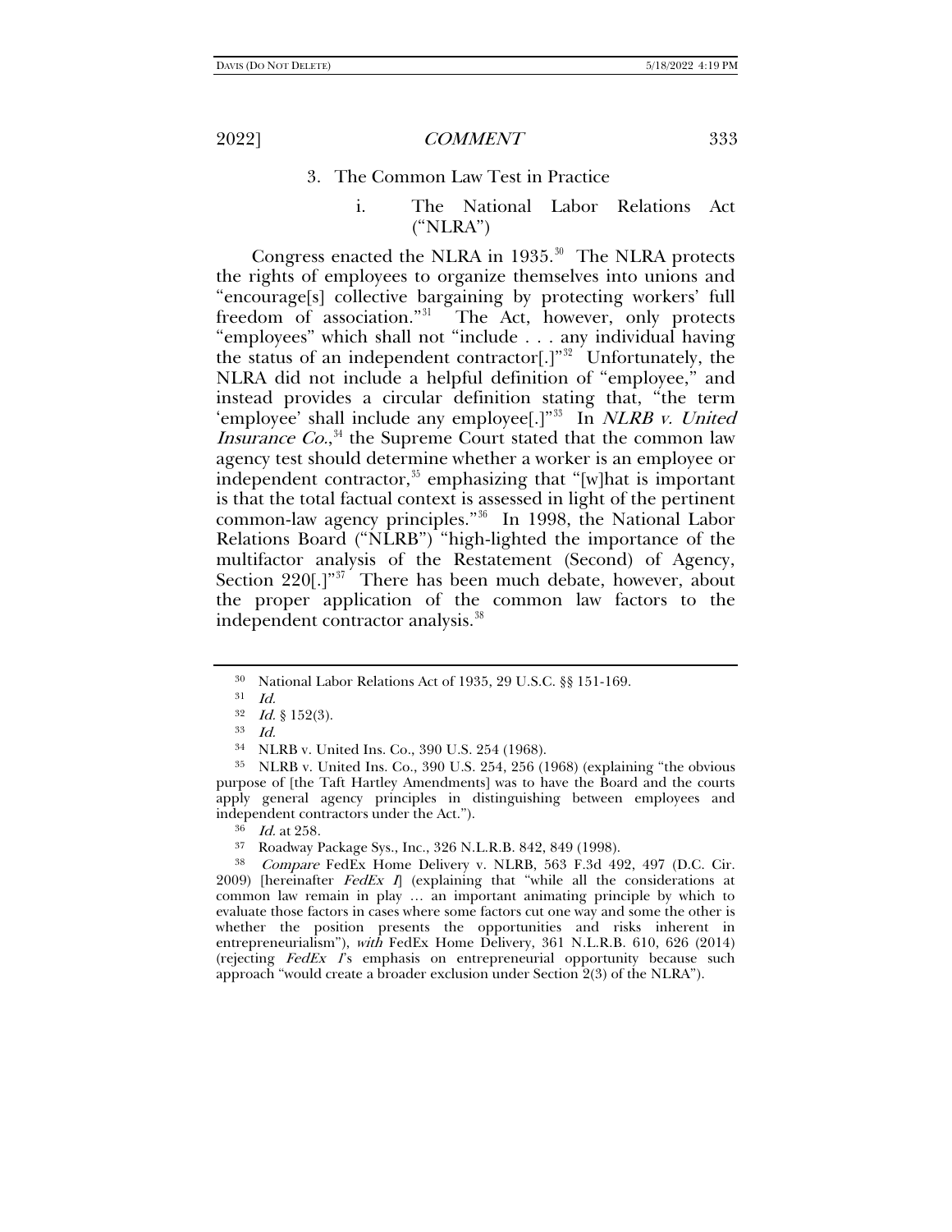### 3. The Common Law Test in Practice

#### i. The National Labor Relations Act ("NLRA")

Congress enacted the NLRA in 1935.[30] The NLRA protects the rights of employees to organize themselves into unions and "encourage[s] collective bargaining by protecting workers' full freedom of association."[31] The Act, however, only protects "employees" which shall not "include . . . any individual having the status of an independent contractor[.]"[32] Unfortunately, the NLRA did not include a helpful definition of "employee," and instead provides a circular definition stating that, "the term 'employee' shall include any employee[.]"[33] In *NLRB v. United Insurance Co.*,[34] the Supreme Court stated that the common law agency test should determine whether a worker is an employee or independent contractor,[35] emphasizing that "[w]hat is important is that the total factual context is assessed in light of the pertinent common-law agency principles."[36] In 1998, the National Labor Relations Board ("NLRB") "high-lighted the importance of the multifactor analysis of the Restatement (Second) of Agency, Section 220[.]"[37] There has been much debate, however, about the proper application of the common law factors to the independent contractor analysis.[38]

---

[30] National Labor Relations Act of 1935, 29 U.S.C. §§ 151-169.

[31] *Id.*

[32] *Id.* § 152(3).

[33] *Id.*

[34] NLRB v. United Ins. Co., 390 U.S. 254 (1968).

[35] NLRB v. United Ins. Co., 390 U.S. 254, 256 (1968) (explaining "the obvious purpose of [the Taft Hartley Amendments] was to have the Board and the courts apply general agency principles in distinguishing between employees and independent contractors under the Act.").

[36] *Id.* at 258.

[37] Roadway Package Sys., Inc., 326 N.L.R.B. 842, 849 (1998).

[38] *Compare* FedEx Home Delivery v. NLRB, 563 F.3d 492, 497 (D.C. Cir. 2009) [hereinafter *FedEx I*] (explaining that "while all the considerations at common law remain in play … an important animating principle by which to evaluate those factors in cases where some factors cut one way and some the other is whether the position presents the opportunities and risks inherent in entrepreneurialism"), *with* FedEx Home Delivery, 361 N.L.R.B. 610, 626 (2014) (rejecting *FedEx I*'s emphasis on entrepreneurial opportunity because such approach "would create a broader exclusion under Section 2(3) of the NLRA").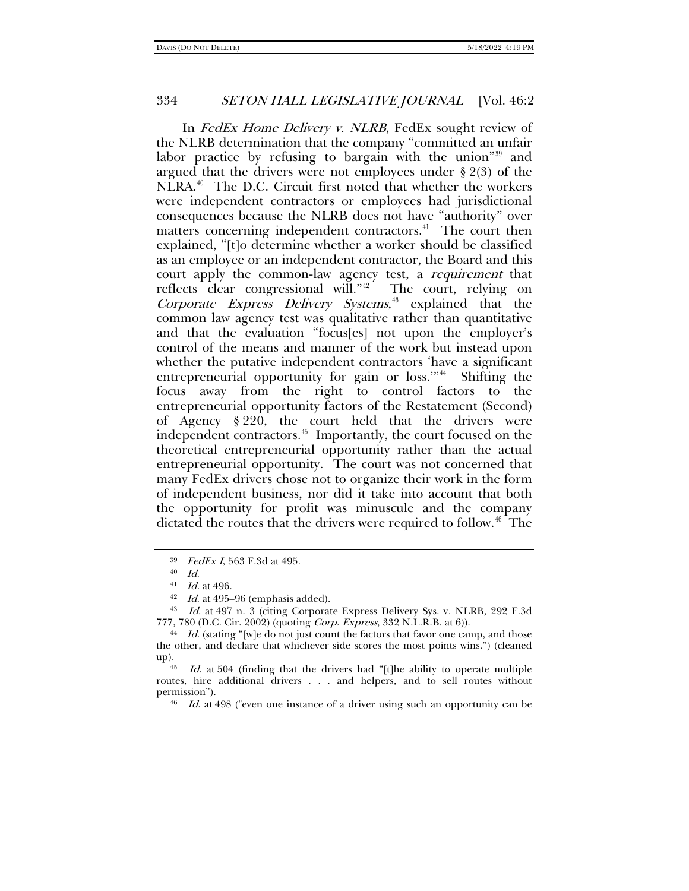In *FedEx Home Delivery v. NLRB*, FedEx sought review of the NLRB determination that the company "committed an unfair labor practice by refusing to bargain with the union"[39] and argued that the drivers were not employees under § 2(3) of the NLRA.[40] The D.C. Circuit first noted that whether the workers were independent contractors or employees had jurisdictional consequences because the NLRB does not have "authority" over matters concerning independent contractors.[41] The court then explained, "[t]o determine whether a worker should be classified as an employee or an independent contractor, the Board and this court apply the common-law agency test, a *requirement* that reflects clear congressional will."[42] The court, relying on *Corporate Express Delivery Systems*,[43] explained that the common law agency test was qualitative rather than quantitative and that the evaluation "focus[es] not upon the employer's control of the means and manner of the work but instead upon whether the putative independent contractors 'have a significant entrepreneurial opportunity for gain or loss.'"[44] Shifting the focus away from the right to control factors to the entrepreneurial opportunity factors of the Restatement (Second) of Agency § 220, the court held that the drivers were independent contractors.[45] Importantly, the court focused on the theoretical entrepreneurial opportunity rather than the actual entrepreneurial opportunity. The court was not concerned that many FedEx drivers chose not to organize their work in the form of independent business, nor did it take into account that both the opportunity for profit was minuscule and the company dictated the routes that the drivers were required to follow.[46] The

---

[39] *FedEx I*, 563 F.3d at 495.

[40] *Id.*

[41] *Id.* at 496.

[42] *Id.* at 495–96 (emphasis added).

[43] *Id.* at 497 n. 3 (citing Corporate Express Delivery Sys. v. NLRB, 292 F.3d 777, 780 (D.C. Cir. 2002) (quoting *Corp. Express*, 332 N.L.R.B. at 6)).

[44] *Id.* (stating "[w]e do not just count the factors that favor one camp, and those the other, and declare that whichever side scores the most points wins.") (cleaned up).

[45] *Id.* at 504 (finding that the drivers had "[t]he ability to operate multiple routes, hire additional drivers . . . and helpers, and to sell routes without permission").

[46] *Id.* at 498 ("even one instance of a driver using such an opportunity can be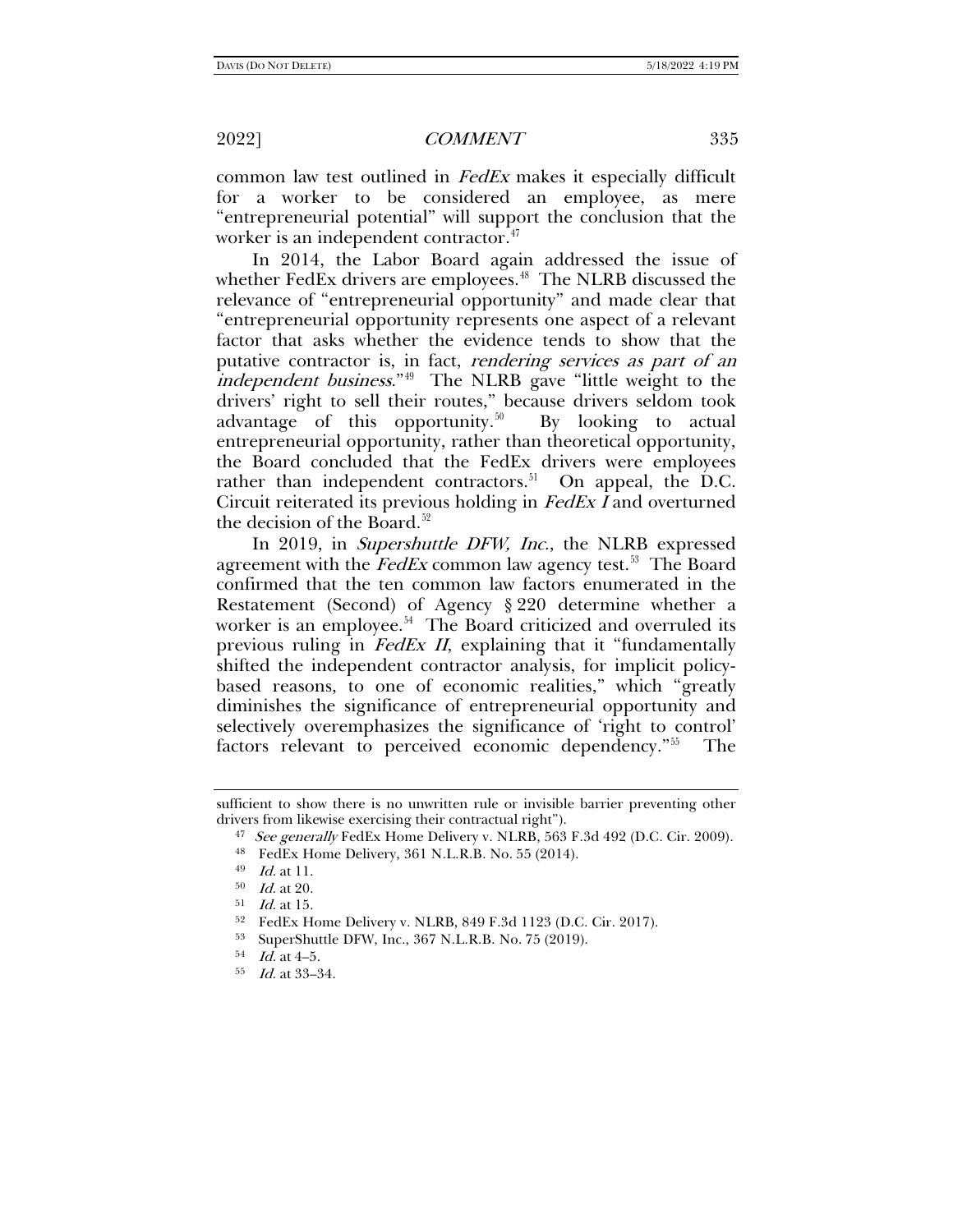common law test outlined in *FedEx* makes it especially difficult for a worker to be considered an employee, as mere "entrepreneurial potential" will support the conclusion that the worker is an independent contractor.[47]

In 2014, the Labor Board again addressed the issue of whether FedEx drivers are employees.[48] The NLRB discussed the relevance of "entrepreneurial opportunity" and made clear that "entrepreneurial opportunity represents one aspect of a relevant factor that asks whether the evidence tends to show that the putative contractor is, in fact, *rendering services as part of an independent business*."[49] The NLRB gave "little weight to the drivers' right to sell their routes," because drivers seldom took advantage of this opportunity.[50] By looking to actual entrepreneurial opportunity, rather than theoretical opportunity, the Board concluded that the FedEx drivers were employees rather than independent contractors.[51] On appeal, the D.C. Circuit reiterated its previous holding in *FedEx I* and overturned the decision of the Board.[52]

In 2019, in *Supershuttle DFW, Inc.*, the NLRB expressed agreement with the *FedEx* common law agency test.[53] The Board confirmed that the ten common law factors enumerated in the Restatement (Second) of Agency § 220 determine whether a worker is an employee.[54] The Board criticized and overruled its previous ruling in *FedEx II*, explaining that it "fundamentally shifted the independent contractor analysis, for implicit policy-based reasons, to one of economic realities," which "greatly diminishes the significance of entrepreneurial opportunity and selectively overemphasizes the significance of 'right to control' factors relevant to perceived economic dependency."[55] The

---

sufficient to show there is no unwritten rule or invisible barrier preventing other drivers from likewise exercising their contractual right").

[47] *See generally* FedEx Home Delivery v. NLRB, 563 F.3d 492 (D.C. Cir. 2009).

[48] FedEx Home Delivery, 361 N.L.R.B. No. 55 (2014).

[49] *Id.* at 11.

[50] *Id.* at 20.

[51] *Id.* at 15.

[52] FedEx Home Delivery v. NLRB, 849 F.3d 1123 (D.C. Cir. 2017).

[53] SuperShuttle DFW, Inc., 367 N.L.R.B. No. 75 (2019).

[54] *Id.* at 4–5.

[55] *Id.* at 33–34.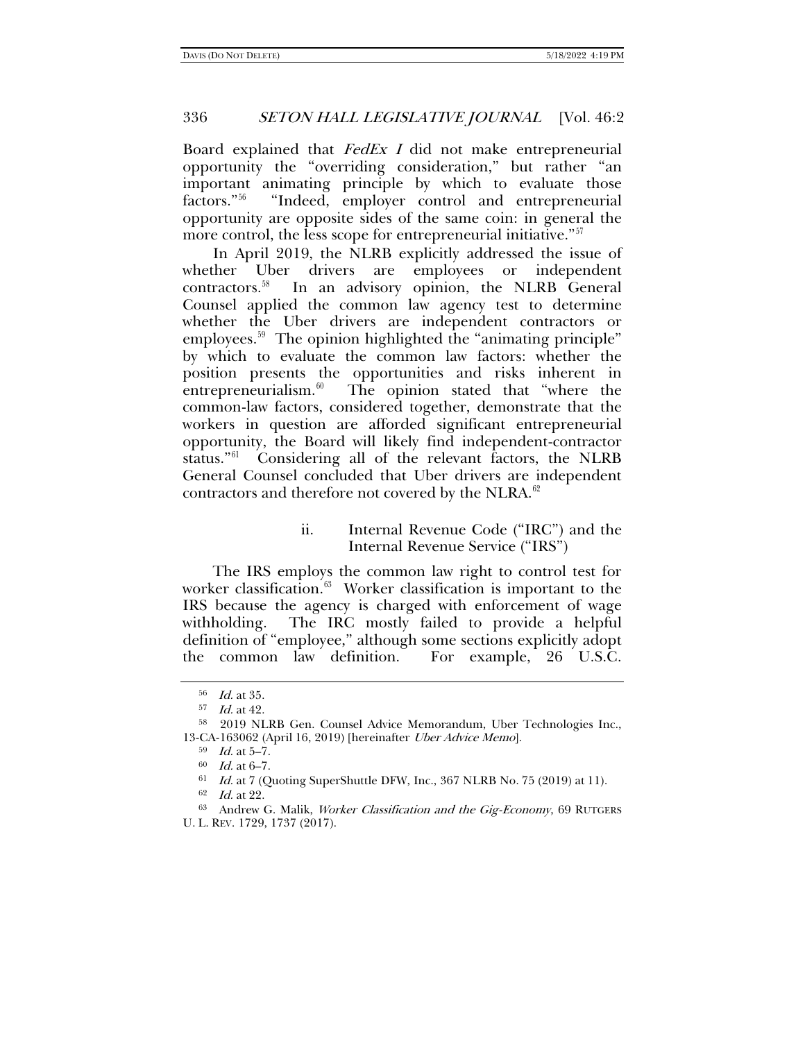Board explained that *FedEx I* did not make entrepreneurial opportunity the "overriding consideration," but rather "an important animating principle by which to evaluate those factors."[56] "Indeed, employer control and entrepreneurial opportunity are opposite sides of the same coin: in general the more control, the less scope for entrepreneurial initiative."[57]

In April 2019, the NLRB explicitly addressed the issue of whether Uber drivers are employees or independent contractors.[58] In an advisory opinion, the NLRB General Counsel applied the common law agency test to determine whether the Uber drivers are independent contractors or employees.[59] The opinion highlighted the "animating principle" by which to evaluate the common law factors: whether the position presents the opportunities and risks inherent in entrepreneurialism.[60] The opinion stated that "where the common-law factors, considered together, demonstrate that the workers in question are afforded significant entrepreneurial opportunity, the Board will likely find independent-contractor status."[61] Considering all of the relevant factors, the NLRB General Counsel concluded that Uber drivers are independent contractors and therefore not covered by the NLRA.[62]

#### ii. Internal Revenue Code ("IRC") and the Internal Revenue Service ("IRS")

The IRS employs the common law right to control test for worker classification.[63] Worker classification is important to the IRS because the agency is charged with enforcement of wage withholding. The IRC mostly failed to provide a helpful definition of "employee," although some sections explicitly adopt the common law definition. For example, 26 U.S.C.

---

[56] *Id.* at 35.

[57] *Id.* at 42.

[58] 2019 NLRB Gen. Counsel Advice Memorandum, Uber Technologies Inc., 13-CA-163062 (April 16, 2019) [hereinafter *Uber Advice Memo*].

[59] *Id.* at 5–7.

[60] *Id.* at 6–7.

[61] *Id.* at 7 (Quoting SuperShuttle DFW, Inc., 367 NLRB No. 75 (2019) at 11).

[62] *Id.* at 22.

[63] Andrew G. Malik, *Worker Classification and the Gig-Economy*, 69 RUTGERS U. L. REV. 1729, 1737 (2017).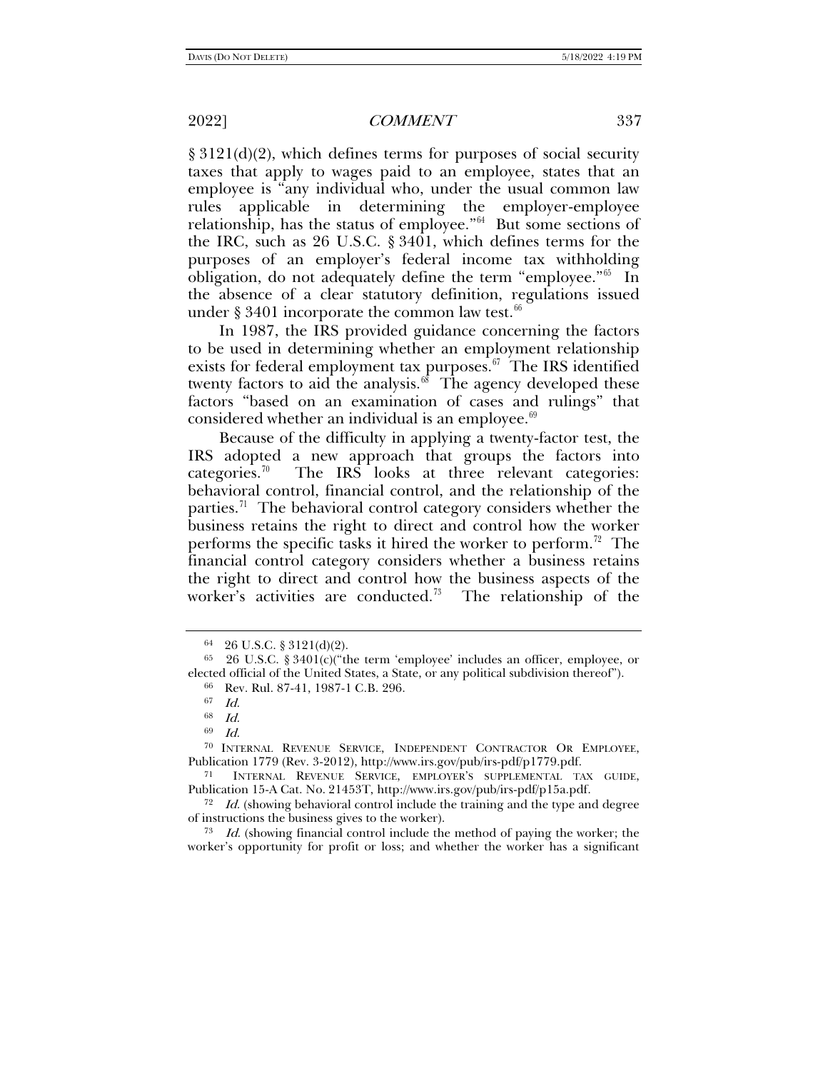§ 3121(d)(2), which defines terms for purposes of social security taxes that apply to wages paid to an employee, states that an employee is "any individual who, under the usual common law rules applicable in determining the employer-employee relationship, has the status of employee."[64] But some sections of the IRC, such as 26 U.S.C. § 3401, which defines terms for the purposes of an employer's federal income tax withholding obligation, do not adequately define the term "employee."[65] In the absence of a clear statutory definition, regulations issued under § 3401 incorporate the common law test.[66]

In 1987, the IRS provided guidance concerning the factors to be used in determining whether an employment relationship exists for federal employment tax purposes.[67] The IRS identified twenty factors to aid the analysis.[68] The agency developed these factors "based on an examination of cases and rulings" that considered whether an individual is an employee.[69]

Because of the difficulty in applying a twenty-factor test, the IRS adopted a new approach that groups the factors into categories.[70] The IRS looks at three relevant categories: behavioral control, financial control, and the relationship of the parties.[71] The behavioral control category considers whether the business retains the right to direct and control how the worker performs the specific tasks it hired the worker to perform.[72] The financial control category considers whether a business retains the right to direct and control how the business aspects of the worker's activities are conducted.[73] The relationship of the

---

[64] 26 U.S.C. § 3121(d)(2).

[65] 26 U.S.C. § 3401(c)("the term 'employee' includes an officer, employee, or elected official of the United States, a State, or any political subdivision thereof").

[66] Rev. Rul. 87-41, 1987-1 C.B. 296.

[67] *Id.*

[68] *Id.*

[69] *Id.*

[70] INTERNAL REVENUE SERVICE, INDEPENDENT CONTRACTOR OR EMPLOYEE, Publication 1779 (Rev. 3-2012), http://www.irs.gov/pub/irs-pdf/p1779.pdf.

[71] INTERNAL REVENUE SERVICE, EMPLOYER'S SUPPLEMENTAL TAX GUIDE, Publication 15-A Cat. No. 21453T, http://www.irs.gov/pub/irs-pdf/p15a.pdf.

[72] *Id.* (showing behavioral control include the training and the type and degree of instructions the business gives to the worker).

[73] *Id.* (showing financial control include the method of paying the worker; the worker's opportunity for profit or loss; and whether the worker has a significant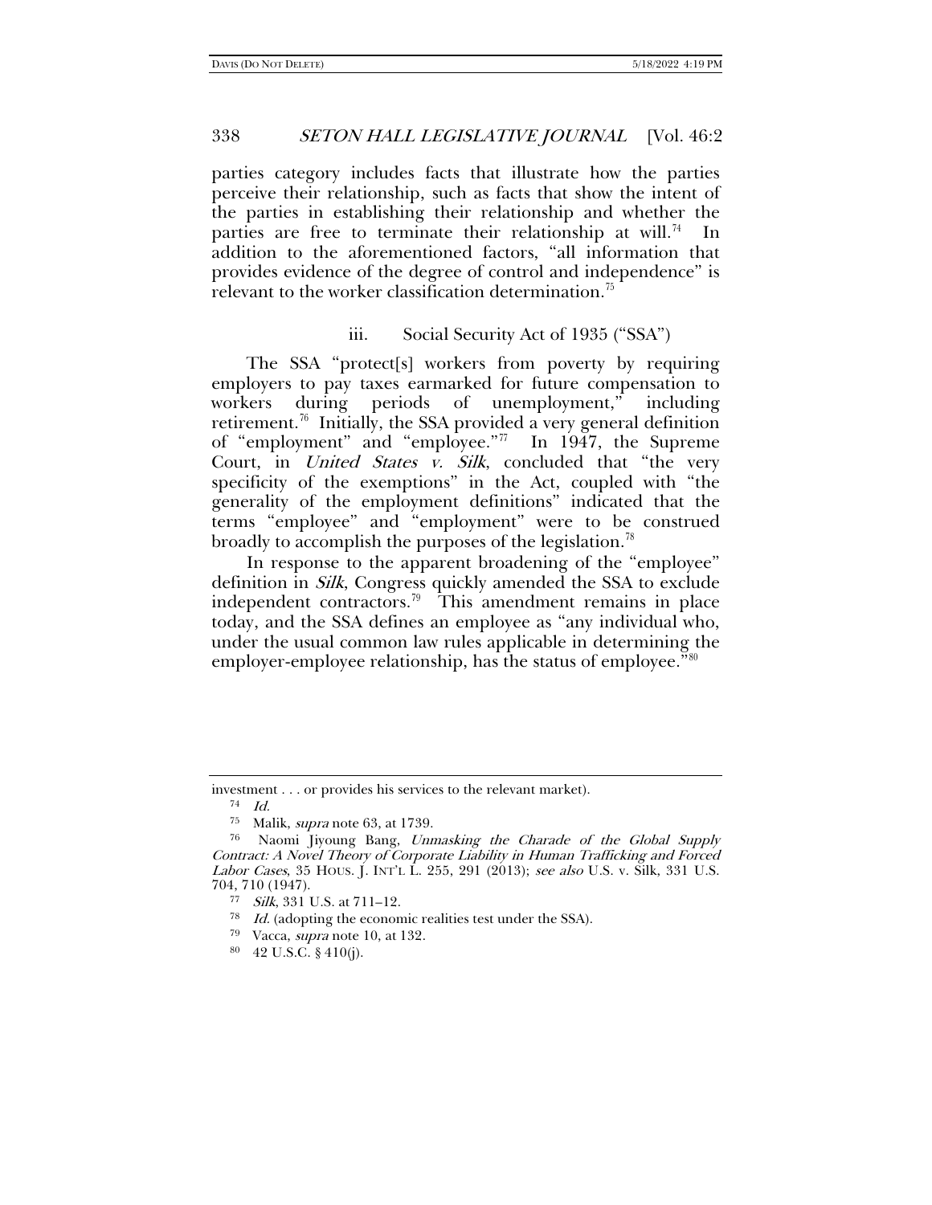parties category includes facts that illustrate how the parties perceive their relationship, such as facts that show the intent of the parties in establishing their relationship and whether the parties are free to terminate their relationship at will.[74] In addition to the aforementioned factors, "all information that provides evidence of the degree of control and independence" is relevant to the worker classification determination.[75]

### iii. Social Security Act of 1935 ("SSA")

The SSA "protect[s] workers from poverty by requiring employers to pay taxes earmarked for future compensation to workers during periods of unemployment," including retirement.[76] Initially, the SSA provided a very general definition of "employment" and "employee."[77] In 1947, the Supreme Court, in *United States v. Silk*, concluded that "the very specificity of the exemptions" in the Act, coupled with "the generality of the employment definitions" indicated that the terms "employee" and "employment" were to be construed broadly to accomplish the purposes of the legislation.[78]

In response to the apparent broadening of the "employee" definition in *Silk*, Congress quickly amended the SSA to exclude independent contractors.[79] This amendment remains in place today, and the SSA defines an employee as "any individual who, under the usual common law rules applicable in determining the employer-employee relationship, has the status of employee."[80]

---

investment . . . or provides his services to the relevant market).

[74] *Id.*

[75] Malik, *supra* note 63, at 1739.

[76] Naomi Jiyoung Bang, *Unmasking the Charade of the Global Supply Contract: A Novel Theory of Corporate Liability in Human Trafficking and Forced Labor Cases*, 35 HOUS. J. INT'L L. 255, 291 (2013); *see also* U.S. v. Silk, 331 U.S. 704, 710 (1947).

[77] *Silk*, 331 U.S. at 711–12.

[78] *Id.* (adopting the economic realities test under the SSA).

[79] Vacca, *supra* note 10, at 132.

[80] 42 U.S.C. § 410(j).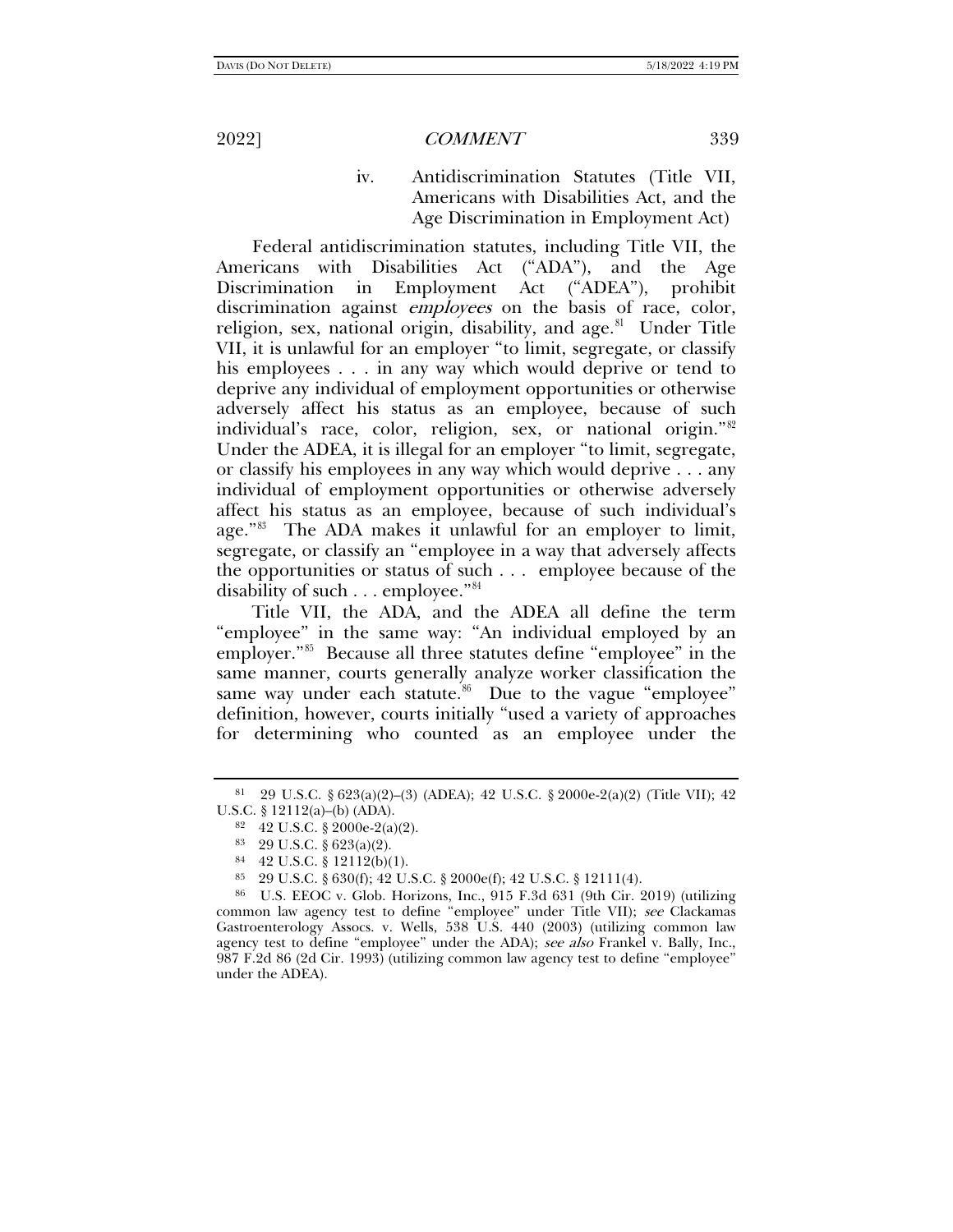#### iv. Antidiscrimination Statutes (Title VII, Americans with Disabilities Act, and the Age Discrimination in Employment Act)

Federal antidiscrimination statutes, including Title VII, the Americans with Disabilities Act ("ADA"), and the Age Discrimination in Employment Act ("ADEA"), prohibit discrimination against *employees* on the basis of race, color, religion, sex, national origin, disability, and age.[81] Under Title VII, it is unlawful for an employer "to limit, segregate, or classify his employees . . . in any way which would deprive or tend to deprive any individual of employment opportunities or otherwise adversely affect his status as an employee, because of such individual's race, color, religion, sex, or national origin."[82] Under the ADEA, it is illegal for an employer "to limit, segregate, or classify his employees in any way which would deprive . . . any individual of employment opportunities or otherwise adversely affect his status as an employee, because of such individual's age."[83] The ADA makes it unlawful for an employer to limit, segregate, or classify an "employee in a way that adversely affects the opportunities or status of such . . . employee because of the disability of such . . . employee."[84]

Title VII, the ADA, and the ADEA all define the term "employee" in the same way: "An individual employed by an employer."[85] Because all three statutes define "employee" in the same manner, courts generally analyze worker classification the same way under each statute.[86] Due to the vague "employee" definition, however, courts initially "used a variety of approaches for determining who counted as an employee under the

---

[81] 29 U.S.C. § 623(a)(2)–(3) (ADEA); 42 U.S.C. § 2000e-2(a)(2) (Title VII); 42 U.S.C. § 12112(a)–(b) (ADA).

[82] 42 U.S.C. § 2000e-2(a)(2).

[83] 29 U.S.C. § 623(a)(2).

[84] 42 U.S.C. § 12112(b)(1).

[85] 29 U.S.C. § 630(f); 42 U.S.C. § 2000e(f); 42 U.S.C. § 12111(4).

[86] U.S. EEOC v. Glob. Horizons, Inc., 915 F.3d 631 (9th Cir. 2019) (utilizing common law agency test to define "employee" under Title VII); *see* Clackamas Gastroenterology Assocs. v. Wells, 538 U.S. 440 (2003) (utilizing common law agency test to define "employee" under the ADA); *see also* Frankel v. Bally, Inc., 987 F.2d 86 (2d Cir. 1993) (utilizing common law agency test to define "employee" under the ADEA).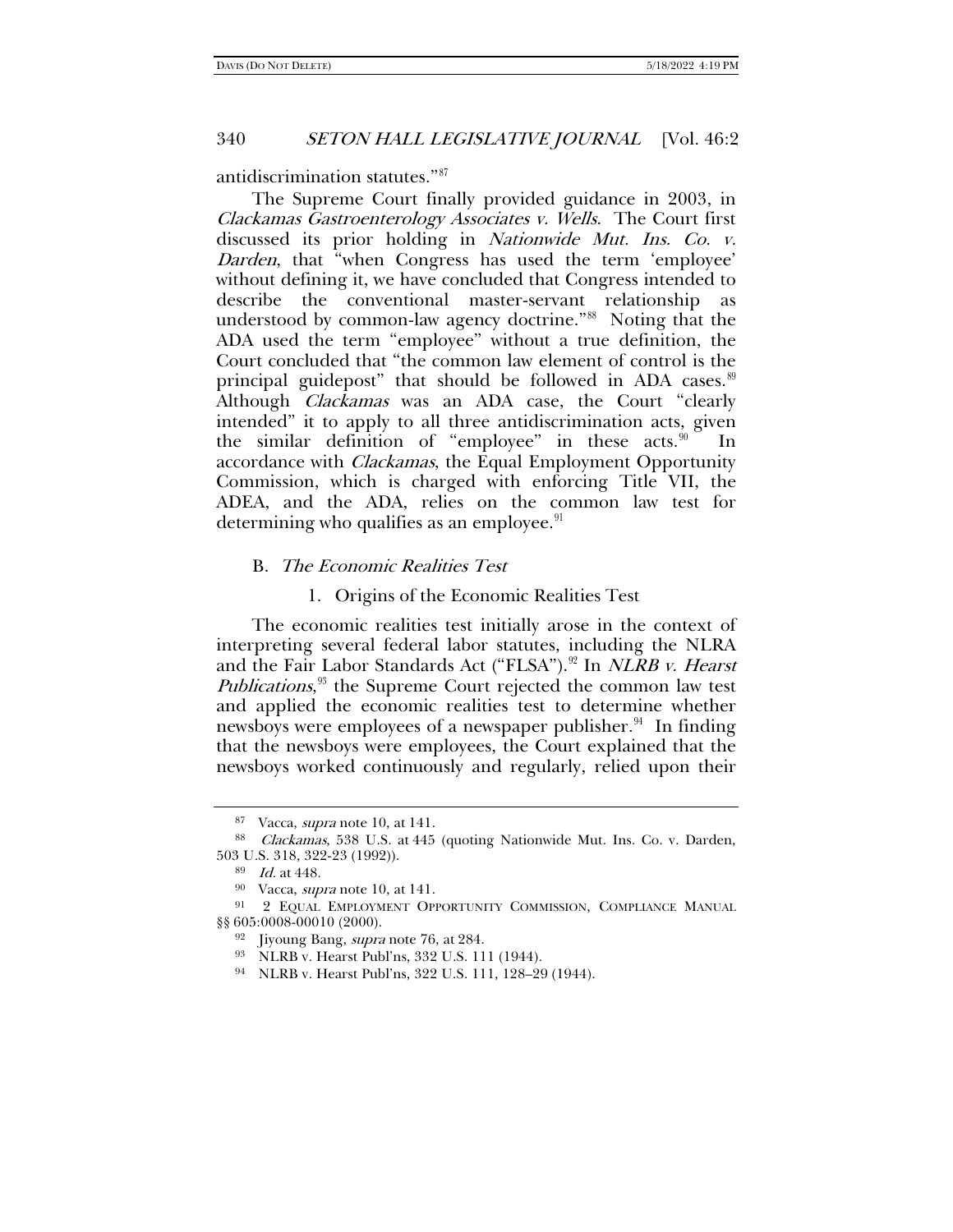antidiscrimination statutes."[87]

The Supreme Court finally provided guidance in 2003, in *Clackamas Gastroenterology Associates v. Wells*. The Court first discussed its prior holding in *Nationwide Mut. Ins. Co. v. Darden*, that "when Congress has used the term 'employee' without defining it, we have concluded that Congress intended to describe the conventional master-servant relationship as understood by common-law agency doctrine."[88] Noting that the ADA used the term "employee" without a true definition, the Court concluded that "the common law element of control is the principal guidepost" that should be followed in ADA cases.[89] Although *Clackamas* was an ADA case, the Court "clearly intended" it to apply to all three antidiscrimination acts, given the similar definition of "employee" in these acts.[90] In accordance with *Clackamas*, the Equal Employment Opportunity Commission, which is charged with enforcing Title VII, the ADEA, and the ADA, relies on the common law test for determining who qualifies as an employee.[91]

### B. *The Economic Realities Test*

#### 1. Origins of the Economic Realities Test

The economic realities test initially arose in the context of interpreting several federal labor statutes, including the NLRA and the Fair Labor Standards Act ("FLSA").[92] In *NLRB v. Hearst Publications*,[93] the Supreme Court rejected the common law test and applied the economic realities test to determine whether newsboys were employees of a newspaper publisher.[94] In finding that the newsboys were employees, the Court explained that the newsboys worked continuously and regularly, relied upon their

---

[87] Vacca, *supra* note 10, at 141.

[88] *Clackamas*, 538 U.S. at 445 (quoting Nationwide Mut. Ins. Co. v. Darden, 503 U.S. 318, 322-23 (1992)).

[89] *Id.* at 448.

[90] Vacca, *supra* note 10, at 141.

[91] 2 Equal Employment Opportunity Commission, Compliance Manual §§ 605:0008-00010 (2000).

[92] Jiyoung Bang, *supra* note 76, at 284.

[93] NLRB v. Hearst Publ'ns, 332 U.S. 111 (1944).

[94] NLRB v. Hearst Publ'ns, 322 U.S. 111, 128–29 (1944).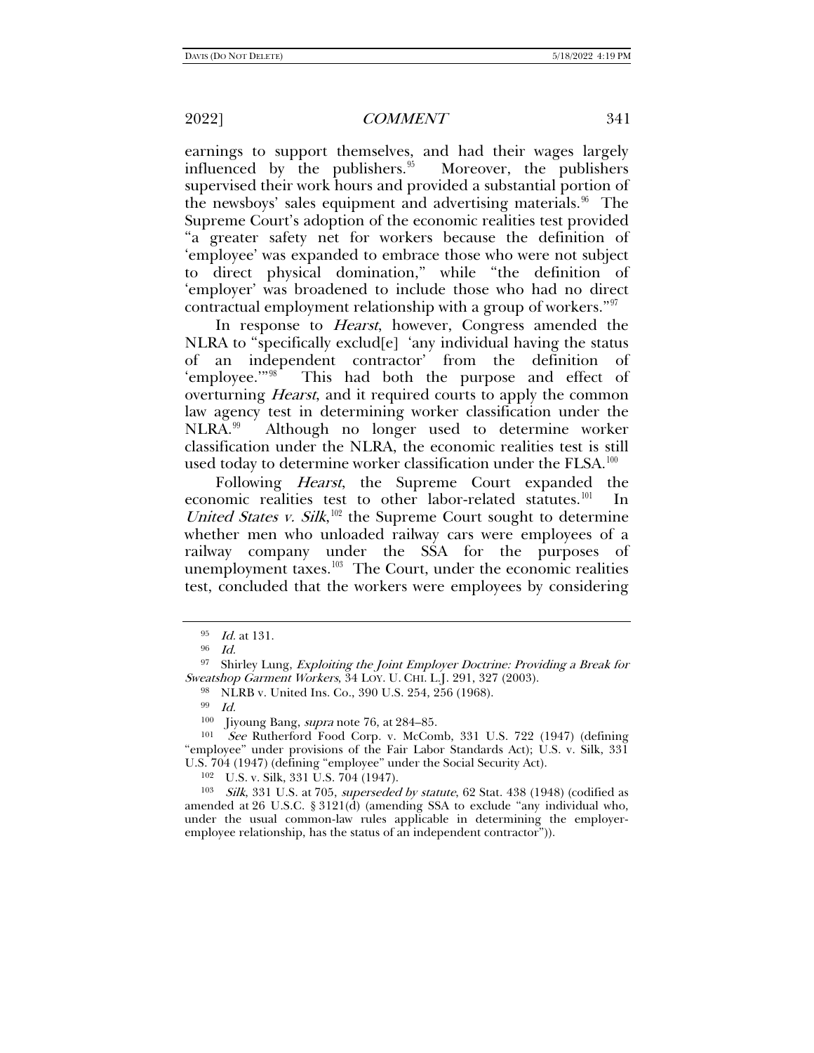earnings to support themselves, and had their wages largely influenced by the publishers.[95] Moreover, the publishers supervised their work hours and provided a substantial portion of the newsboys' sales equipment and advertising materials.[96] The Supreme Court's adoption of the economic realities test provided "a greater safety net for workers because the definition of 'employee' was expanded to embrace those who were not subject to direct physical domination," while "the definition of 'employer' was broadened to include those who had no direct contractual employment relationship with a group of workers."[97]

In response to *Hearst*, however, Congress amended the NLRA to "specifically exclud[e] 'any individual having the status of an independent contractor' from the definition of 'employee.'"[98] This had both the purpose and effect of overturning *Hearst*, and it required courts to apply the common law agency test in determining worker classification under the NLRA.[99] Although no longer used to determine worker classification under the NLRA, the economic realities test is still used today to determine worker classification under the FLSA.[100]

Following *Hearst*, the Supreme Court expanded the economic realities test to other labor-related statutes.[101] In *United States v. Silk*,[102] the Supreme Court sought to determine whether men who unloaded railway cars were employees of a railway company under the SSA for the purposes of unemployment taxes.[103] The Court, under the economic realities test, concluded that the workers were employees by considering

---

[95] *Id.* at 131.

[96] *Id.*

[97] Shirley Lung, *Exploiting the Joint Employer Doctrine: Providing a Break for Sweatshop Garment Workers*, 34 LOY. U. CHI. L.J. 291, 327 (2003).

[98] NLRB v. United Ins. Co., 390 U.S. 254, 256 (1968).

[99] *Id.*

[100] Jiyoung Bang, *supra* note 76, at 284–85.

[101] *See* Rutherford Food Corp. v. McComb, 331 U.S. 722 (1947) (defining "employee" under provisions of the Fair Labor Standards Act); U.S. v. Silk, 331 U.S. 704 (1947) (defining "employee" under the Social Security Act).

[102] U.S. v. Silk, 331 U.S. 704 (1947).

[103] *Silk*, 331 U.S. at 705, *superseded by statute*, 62 Stat. 438 (1948) (codified as amended at 26 U.S.C. § 3121(d) (amending SSA to exclude "any individual who, under the usual common-law rules applicable in determining the employer-employee relationship, has the status of an independent contractor")).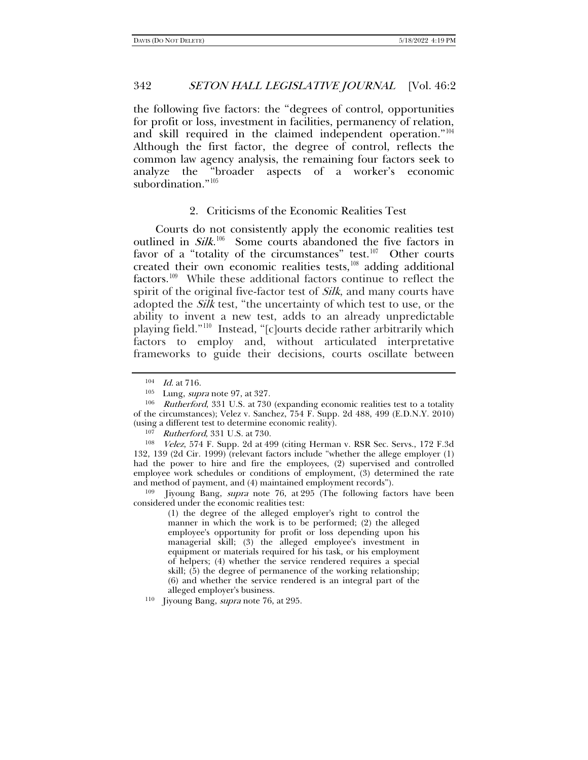the following five factors: the "degrees of control, opportunities for profit or loss, investment in facilities, permanency of relation, and skill required in the claimed independent operation."[104] Although the first factor, the degree of control, reflects the common law agency analysis, the remaining four factors seek to analyze the "broader aspects of a worker's economic subordination."[105]

### 2. Criticisms of the Economic Realities Test

Courts do not consistently apply the economic realities test outlined in *Silk*.[106] Some courts abandoned the five factors in favor of a "totality of the circumstances" test.[107] Other courts created their own economic realities tests,[108] adding additional factors.[109] While these additional factors continue to reflect the spirit of the original five-factor test of *Silk*, and many courts have adopted the *Silk* test, "the uncertainty of which test to use, or the ability to invent a new test, adds to an already unpredictable playing field."[110] Instead, "[c]ourts decide rather arbitrarily which factors to employ and, without articulated interpretative frameworks to guide their decisions, courts oscillate between

---

[104] *Id.* at 716.

[105] Lung, *supra* note 97, at 327.

[106] *Rutherford*, 331 U.S. at 730 (expanding economic realities test to a totality of the circumstances); Velez v. Sanchez, 754 F. Supp. 2d 488, 499 (E.D.N.Y. 2010) (using a different test to determine economic reality).

[107] *Rutherford*, 331 U.S. at 730.

[108] *Velez*, 574 F. Supp. 2d at 499 (citing Herman v. RSR Sec. Servs., 172 F.3d 132, 139 (2d Cir. 1999) (relevant factors include "whether the allege employer (1) had the power to hire and fire the employees, (2) supervised and controlled employee work schedules or conditions of employment, (3) determined the rate and method of payment, and (4) maintained employment records").

[109] Jiyoung Bang, *supra* note 76, at 295 (The following factors have been considered under the economic realities test:

> (1) the degree of the alleged employer's right to control the manner in which the work is to be performed; (2) the alleged employee's opportunity for profit or loss depending upon his managerial skill; (3) the alleged employee's investment in equipment or materials required for his task, or his employment of helpers; (4) whether the service rendered requires a special skill; (5) the degree of permanence of the working relationship; (6) and whether the service rendered is an integral part of the alleged employer's business.

[110] Jiyoung Bang, *supra* note 76, at 295.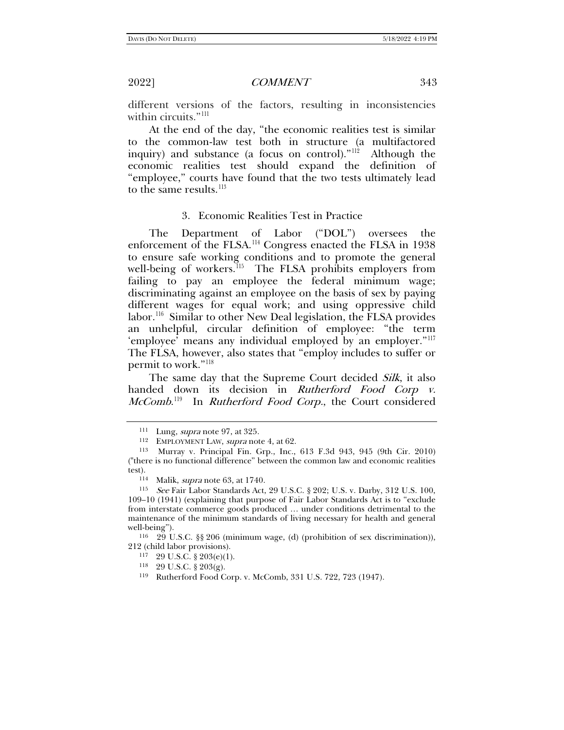different versions of the factors, resulting in inconsistencies within circuits."[111]

At the end of the day, "the economic realities test is similar to the common-law test both in structure (a multifactored inquiry) and substance (a focus on control)."[112] Although the economic realities test should expand the definition of "employee," courts have found that the two tests ultimately lead to the same results.[113]

### 3. Economic Realities Test in Practice

The Department of Labor ("DOL") oversees the enforcement of the FLSA.[114] Congress enacted the FLSA in 1938 to ensure safe working conditions and to promote the general well-being of workers.[115] The FLSA prohibits employers from failing to pay an employee the federal minimum wage; discriminating against an employee on the basis of sex by paying different wages for equal work; and using oppressive child labor.[116] Similar to other New Deal legislation, the FLSA provides an unhelpful, circular definition of employee: "the term 'employee' means any individual employed by an employer."[117] The FLSA, however, also states that "employ includes to suffer or permit to work."[118]

The same day that the Supreme Court decided *Silk*, it also handed down its decision in *Rutherford Food Corp v. McComb*.[119] In *Rutherford Food Corp.*, the Court considered

---

111 Lung, *supra* note 97, at 325.

112 EMPLOYMENT LAW, *supra* note 4, at 62.

113 Murray v. Principal Fin. Grp., Inc., 613 F.3d 943, 945 (9th Cir. 2010) ("there is no functional difference" between the common law and economic realities test).

114 Malik, *supra* note 63, at 1740.

115 *See* Fair Labor Standards Act, 29 U.S.C. § 202; U.S. v. Darby, 312 U.S. 100, 109–10 (1941) (explaining that purpose of Fair Labor Standards Act is to "exclude from interstate commerce goods produced … under conditions detrimental to the maintenance of the minimum standards of living necessary for health and general well-being").

116 29 U.S.C. §§ 206 (minimum wage, (d) (prohibition of sex discrimination)), 212 (child labor provisions).

117 29 U.S.C. § 203(e)(1).

118 29 U.S.C. § 203(g).

119 Rutherford Food Corp. v. McComb, 331 U.S. 722, 723 (1947).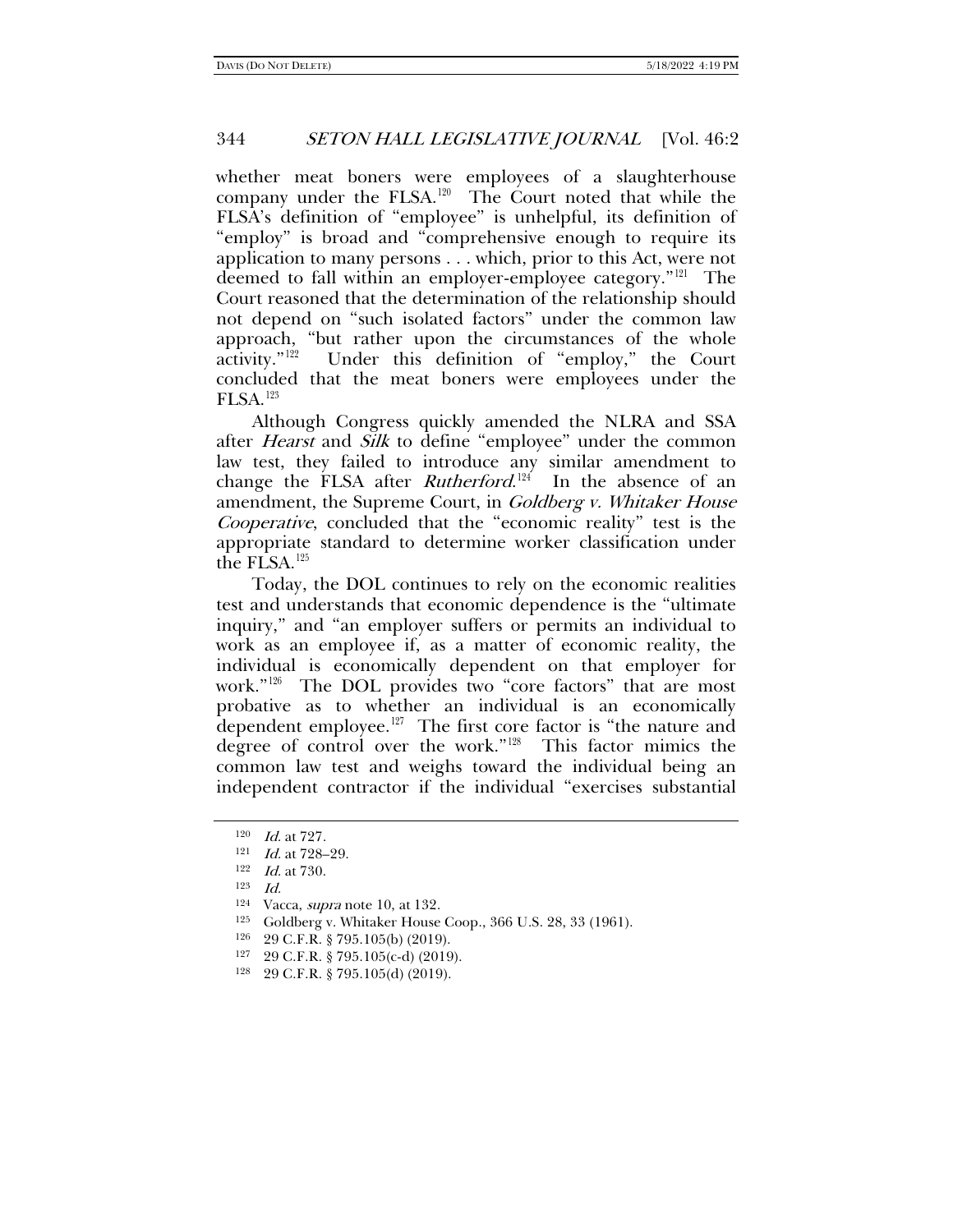whether meat boners were employees of a slaughterhouse company under the FLSA.[120] The Court noted that while the FLSA's definition of "employee" is unhelpful, its definition of "employ" is broad and "comprehensive enough to require its application to many persons . . . which, prior to this Act, were not deemed to fall within an employer-employee category."[121] The Court reasoned that the determination of the relationship should not depend on "such isolated factors" under the common law approach, "but rather upon the circumstances of the whole activity."[122] Under this definition of "employ," the Court concluded that the meat boners were employees under the FLSA.[123]

Although Congress quickly amended the NLRA and SSA after *Hearst* and *Silk* to define "employee" under the common law test, they failed to introduce any similar amendment to change the FLSA after *Rutherford*.[124] In the absence of an amendment, the Supreme Court, in *Goldberg v. Whitaker House Cooperative*, concluded that the "economic reality" test is the appropriate standard to determine worker classification under the FLSA.[125]

Today, the DOL continues to rely on the economic realities test and understands that economic dependence is the "ultimate inquiry," and "an employer suffers or permits an individual to work as an employee if, as a matter of economic reality, the individual is economically dependent on that employer for work."[126] The DOL provides two "core factors" that are most probative as to whether an individual is an economically dependent employee.[127] The first core factor is "the nature and degree of control over the work."[128] This factor mimics the common law test and weighs toward the individual being an independent contractor if the individual "exercises substantial

---

[120] *Id.* at 727.

[121] *Id.* at 728–29.

[122] *Id.* at 730.

[123] *Id.*

[124] Vacca, *supra* note 10, at 132.

[125] Goldberg v. Whitaker House Coop., 366 U.S. 28, 33 (1961).

[126] 29 C.F.R. § 795.105(b) (2019).

[127] 29 C.F.R. § 795.105(c-d) (2019).

[128] 29 C.F.R. § 795.105(d) (2019).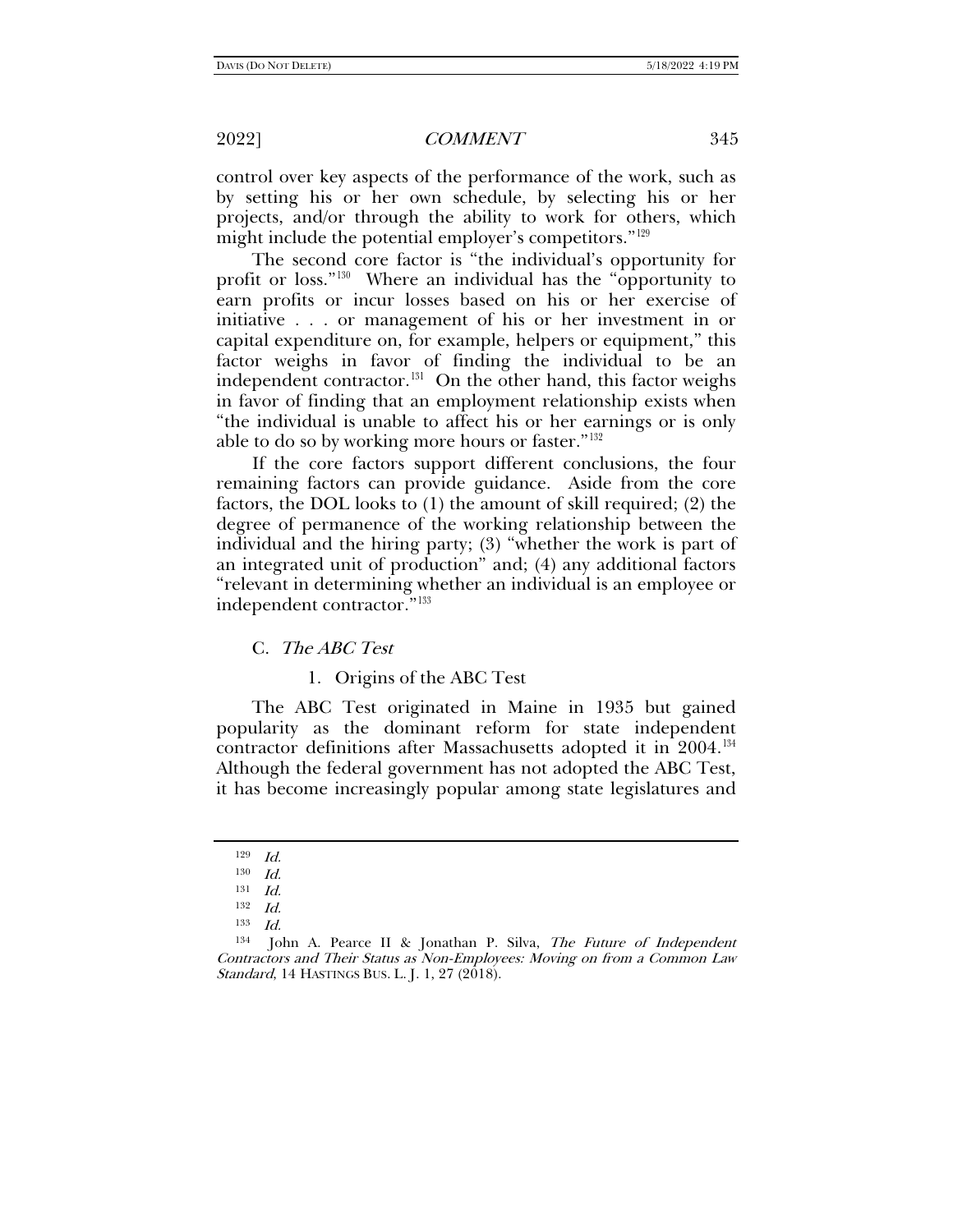control over key aspects of the performance of the work, such as by setting his or her own schedule, by selecting his or her projects, and/or through the ability to work for others, which might include the potential employer's competitors."[129]

The second core factor is "the individual's opportunity for profit or loss."[130] Where an individual has the "opportunity to earn profits or incur losses based on his or her exercise of initiative . . . or management of his or her investment in or capital expenditure on, for example, helpers or equipment," this factor weighs in favor of finding the individual to be an independent contractor.[131] On the other hand, this factor weighs in favor of finding that an employment relationship exists when "the individual is unable to affect his or her earnings or is only able to do so by working more hours or faster."[132]

If the core factors support different conclusions, the four remaining factors can provide guidance. Aside from the core factors, the DOL looks to (1) the amount of skill required; (2) the degree of permanence of the working relationship between the individual and the hiring party; (3) "whether the work is part of an integrated unit of production" and; (4) any additional factors "relevant in determining whether an individual is an employee or independent contractor."[133]

### C. *The ABC Test*

#### 1. Origins of the ABC Test

The ABC Test originated in Maine in 1935 but gained popularity as the dominant reform for state independent contractor definitions after Massachusetts adopted it in 2004.[134] Although the federal government has not adopted the ABC Test, it has become increasingly popular among state legislatures and

---

[129] *Id.*

[130] *Id.*

[131] *Id.*

[132] *Id.*

[133] *Id.*

[134] John A. Pearce II & Jonathan P. Silva, *The Future of Independent Contractors and Their Status as Non-Employees: Moving on from a Common Law Standard*, 14 HASTINGS BUS. L. J. 1, 27 (2018).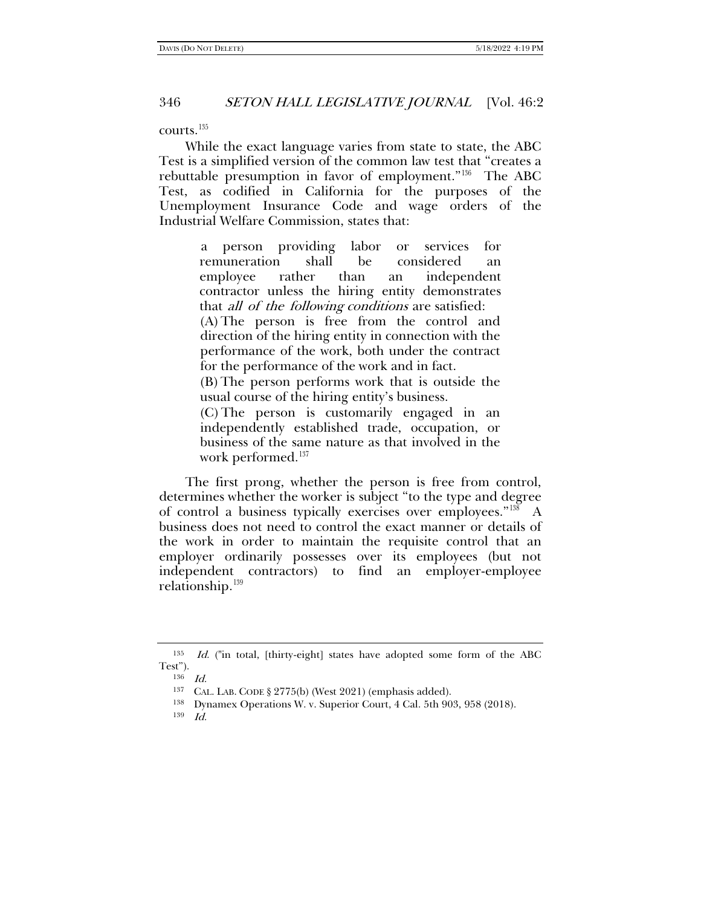courts.[135]

While the exact language varies from state to state, the ABC Test is a simplified version of the common law test that "creates a rebuttable presumption in favor of employment."[136] The ABC Test, as codified in California for the purposes of the Unemployment Insurance Code and wage orders of the Industrial Welfare Commission, states that:

> a person providing labor or services for remuneration shall be considered an employee rather than an independent contractor unless the hiring entity demonstrates that *all of the following conditions* are satisfied:
>
> (A) The person is free from the control and direction of the hiring entity in connection with the performance of the work, both under the contract for the performance of the work and in fact.
>
> (B) The person performs work that is outside the usual course of the hiring entity's business.
>
> (C) The person is customarily engaged in an independently established trade, occupation, or business of the same nature as that involved in the work performed.[137]

The first prong, whether the person is free from control, determines whether the worker is subject "to the type and degree of control a business typically exercises over employees."[138] A business does not need to control the exact manner or details of the work in order to maintain the requisite control that an employer ordinarily possesses over its employees (but not independent contractors) to find an employer-employee relationship.[139]

---

[135] *Id.* ("in total, [thirty-eight] states have adopted some form of the ABC Test").

[136] *Id.*

[137] CAL. LAB. CODE § 2775(b) (West 2021) (emphasis added).

[138] Dynamex Operations W. v. Superior Court, 4 Cal. 5th 903, 958 (2018).

[139] *Id.*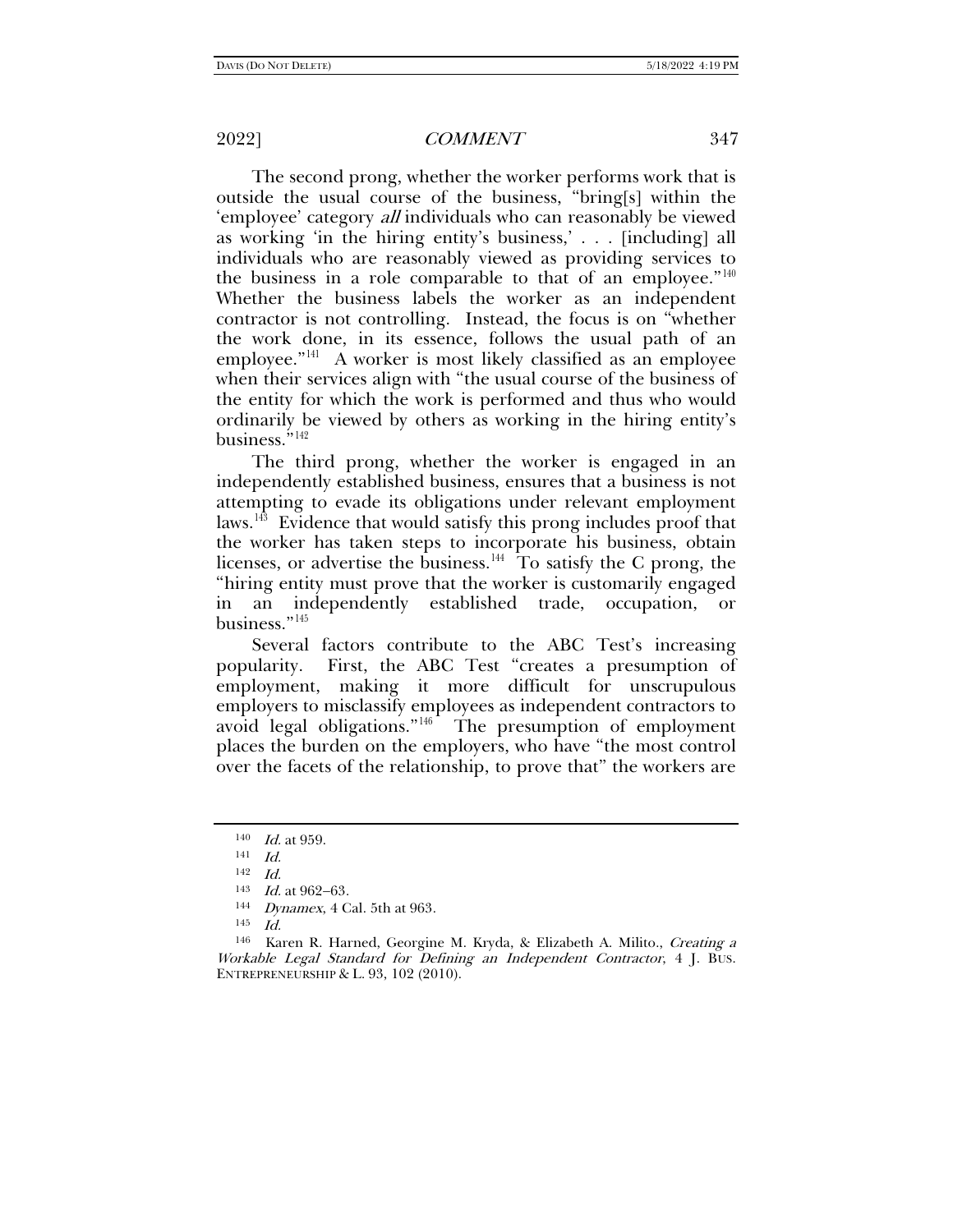The second prong, whether the worker performs work that is outside the usual course of the business, "bring[s] within the 'employee' category *all* individuals who can reasonably be viewed as working 'in the hiring entity's business,' . . . [including] all individuals who are reasonably viewed as providing services to the business in a role comparable to that of an employee."[140] Whether the business labels the worker as an independent contractor is not controlling. Instead, the focus is on "whether the work done, in its essence, follows the usual path of an employee."[141] A worker is most likely classified as an employee when their services align with "the usual course of the business of the entity for which the work is performed and thus who would ordinarily be viewed by others as working in the hiring entity's business."[142]

The third prong, whether the worker is engaged in an independently established business, ensures that a business is not attempting to evade its obligations under relevant employment laws.[143] Evidence that would satisfy this prong includes proof that the worker has taken steps to incorporate his business, obtain licenses, or advertise the business.[144] To satisfy the C prong, the "hiring entity must prove that the worker is customarily engaged in an independently established trade, occupation, or business."[145]

Several factors contribute to the ABC Test's increasing popularity. First, the ABC Test "creates a presumption of employment, making it more difficult for unscrupulous employers to misclassify employees as independent contractors to avoid legal obligations."[146] The presumption of employment places the burden on the employers, who have "the most control over the facets of the relationship, to prove that" the workers are

---

140 *Id.* at 959.

141 *Id.*

142 *Id.*

143 *Id.* at 962–63.

144 *Dynamex*, 4 Cal. 5th at 963.

145 *Id.*

146 Karen R. Harned, Georgine M. Kryda, & Elizabeth A. Milito., *Creating a Workable Legal Standard for Defining an Independent Contractor*, 4 J. BUS. ENTREPRENEURSHIP & L. 93, 102 (2010).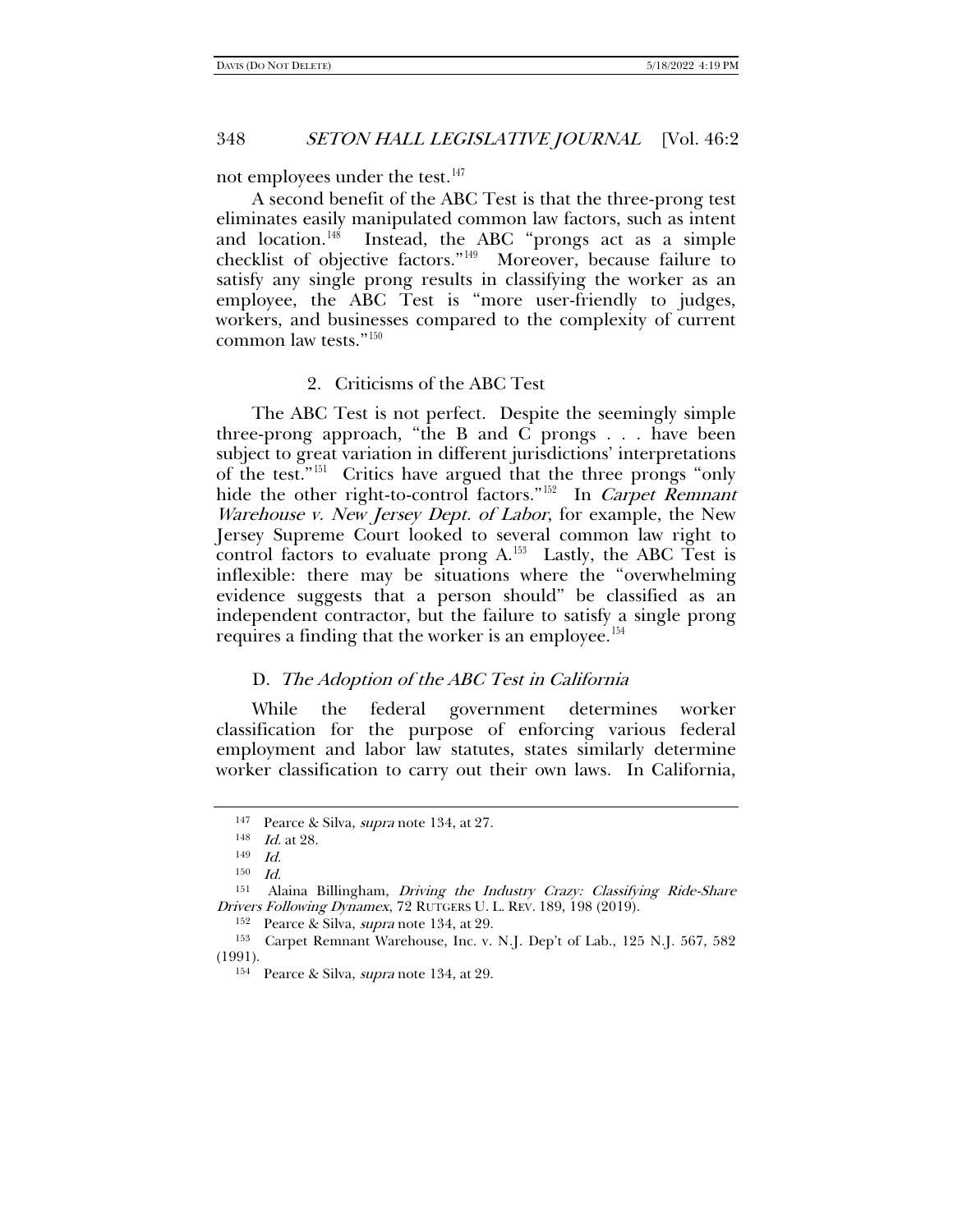not employees under the test.[147]

A second benefit of the ABC Test is that the three-prong test eliminates easily manipulated common law factors, such as intent and location.[148] Instead, the ABC "prongs act as a simple checklist of objective factors."[149] Moreover, because failure to satisfy any single prong results in classifying the worker as an employee, the ABC Test is "more user-friendly to judges, workers, and businesses compared to the complexity of current common law tests."[150]

#### 2. Criticisms of the ABC Test

The ABC Test is not perfect. Despite the seemingly simple three-prong approach, "the B and C prongs . . . have been subject to great variation in different jurisdictions' interpretations of the test."[151] Critics have argued that the three prongs "only hide the other right-to-control factors."[152] In *Carpet Remnant Warehouse v. New Jersey Dept. of Labor*, for example, the New Jersey Supreme Court looked to several common law right to control factors to evaluate prong A.[153] Lastly, the ABC Test is inflexible: there may be situations where the "overwhelming evidence suggests that a person should" be classified as an independent contractor, but the failure to satisfy a single prong requires a finding that the worker is an employee.[154]

### D. *The Adoption of the ABC Test in California*

While the federal government determines worker classification for the purpose of enforcing various federal employment and labor law statutes, states similarly determine worker classification to carry out their own laws. In California,

---

[147] Pearce & Silva, *supra* note 134, at 27.

[148] *Id.* at 28.

[149] *Id.*

[150] *Id.*

[151] Alaina Billingham, *Driving the Industry Crazy: Classifying Ride-Share Drivers Following Dynamex*, 72 RUTGERS U. L. REV. 189, 198 (2019).

[152] Pearce & Silva, *supra* note 134, at 29.

[153] Carpet Remnant Warehouse, Inc. v. N.J. Dep't of Lab., 125 N.J. 567, 582 (1991).

[154] Pearce & Silva, *supra* note 134, at 29.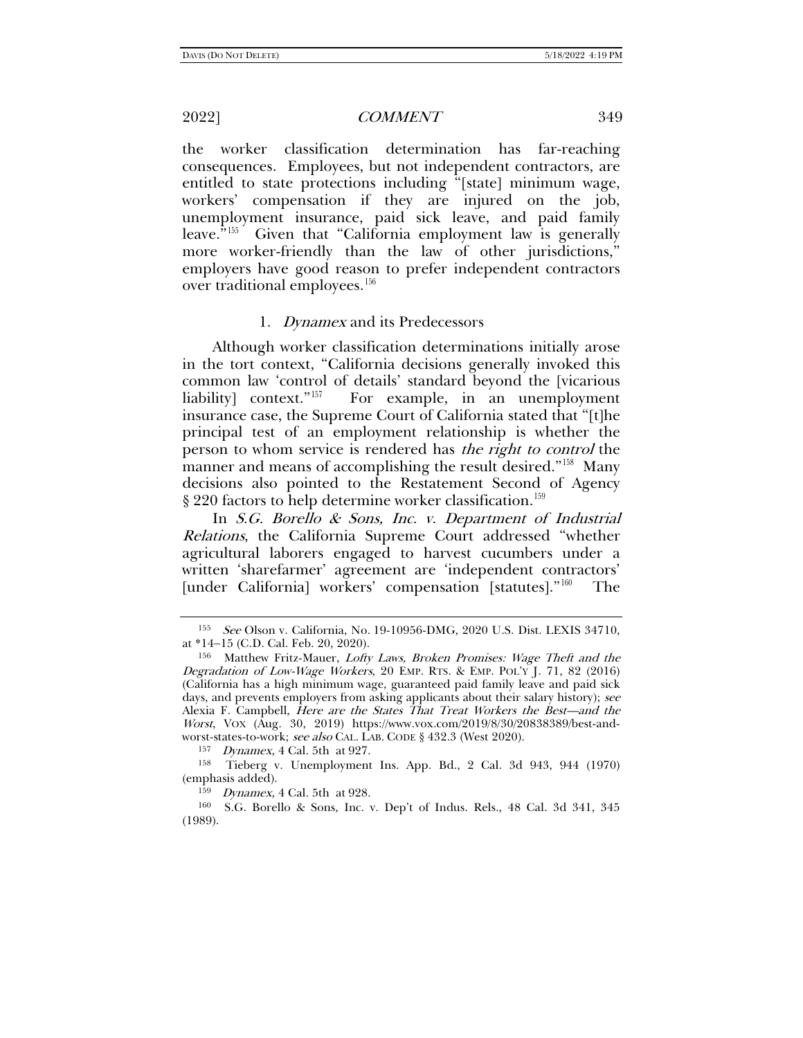the worker classification determination has far-reaching consequences. Employees, but not independent contractors, are entitled to state protections including "[state] minimum wage, workers' compensation if they are injured on the job, unemployment insurance, paid sick leave, and paid family leave."[155] Given that "California employment law is generally more worker-friendly than the law of other jurisdictions," employers have good reason to prefer independent contractors over traditional employees.[156]

### 1. *Dynamex* and its Predecessors

Although worker classification determinations initially arose in the tort context, "California decisions generally invoked this common law 'control of details' standard beyond the [vicarious liability] context."[157] For example, in an unemployment insurance case, the Supreme Court of California stated that "[t]he principal test of an employment relationship is whether the person to whom service is rendered has *the right to control* the manner and means of accomplishing the result desired."[158] Many decisions also pointed to the Restatement Second of Agency § 220 factors to help determine worker classification.[159]

In *S.G. Borello & Sons, Inc. v. Department of Industrial Relations*, the California Supreme Court addressed "whether agricultural laborers engaged to harvest cucumbers under a written 'sharefarmer' agreement are 'independent contractors' [under California] workers' compensation [statutes]."[160] The

---

[155] *See* Olson v. California, No. 19-10956-DMG, 2020 U.S. Dist. LEXIS 34710, at *14–15 (C.D. Cal. Feb. 20, 2020).

[156] Matthew Fritz-Mauer, *Lofty Laws, Broken Promises: Wage Theft and the Degradation of Low-Wage Workers*, 20 EMP. RTS. & EMP. POL'Y J. 71, 82 (2016) (California has a high minimum wage, guaranteed paid family leave and paid sick days, and prevents employers from asking applicants about their salary history); *see* Alexia F. Campbell, *Here are the States That Treat Workers the Best—and the Worst*, VOX (Aug. 30, 2019) https://www.vox.com/2019/8/30/20838389/best-and-worst-states-to-work; *see also* CAL. LAB. CODE § 432.3 (West 2020).

[157] *Dynamex*, 4 Cal. 5th at 927.

[158] Tieberg v. Unemployment Ins. App. Bd., 2 Cal. 3d 943, 944 (1970) (emphasis added).

[159] *Dynamex*, 4 Cal. 5th at 928.

[160] S.G. Borello & Sons, Inc. v. Dep't of Indus. Rels., 48 Cal. 3d 341, 345 (1989).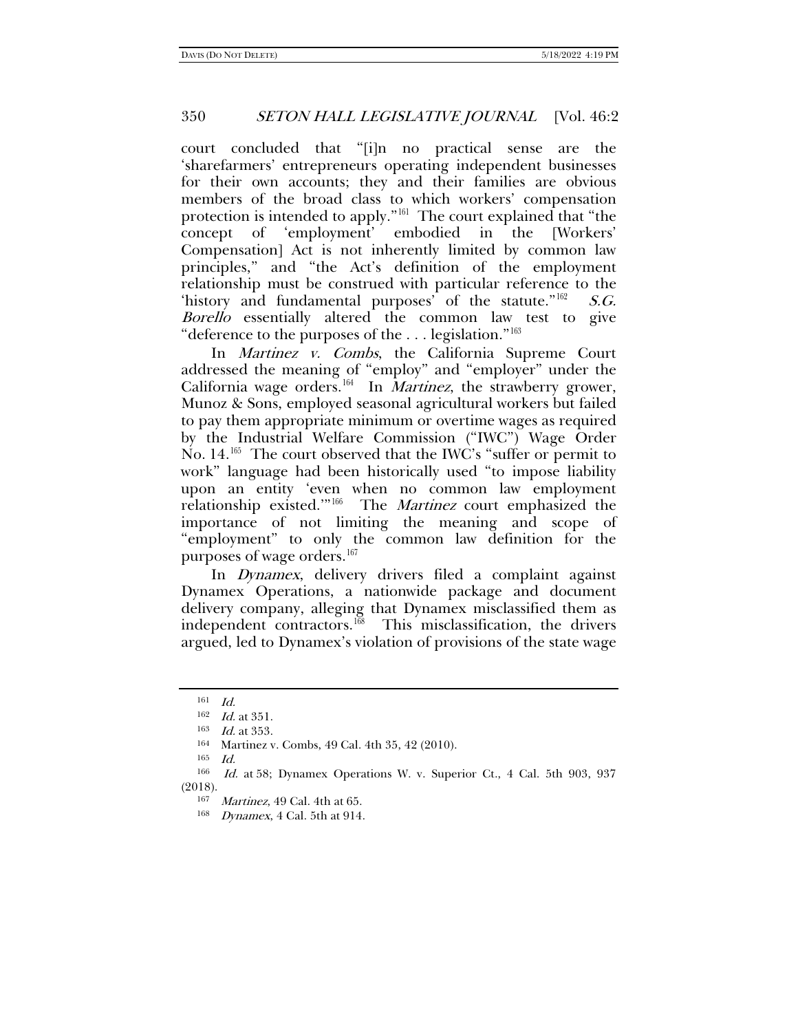court concluded that "[i]n no practical sense are the 'sharefarmers' entrepreneurs operating independent businesses for their own accounts; they and their families are obvious members of the broad class to which workers' compensation protection is intended to apply."[161] The court explained that "the concept of 'employment' embodied in the [Workers' Compensation] Act is not inherently limited by common law principles," and "the Act's definition of the employment relationship must be construed with particular reference to the 'history and fundamental purposes' of the statute."[162] *S.G. Borello* essentially altered the common law test to give "deference to the purposes of the . . . legislation."[163]

In *Martinez v. Combs*, the California Supreme Court addressed the meaning of "employ" and "employer" under the California wage orders.[164] In *Martinez*, the strawberry grower, Munoz & Sons, employed seasonal agricultural workers but failed to pay them appropriate minimum or overtime wages as required by the Industrial Welfare Commission ("IWC") Wage Order No. 14.[165] The court observed that the IWC's "suffer or permit to work" language had been historically used "to impose liability upon an entity 'even when no common law employment relationship existed.'"[166] The *Martinez* court emphasized the importance of not limiting the meaning and scope of "employment" to only the common law definition for the purposes of wage orders.[167]

In *Dynamex*, delivery drivers filed a complaint against Dynamex Operations, a nationwide package and document delivery company, alleging that Dynamex misclassified them as independent contractors.[168] This misclassification, the drivers argued, led to Dynamex's violation of provisions of the state wage

---

[161] *Id.*

[162] *Id.* at 351.

[163] *Id.* at 353.

[164] Martinez v. Combs, 49 Cal. 4th 35, 42 (2010).

[165] *Id.*

[166] *Id.* at 58; Dynamex Operations W. v. Superior Ct., 4 Cal. 5th 903, 937 (2018).

[167] *Martinez*, 49 Cal. 4th at 65.

[168] *Dynamex*, 4 Cal. 5th at 914.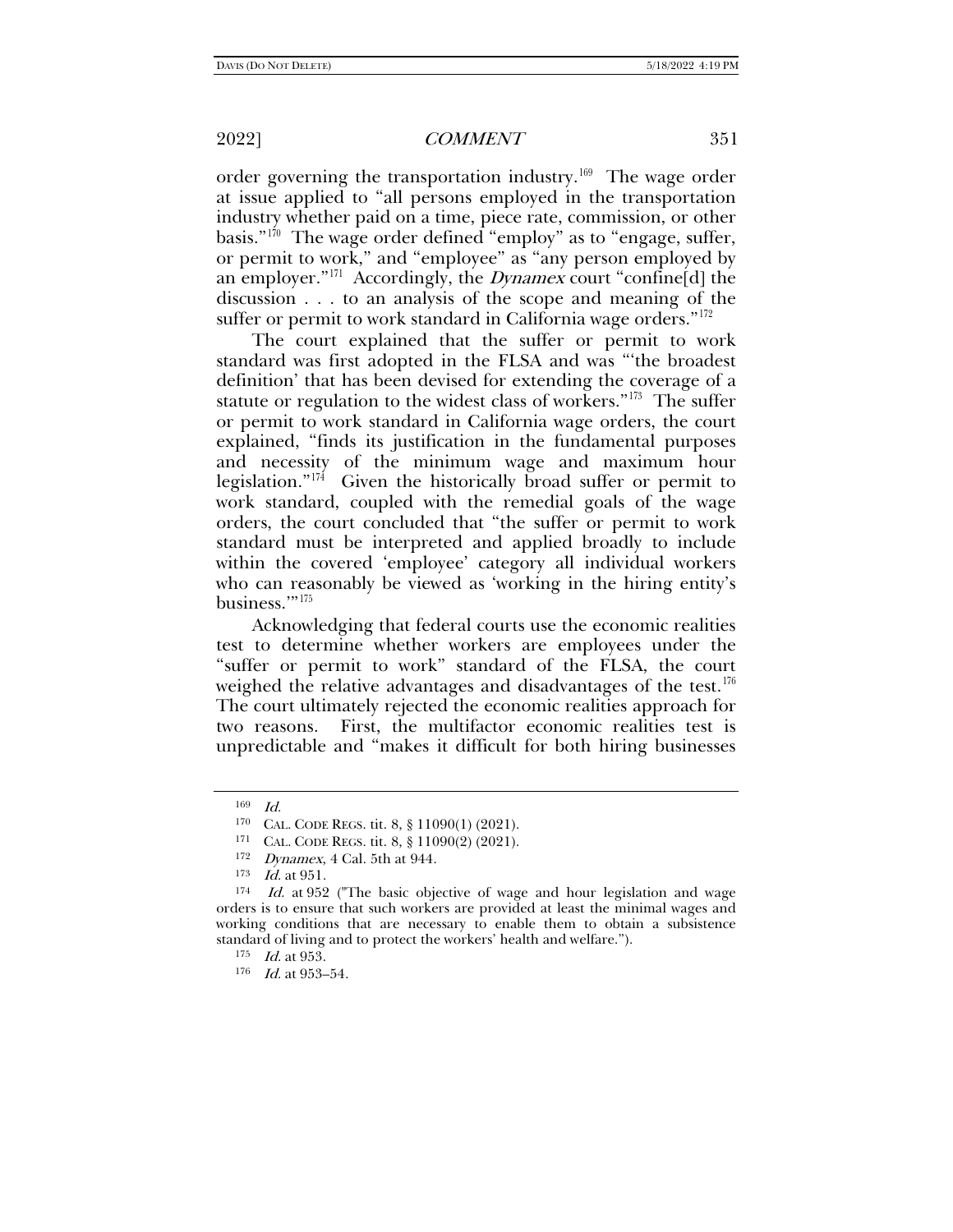order governing the transportation industry.[169] The wage order at issue applied to "all persons employed in the transportation industry whether paid on a time, piece rate, commission, or other basis."[170] The wage order defined "employ" as to "engage, suffer, or permit to work," and "employee" as "any person employed by an employer."[171] Accordingly, the *Dynamex* court "confine[d] the discussion . . . to an analysis of the scope and meaning of the suffer or permit to work standard in California wage orders."[172]

The court explained that the suffer or permit to work standard was first adopted in the FLSA and was "'the broadest definition' that has been devised for extending the coverage of a statute or regulation to the widest class of workers."[173] The suffer or permit to work standard in California wage orders, the court explained, "finds its justification in the fundamental purposes and necessity of the minimum wage and maximum hour legislation."[174] Given the historically broad suffer or permit to work standard, coupled with the remedial goals of the wage orders, the court concluded that "the suffer or permit to work standard must be interpreted and applied broadly to include within the covered 'employee' category all individual workers who can reasonably be viewed as 'working in the hiring entity's business.'"[175]

Acknowledging that federal courts use the economic realities test to determine whether workers are employees under the "suffer or permit to work" standard of the FLSA, the court weighed the relative advantages and disadvantages of the test.[176] The court ultimately rejected the economic realities approach for two reasons. First, the multifactor economic realities test is unpredictable and "makes it difficult for both hiring businesses

---

[169] *Id.*

[170] CAL. CODE REGS. tit. 8, § 11090(1) (2021).

[171] CAL. CODE REGS. tit. 8, § 11090(2) (2021).

[172] *Dynamex*, 4 Cal. 5th at 944.

[173] *Id.* at 951.

[174] *Id.* at 952 ("The basic objective of wage and hour legislation and wage orders is to ensure that such workers are provided at least the minimal wages and working conditions that are necessary to enable them to obtain a subsistence standard of living and to protect the workers' health and welfare.").

[175] *Id.* at 953.

[176] *Id.* at 953–54.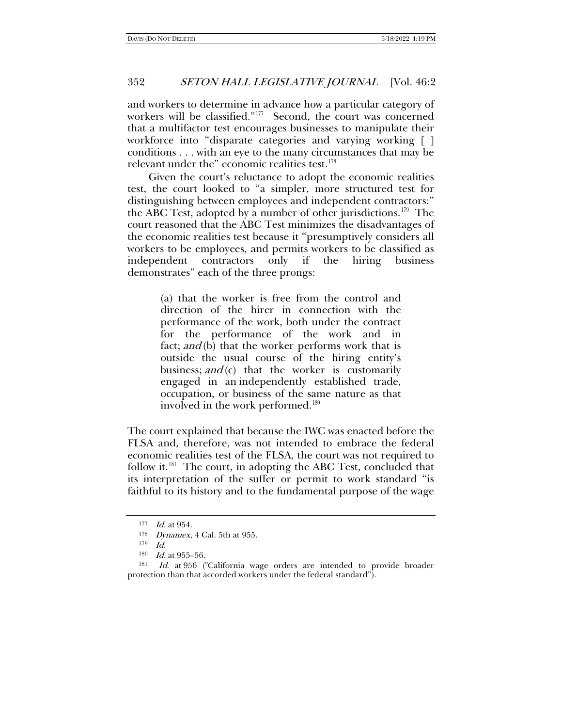and workers to determine in advance how a particular category of workers will be classified."[177] Second, the court was concerned that a multifactor test encourages businesses to manipulate their workforce into "disparate categories and varying working [ ] conditions . . . with an eye to the many circumstances that may be relevant under the" economic realities test.[178]

Given the court's reluctance to adopt the economic realities test, the court looked to "a simpler, more structured test for distinguishing between employees and independent contractors:" the ABC Test, adopted by a number of other jurisdictions.[179] The court reasoned that the ABC Test minimizes the disadvantages of the economic realities test because it "presumptively considers all workers to be employees, and permits workers to be classified as independent contractors only if the hiring business demonstrates" each of the three prongs:

> (a) that the worker is free from the control and direction of the hirer in connection with the performance of the work, both under the contract for the performance of the work and in fact; *and* (b) that the worker performs work that is outside the usual course of the hiring entity's business; *and* (c) that the worker is customarily engaged in an independently established trade, occupation, or business of the same nature as that involved in the work performed.[180]

The court explained that because the IWC was enacted before the FLSA and, therefore, was not intended to embrace the federal economic realities test of the FLSA, the court was not required to follow it.[181] The court, in adopting the ABC Test, concluded that its interpretation of the suffer or permit to work standard "is faithful to its history and to the fundamental purpose of the wage

---

[177] *Id.* at 954.

[178] *Dynamex*, 4 Cal. 5th at 955.

[179] *Id.*

[180] *Id.* at 955–56.

[181] *Id.* at 956 ("California wage orders are intended to provide broader protection than that accorded workers under the federal standard").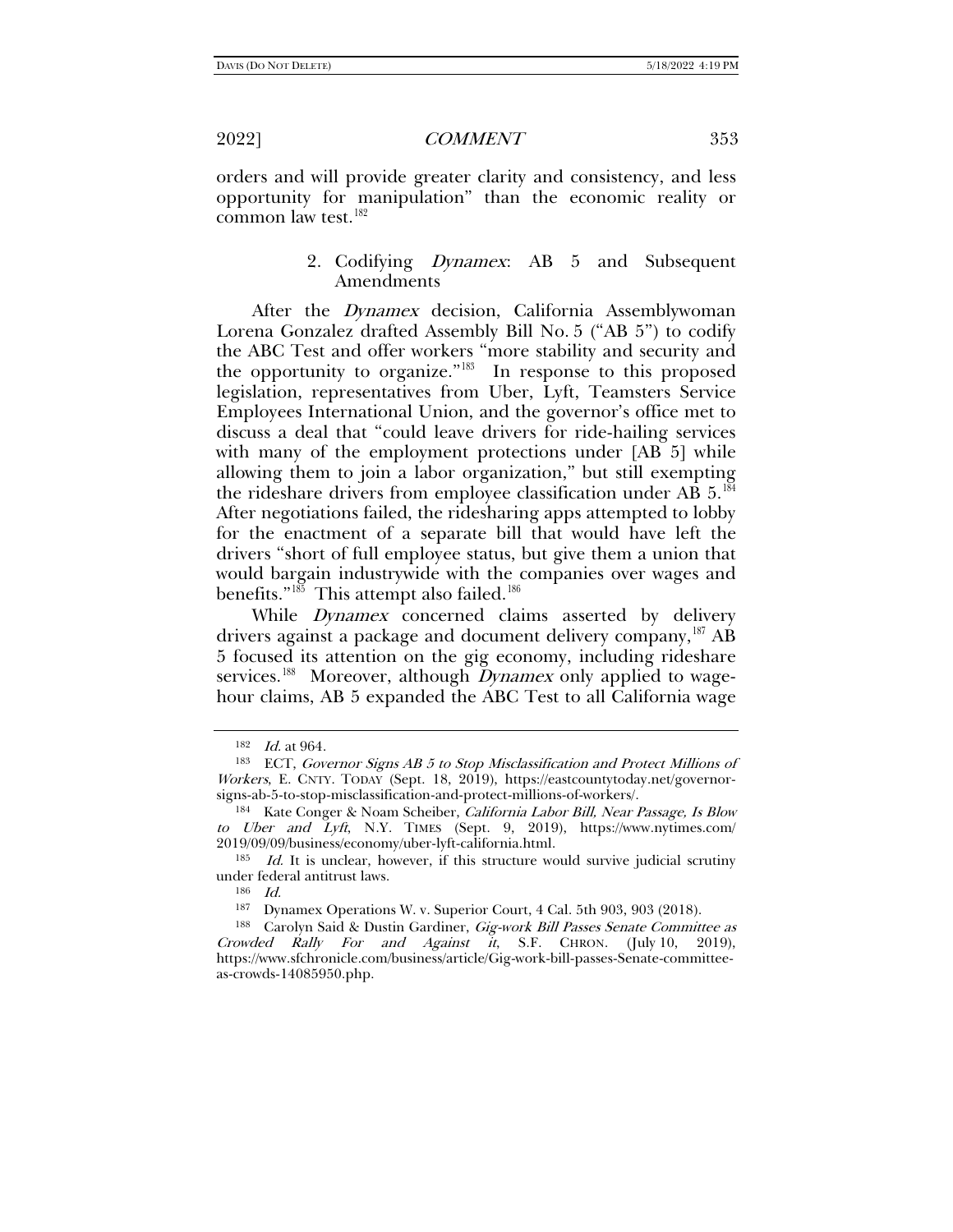orders and will provide greater clarity and consistency, and less opportunity for manipulation" than the economic reality or common law test.[182]

### 2. Codifying *Dynamex*: AB 5 and Subsequent Amendments

After the *Dynamex* decision, California Assemblywoman Lorena Gonzalez drafted Assembly Bill No. 5 ("AB 5") to codify the ABC Test and offer workers "more stability and security and the opportunity to organize."[183] In response to this proposed legislation, representatives from Uber, Lyft, Teamsters Service Employees International Union, and the governor's office met to discuss a deal that "could leave drivers for ride-hailing services with many of the employment protections under [AB 5] while allowing them to join a labor organization," but still exempting the rideshare drivers from employee classification under AB 5.[184] After negotiations failed, the ridesharing apps attempted to lobby for the enactment of a separate bill that would have left the drivers "short of full employee status, but give them a union that would bargain industrywide with the companies over wages and benefits."[185] This attempt also failed.[186]

While *Dynamex* concerned claims asserted by delivery drivers against a package and document delivery company,[187] AB 5 focused its attention on the gig economy, including rideshare services.[188] Moreover, although *Dynamex* only applied to wage-hour claims, AB 5 expanded the ABC Test to all California wage

---

[182] *Id.* at 964.

[183] ECT, *Governor Signs AB 5 to Stop Misclassification and Protect Millions of Workers*, E. CNTY. TODAY (Sept. 18, 2019), https://eastcountytoday.net/governor-signs-ab-5-to-stop-misclassification-and-protect-millions-of-workers/.

[184] Kate Conger & Noam Scheiber, *California Labor Bill, Near Passage, Is Blow to Uber and Lyft*, N.Y. TIMES (Sept. 9, 2019), https://www.nytimes.com/2019/09/09/business/economy/uber-lyft-california.html.

[185] *Id.* It is unclear, however, if this structure would survive judicial scrutiny under federal antitrust laws.

[186] *Id.*

[187] Dynamex Operations W. v. Superior Court, 4 Cal. 5th 903, 903 (2018).

[188] Carolyn Said & Dustin Gardiner, *Gig-work Bill Passes Senate Committee as Crowded Rally For and Against it*, S.F. CHRON. (July 10, 2019), https://www.sfchronicle.com/business/article/Gig-work-bill-passes-Senate-committee-as-crowds-14085950.php.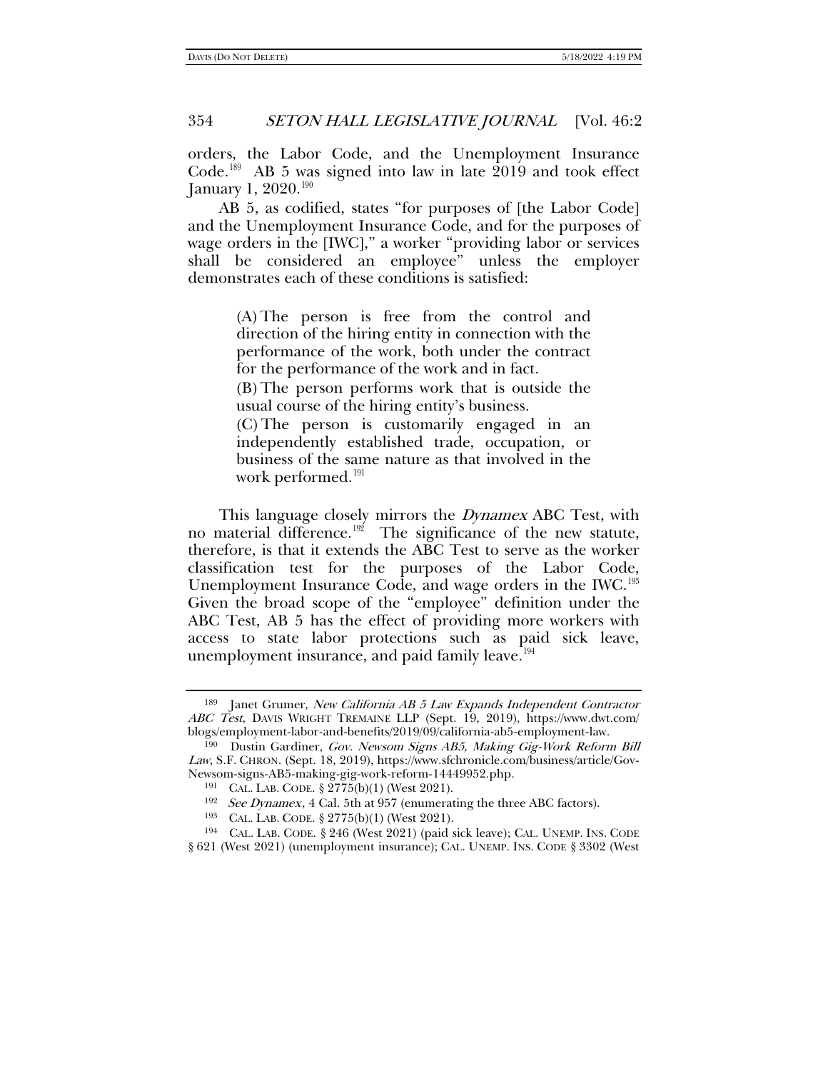orders, the Labor Code, and the Unemployment Insurance Code.[189] AB 5 was signed into law in late 2019 and took effect January 1, 2020.[190]

AB 5, as codified, states "for purposes of [the Labor Code] and the Unemployment Insurance Code, and for the purposes of wage orders in the [IWC]," a worker "providing labor or services shall be considered an employee" unless the employer demonstrates each of these conditions is satisfied:

> (A) The person is free from the control and direction of the hiring entity in connection with the performance of the work, both under the contract for the performance of the work and in fact.
>
> (B) The person performs work that is outside the usual course of the hiring entity's business.
>
> (C) The person is customarily engaged in an independently established trade, occupation, or business of the same nature as that involved in the work performed.[191]

This language closely mirrors the *Dynamex* ABC Test, with no material difference.[192] The significance of the new statute, therefore, is that it extends the ABC Test to serve as the worker classification test for the purposes of the Labor Code, Unemployment Insurance Code, and wage orders in the IWC.[193] Given the broad scope of the "employee" definition under the ABC Test, AB 5 has the effect of providing more workers with access to state labor protections such as paid sick leave, unemployment insurance, and paid family leave.[194]

---

[189] Janet Grumer, *New California AB 5 Law Expands Independent Contractor ABC Test*, DAVIS WRIGHT TREMAINE LLP (Sept. 19, 2019), https://www.dwt.com/blogs/employment-labor-and-benefits/2019/09/california-ab5-employment-law.

[190] Dustin Gardiner, *Gov. Newsom Signs AB5, Making Gig-Work Reform Bill Law*, S.F. CHRON. (Sept. 18, 2019), https://www.sfchronicle.com/business/article/Gov-Newsom-signs-AB5-making-gig-work-reform-14449952.php.

[191] CAL. LAB. CODE. § 2775(b)(1) (West 2021).

[192] *See Dynamex*, 4 Cal. 5th at 957 (enumerating the three ABC factors).

[193] CAL. LAB. CODE. § 2775(b)(1) (West 2021).

[194] CAL. LAB. CODE. § 246 (West 2021) (paid sick leave); CAL. UNEMP. INS. CODE § 621 (West 2021) (unemployment insurance); CAL. UNEMP. INS. CODE § 3302 (West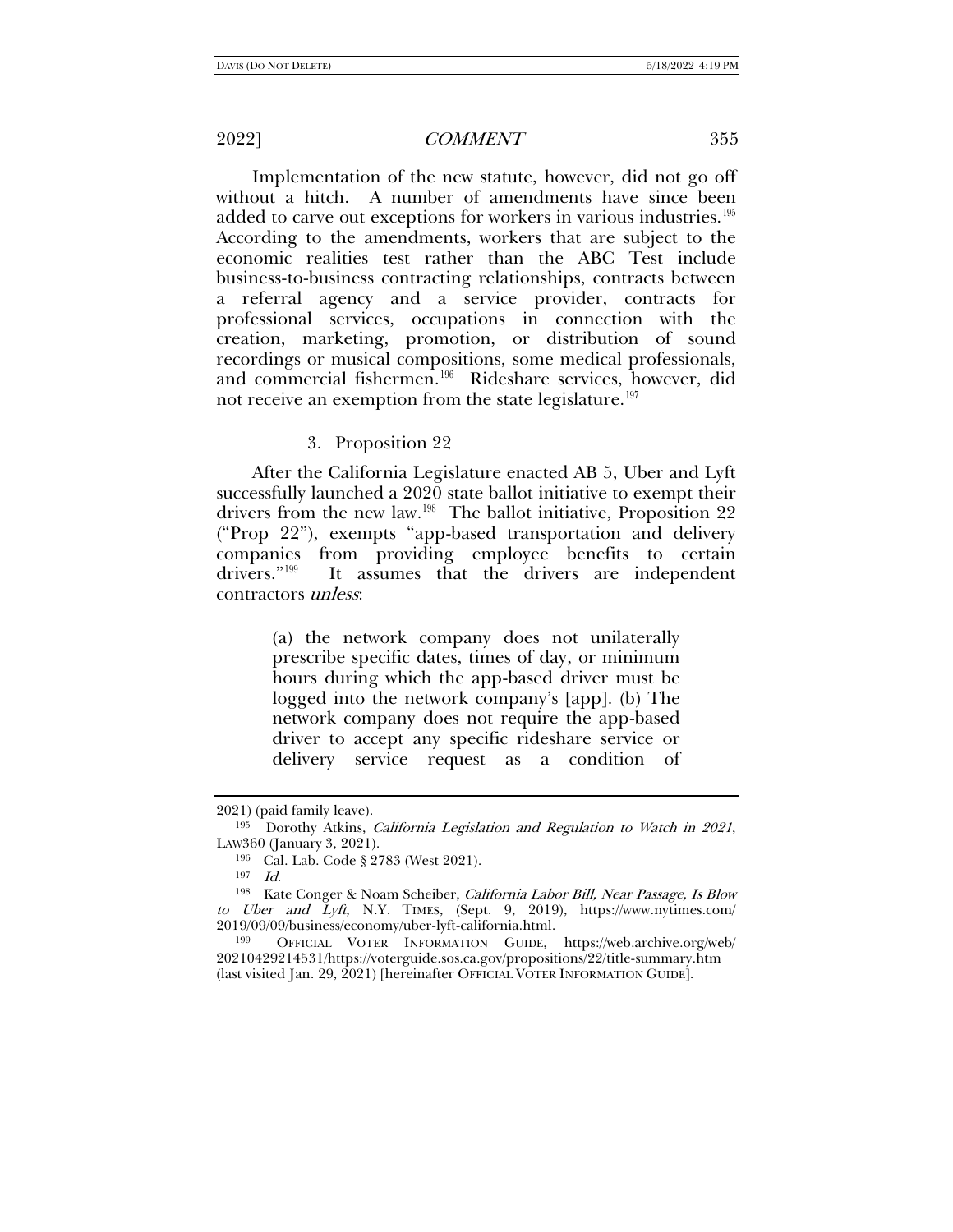Implementation of the new statute, however, did not go off without a hitch. A number of amendments have since been added to carve out exceptions for workers in various industries.[195] According to the amendments, workers that are subject to the economic realities test rather than the ABC Test include business-to-business contracting relationships, contracts between a referral agency and a service provider, contracts for professional services, occupations in connection with the creation, marketing, promotion, or distribution of sound recordings or musical compositions, some medical professionals, and commercial fishermen.[196] Rideshare services, however, did not receive an exemption from the state legislature.[197]

### 3. Proposition 22

After the California Legislature enacted AB 5, Uber and Lyft successfully launched a 2020 state ballot initiative to exempt their drivers from the new law.[198] The ballot initiative, Proposition 22 ("Prop 22"), exempts "app-based transportation and delivery companies from providing employee benefits to certain drivers."[199] It assumes that the drivers are independent contractors *unless*:

> (a) the network company does not unilaterally prescribe specific dates, times of day, or minimum hours during which the app-based driver must be logged into the network company's [app]. (b) The network company does not require the app-based driver to accept any specific rideshare service or delivery service request as a condition of

---

2021) (paid family leave).

[195] Dorothy Atkins, *California Legislation and Regulation to Watch in 2021*, LAW360 (January 3, 2021).

[196] Cal. Lab. Code § 2783 (West 2021).

[197] *Id.*

[198] Kate Conger & Noam Scheiber, *California Labor Bill, Near Passage, Is Blow to Uber and Lyft*, N.Y. TIMES, (Sept. 9, 2019), https://www.nytimes.com/2019/09/09/business/economy/uber-lyft-california.html.

[199] OFFICIAL VOTER INFORMATION GUIDE, https://web.archive.org/web/20210429214531/https://voterguide.sos.ca.gov/propositions/22/title-summary.htm (last visited Jan. 29, 2021) [hereinafter OFFICIAL VOTER INFORMATION GUIDE].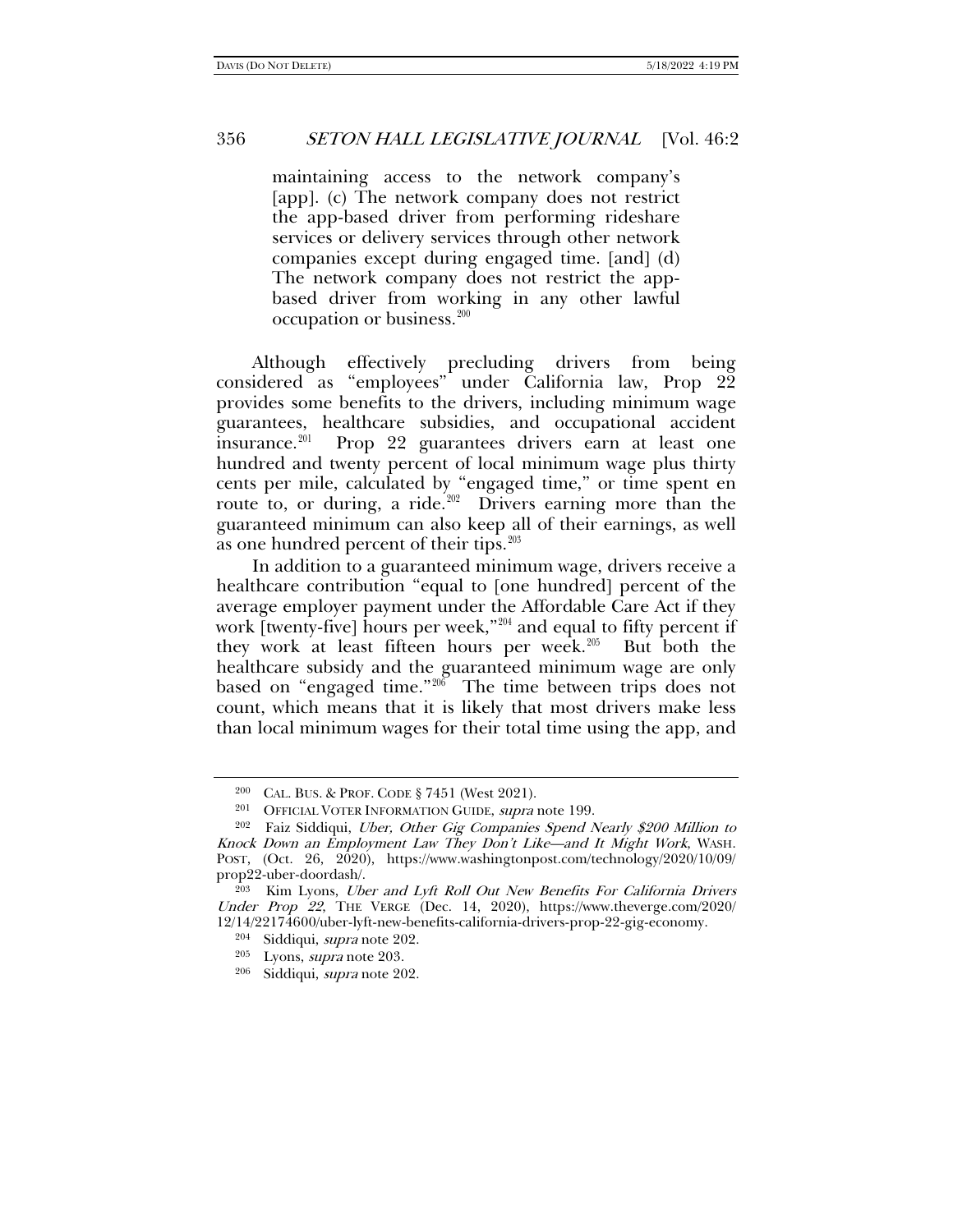> maintaining access to the network company's [app]. (c) The network company does not restrict the app-based driver from performing rideshare services or delivery services through other network companies except during engaged time. [and] (d) The network company does not restrict the app-based driver from working in any other lawful occupation or business.[200]

Although effectively precluding drivers from being considered as "employees" under California law, Prop 22 provides some benefits to the drivers, including minimum wage guarantees, healthcare subsidies, and occupational accident insurance.[201] Prop 22 guarantees drivers earn at least one hundred and twenty percent of local minimum wage plus thirty cents per mile, calculated by "engaged time," or time spent en route to, or during, a ride.[202] Drivers earning more than the guaranteed minimum can also keep all of their earnings, as well as one hundred percent of their tips.[203]

In addition to a guaranteed minimum wage, drivers receive a healthcare contribution "equal to [one hundred] percent of the average employer payment under the Affordable Care Act if they work [twenty-five] hours per week,"[204] and equal to fifty percent if they work at least fifteen hours per week.[205] But both the healthcare subsidy and the guaranteed minimum wage are only based on "engaged time."[206] The time between trips does not count, which means that it is likely that most drivers make less than local minimum wages for their total time using the app, and

---

[200] CAL. BUS. & PROF. CODE § 7451 (West 2021).

[201] OFFICIAL VOTER INFORMATION GUIDE, *supra* note 199.

[202] Faiz Siddiqui, *Uber, Other Gig Companies Spend Nearly $200 Million to Knock Down an Employment Law They Don't Like—and It Might Work*, WASH. POST, (Oct. 26, 2020), https://www.washingtonpost.com/technology/2020/10/09/prop22-uber-doordash/.

[203] Kim Lyons, *Uber and Lyft Roll Out New Benefits For California Drivers Under Prop 22*, THE VERGE (Dec. 14, 2020), https://www.theverge.com/2020/12/14/22174600/uber-lyft-new-benefits-california-drivers-prop-22-gig-economy.

[204] Siddiqui, *supra* note 202.

[205] Lyons, *supra* note 203.

[206] Siddiqui, *supra* note 202.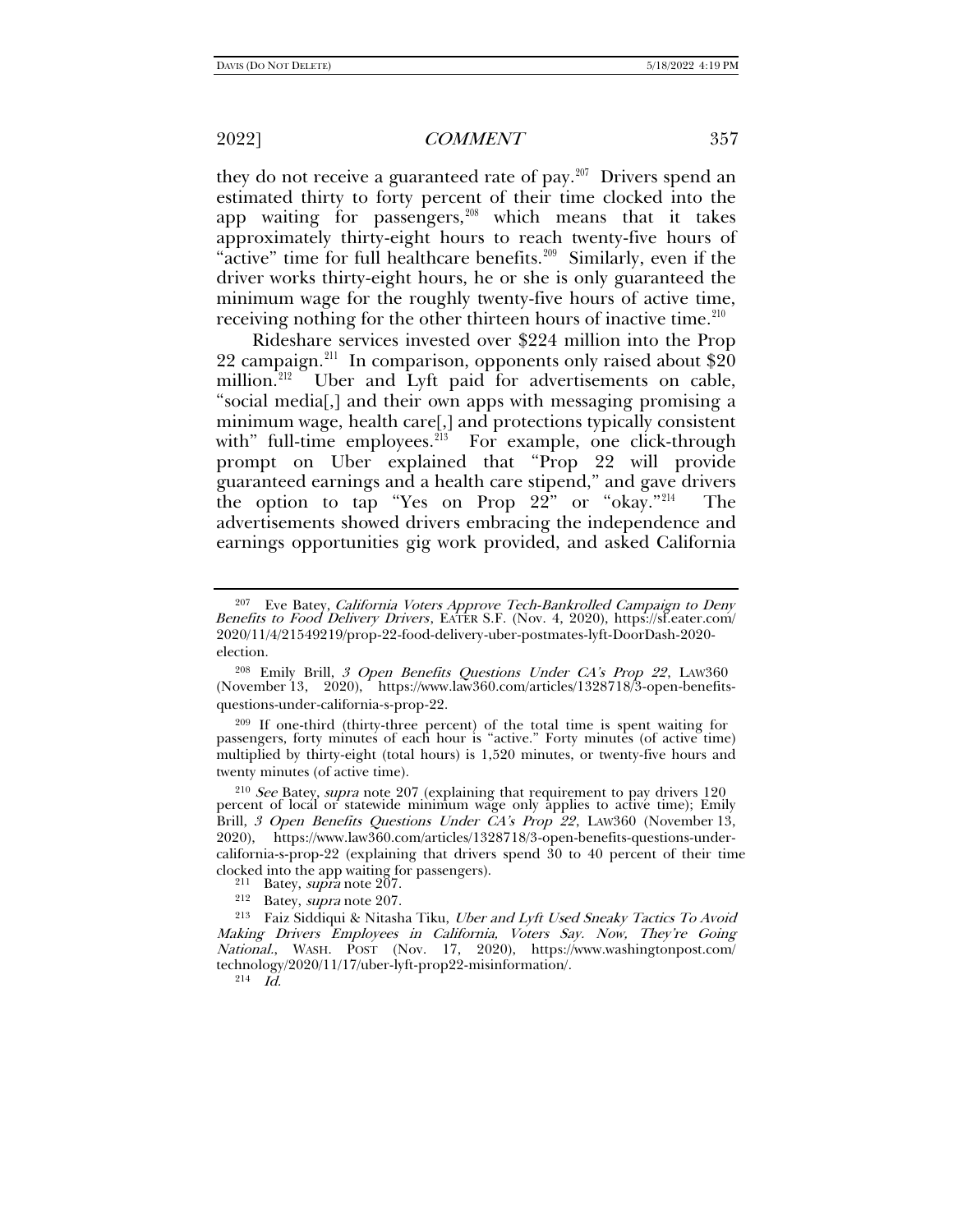they do not receive a guaranteed rate of pay.[207] Drivers spend an estimated thirty to forty percent of their time clocked into the app waiting for passengers,[208] which means that it takes approximately thirty-eight hours to reach twenty-five hours of "active" time for full healthcare benefits.[209] Similarly, even if the driver works thirty-eight hours, he or she is only guaranteed the minimum wage for the roughly twenty-five hours of active time, receiving nothing for the other thirteen hours of inactive time.[210]

Rideshare services invested over $224 million into the Prop 22 campaign.[211] In comparison, opponents only raised about $20 million.[212] Uber and Lyft paid for advertisements on cable, "social media[,] and their own apps with messaging promising a minimum wage, health care[,] and protections typically consistent with" full-time employees.[213] For example, one click-through prompt on Uber explained that "Prop 22 will provide guaranteed earnings and a health care stipend," and gave drivers the option to tap "Yes on Prop 22" or "okay."[214] The advertisements showed drivers embracing the independence and earnings opportunities gig work provided, and asked California

---

[207] Eve Batey, *California Voters Approve Tech-Bankrolled Campaign to Deny Benefits to Food Delivery Drivers*, EATER S.F. (Nov. 4, 2020), https://sf.eater.com/2020/11/4/21549219/prop-22-food-delivery-uber-postmates-lyft-DoorDash-2020-election.

[208] Emily Brill, *3 Open Benefits Questions Under CA's Prop 22*, LAW360 (November 13, 2020), https://www.law360.com/articles/1328718/3-open-benefits-questions-under-california-s-prop-22.

[209] If one-third (thirty-three percent) of the total time is spent waiting for passengers, forty minutes of each hour is "active." Forty minutes (of active time) multiplied by thirty-eight (total hours) is 1,520 minutes, or twenty-five hours and twenty minutes (of active time).

[210] *See* Batey, *supra* note 207 (explaining that requirement to pay drivers 120 percent of local or statewide minimum wage only applies to active time); Emily Brill, *3 Open Benefits Questions Under CA's Prop 22*, LAW360 (November 13, 2020), https://www.law360.com/articles/1328718/3-open-benefits-questions-under-california-s-prop-22 (explaining that drivers spend 30 to 40 percent of their time clocked into the app waiting for passengers).

[211] Batey, *supra* note 207.

[212] Batey, *supra* note 207.

[213] Faiz Siddiqui & Nitasha Tiku, *Uber and Lyft Used Sneaky Tactics To Avoid Making Drivers Employees in California, Voters Say. Now, They're Going National.*, WASH. POST (Nov. 17, 2020), https://www.washingtonpost.com/technology/2020/11/17/uber-lyft-prop22-misinformation/.

[214] *Id.*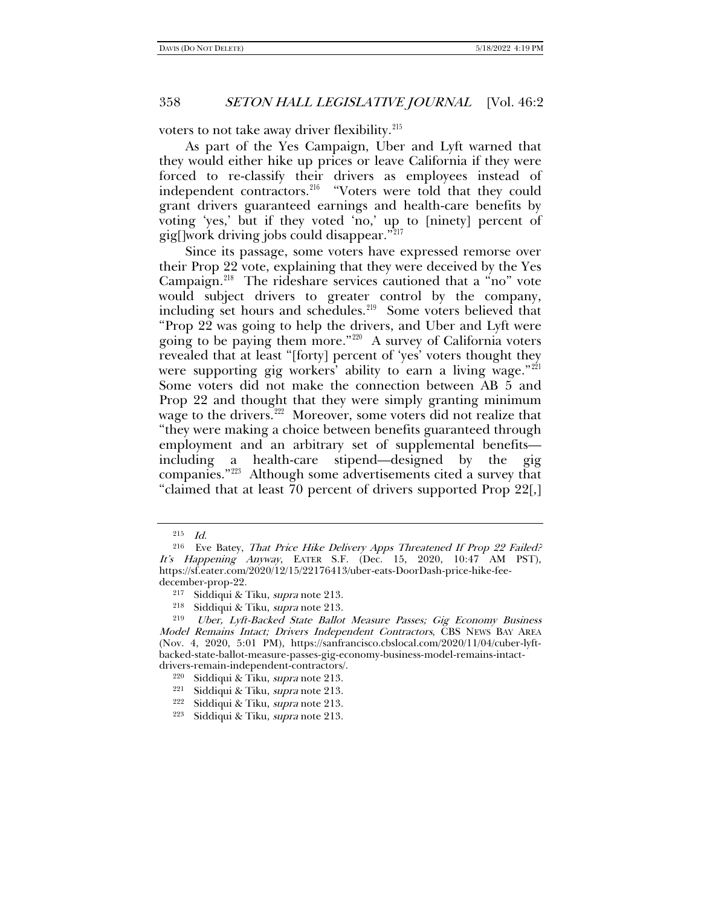voters to not take away driver flexibility.[215]

As part of the Yes Campaign, Uber and Lyft warned that they would either hike up prices or leave California if they were forced to re-classify their drivers as employees instead of independent contractors.[216] "Voters were told that they could grant drivers guaranteed earnings and health-care benefits by voting 'yes,' but if they voted 'no,' up to [ninety] percent of gig[]work driving jobs could disappear."[217]

Since its passage, some voters have expressed remorse over their Prop 22 vote, explaining that they were deceived by the Yes Campaign.[218] The rideshare services cautioned that a "no" vote would subject drivers to greater control by the company, including set hours and schedules.[219] Some voters believed that "Prop 22 was going to help the drivers, and Uber and Lyft were going to be paying them more."[220] A survey of California voters revealed that at least "[forty] percent of 'yes' voters thought they were supporting gig workers' ability to earn a living wage."[221] Some voters did not make the connection between AB 5 and Prop 22 and thought that they were simply granting minimum wage to the drivers.[222] Moreover, some voters did not realize that "they were making a choice between benefits guaranteed through employment and an arbitrary set of supplemental benefits—including a health-care stipend—designed by the gig companies."[223] Although some advertisements cited a survey that "claimed that at least 70 percent of drivers supported Prop 22[,]

---

[215] *Id.*

[216] Eve Batey, *That Price Hike Delivery Apps Threatened If Prop 22 Failed? It's Happening Anyway*, EATER S.F. (Dec. 15, 2020, 10:47 AM PST), https://sf.eater.com/2020/12/15/22176413/uber-eats-DoorDash-price-hike-fee-december-prop-22.

[217] Siddiqui & Tiku, *supra* note 213.

[218] Siddiqui & Tiku, *supra* note 213.

[219] *Uber, Lyft-Backed State Ballot Measure Passes; Gig Economy Business Model Remains Intact; Drivers Independent Contractors*, CBS NEWS BAY AREA (Nov. 4, 2020, 5:01 PM), https://sanfrancisco.cbslocal.com/2020/11/04/cuber-lyft-backed-state-ballot-measure-passes-gig-economy-business-model-remains-intact-drivers-remain-independent-contractors/.

[220] Siddiqui & Tiku, *supra* note 213.

[221] Siddiqui & Tiku, *supra* note 213.

[222] Siddiqui & Tiku, *supra* note 213.

[223] Siddiqui & Tiku, *supra* note 213.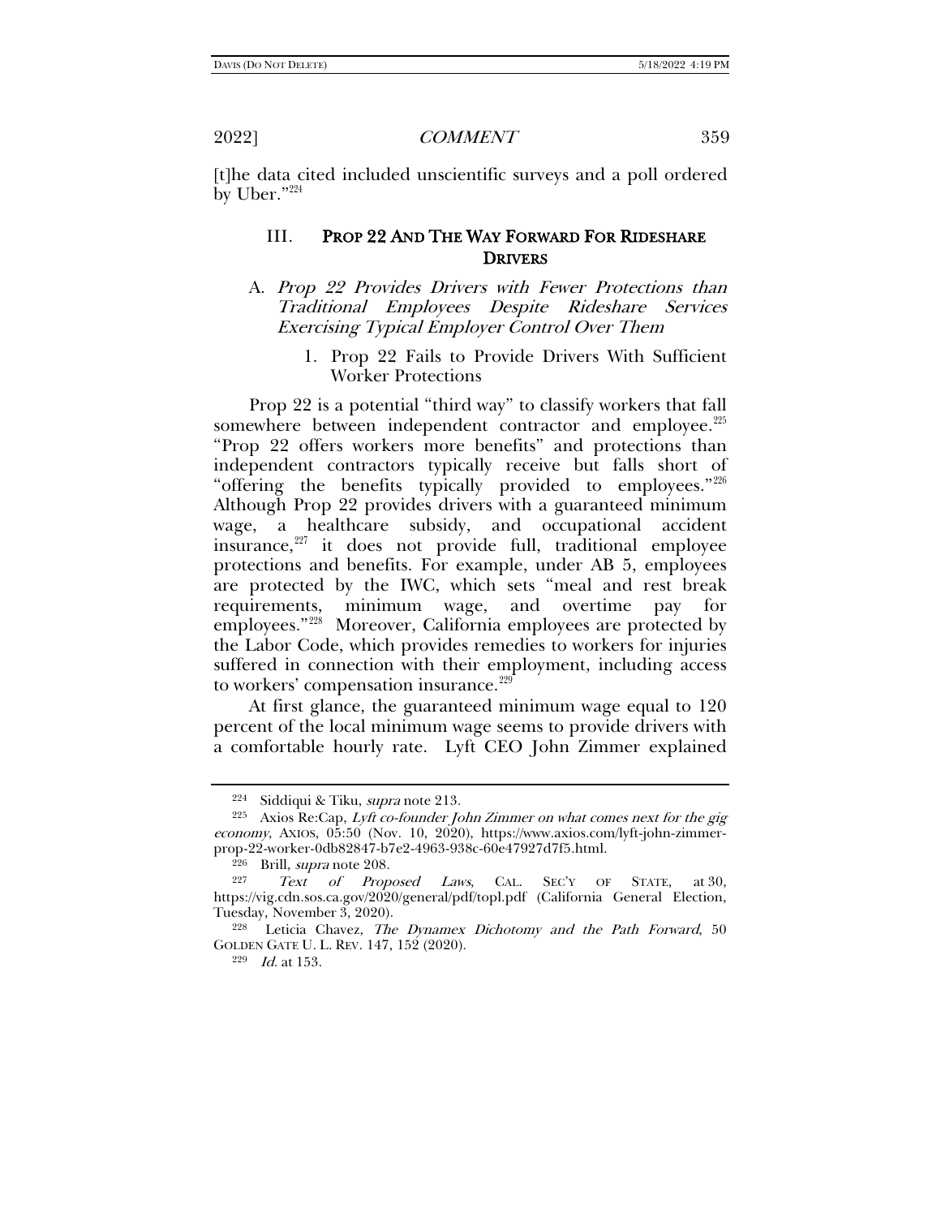[t]he data cited included unscientific surveys and a poll ordered by Uber."[224]

## III. PROP 22 AND THE WAY FORWARD FOR RIDESHARE DRIVERS

### A. *Prop 22 Provides Drivers with Fewer Protections than Traditional Employees Despite Rideshare Services Exercising Typical Employer Control Over Them*

#### 1. Prop 22 Fails to Provide Drivers With Sufficient Worker Protections

Prop 22 is a potential "third way" to classify workers that fall somewhere between independent contractor and employee.[225] "Prop 22 offers workers more benefits" and protections than independent contractors typically receive but falls short of "offering the benefits typically provided to employees."[226] Although Prop 22 provides drivers with a guaranteed minimum wage, a healthcare subsidy, and occupational accident insurance,[227] it does not provide full, traditional employee protections and benefits. For example, under AB 5, employees are protected by the IWC, which sets "meal and rest break requirements, minimum wage, and overtime pay for employees."[228] Moreover, California employees are protected by the Labor Code, which provides remedies to workers for injuries suffered in connection with their employment, including access to workers' compensation insurance.[229]

At first glance, the guaranteed minimum wage equal to 120 percent of the local minimum wage seems to provide drivers with a comfortable hourly rate. Lyft CEO John Zimmer explained

---

[224] Siddiqui & Tiku, *supra* note 213.

[225] Axios Re:Cap, *Lyft co-founder John Zimmer on what comes next for the gig economy*, AXIOS, 05:50 (Nov. 10, 2020), https://www.axios.com/lyft-john-zimmer-prop-22-worker-0db82847-b7e2-4963-938c-60e47927d7f5.html.

[226] Brill, *supra* note 208.

[227] *Text of Proposed Laws*, CAL. SEC'Y OF STATE, at 30, https://vig.cdn.sos.ca.gov/2020/general/pdf/topl.pdf (California General Election, Tuesday, November 3, 2020).

[228] Leticia Chavez, *The Dynamex Dichotomy and the Path Forward,* 50 GOLDEN GATE U. L. REV. 147, 152 (2020).

[229] *Id.* at 153.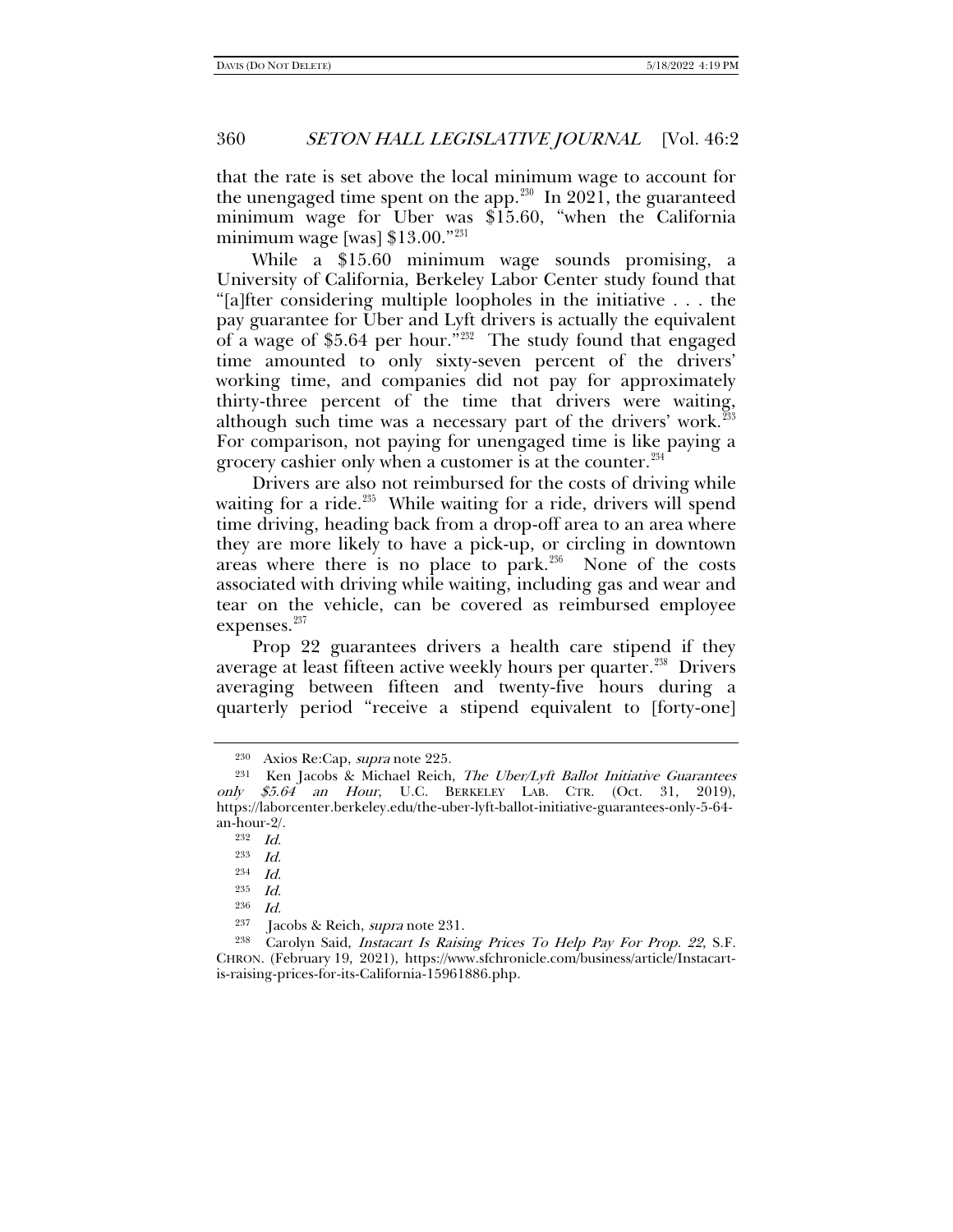that the rate is set above the local minimum wage to account for the unengaged time spent on the app.[230] In 2021, the guaranteed minimum wage for Uber was $15.60, "when the California minimum wage [was] $13.00."[231]

While a $15.60 minimum wage sounds promising, a University of California, Berkeley Labor Center study found that "[a]fter considering multiple loopholes in the initiative . . . the pay guarantee for Uber and Lyft drivers is actually the equivalent of a wage of $5.64 per hour."[232] The study found that engaged time amounted to only sixty-seven percent of the drivers' working time, and companies did not pay for approximately thirty-three percent of the time that drivers were waiting, although such time was a necessary part of the drivers' work.[233] For comparison, not paying for unengaged time is like paying a grocery cashier only when a customer is at the counter.[234]

Drivers are also not reimbursed for the costs of driving while waiting for a ride.[235] While waiting for a ride, drivers will spend time driving, heading back from a drop-off area to an area where they are more likely to have a pick-up, or circling in downtown areas where there is no place to park.[236] None of the costs associated with driving while waiting, including gas and wear and tear on the vehicle, can be covered as reimbursed employee expenses.[237]

Prop 22 guarantees drivers a health care stipend if they average at least fifteen active weekly hours per quarter.[238] Drivers averaging between fifteen and twenty-five hours during a quarterly period "receive a stipend equivalent to [forty-one]

---

[230] Axios Re:Cap, *supra* note 225.

[231] Ken Jacobs & Michael Reich, *The Uber/Lyft Ballot Initiative Guarantees only $5.64 an Hour*, U.C. BERKELEY LAB. CTR. (Oct. 31, 2019), https://laborcenter.berkeley.edu/the-uber-lyft-ballot-initiative-guarantees-only-5-64-an-hour-2/.

[232] *Id.*

[233] *Id.*

[234] *Id.*

[235] *Id.*

[236] *Id.*

[237] Jacobs & Reich, *supra* note 231.

[238] Carolyn Said, *Instacart Is Raising Prices To Help Pay For Prop. 22*, S.F. CHRON. (February 19, 2021), https://www.sfchronicle.com/business/article/Instacart-is-raising-prices-for-its-California-15961886.php.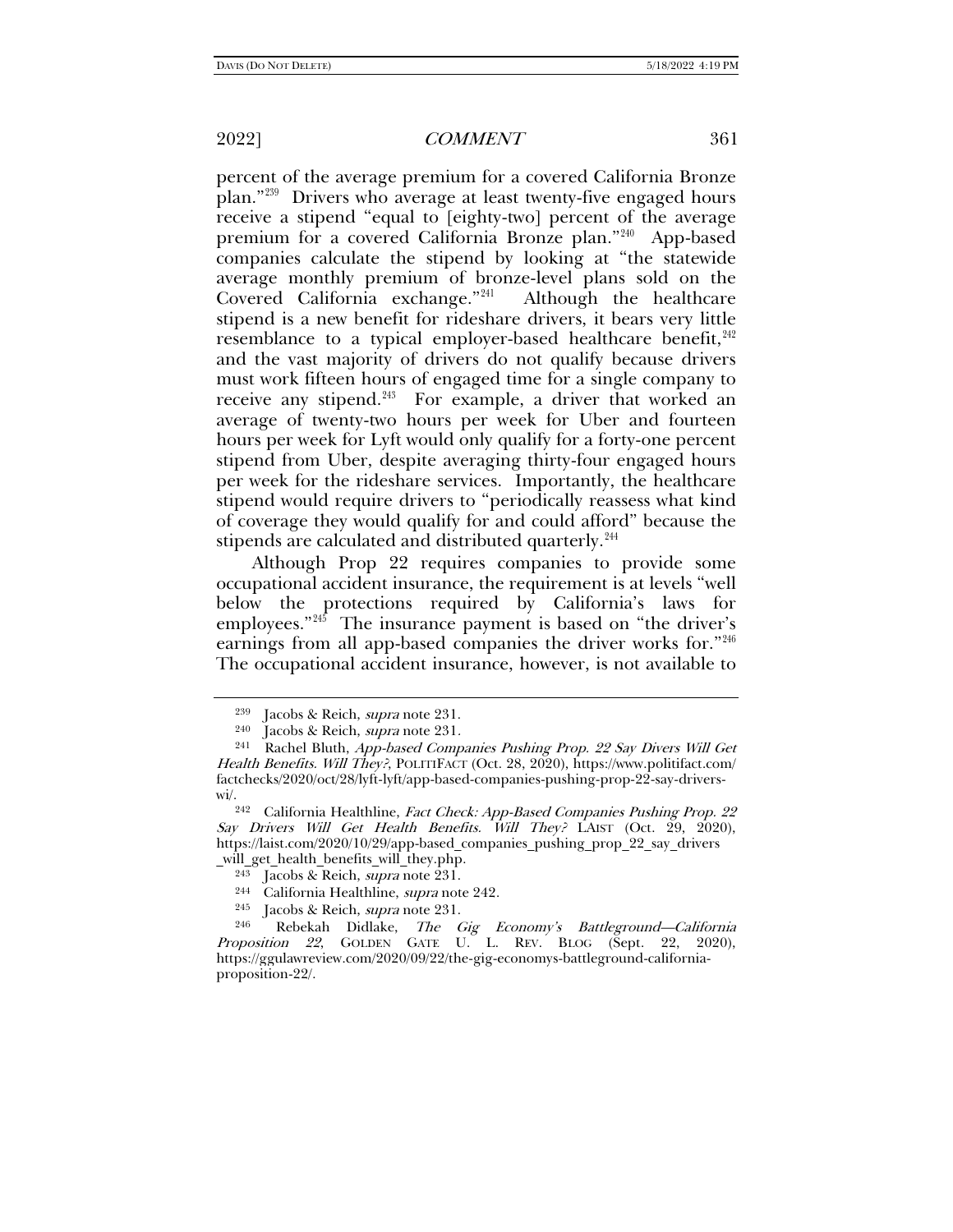percent of the average premium for a covered California Bronze plan."[239] Drivers who average at least twenty-five engaged hours receive a stipend "equal to [eighty-two] percent of the average premium for a covered California Bronze plan."[240] App-based companies calculate the stipend by looking at "the statewide average monthly premium of bronze-level plans sold on the Covered California exchange."[241] Although the healthcare stipend is a new benefit for rideshare drivers, it bears very little resemblance to a typical employer-based healthcare benefit,[242] and the vast majority of drivers do not qualify because drivers must work fifteen hours of engaged time for a single company to receive any stipend.[243] For example, a driver that worked an average of twenty-two hours per week for Uber and fourteen hours per week for Lyft would only qualify for a forty-one percent stipend from Uber, despite averaging thirty-four engaged hours per week for the rideshare services. Importantly, the healthcare stipend would require drivers to "periodically reassess what kind of coverage they would qualify for and could afford" because the stipends are calculated and distributed quarterly.[244]

Although Prop 22 requires companies to provide some occupational accident insurance, the requirement is at levels "well below the protections required by California's laws for employees."[245] The insurance payment is based on "the driver's earnings from all app-based companies the driver works for."[246] The occupational accident insurance, however, is not available to

---

[239] Jacobs & Reich, *supra* note 231.

[240] Jacobs & Reich, *supra* note 231.

[241] Rachel Bluth, *App-based Companies Pushing Prop. 22 Say Divers Will Get Health Benefits. Will They?*, POLITIFACT (Oct. 28, 2020), https://www.politifact.com/factchecks/2020/oct/28/lyft-lyft/app-based-companies-pushing-prop-22-say-drivers-wi/.

[242] California Healthline, *Fact Check: App-Based Companies Pushing Prop. 22 Say Drivers Will Get Health Benefits. Will They?* LAIST (Oct. 29, 2020), https://laist.com/2020/10/29/app-based_companies_pushing_prop_22_say_drivers_will_get_health_benefits_will_they.php.

[243] Jacobs & Reich, *supra* note 231.

[244] California Healthline, *supra* note 242.

[245] Jacobs & Reich, *supra* note 231.

[246] Rebekah Didlake, *The Gig Economy's Battleground—California Proposition 22*, GOLDEN GATE U. L. REV. BLOG (Sept. 22, 2020), https://ggulawreview.com/2020/09/22/the-gig-economys-battleground-california-proposition-22/.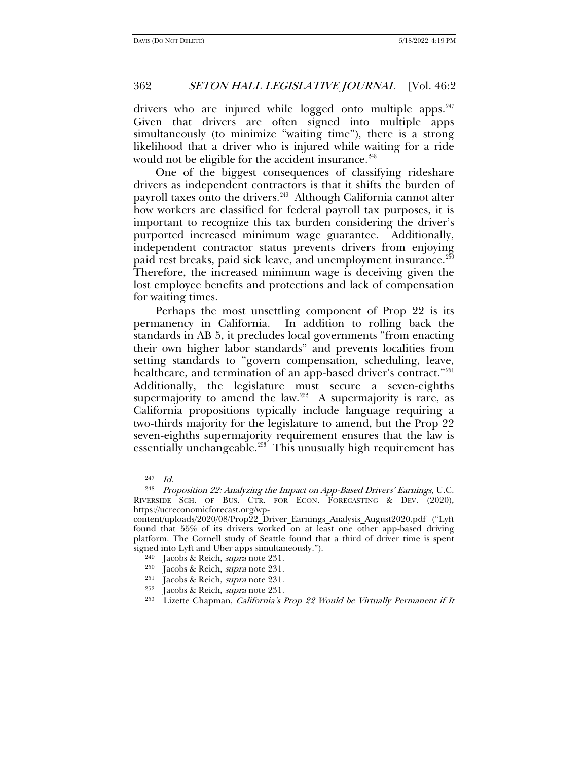drivers who are injured while logged onto multiple apps.[247] Given that drivers are often signed into multiple apps simultaneously (to minimize "waiting time"), there is a strong likelihood that a driver who is injured while waiting for a ride would not be eligible for the accident insurance.[248]

One of the biggest consequences of classifying rideshare drivers as independent contractors is that it shifts the burden of payroll taxes onto the drivers.[249] Although California cannot alter how workers are classified for federal payroll tax purposes, it is important to recognize this tax burden considering the driver's purported increased minimum wage guarantee. Additionally, independent contractor status prevents drivers from enjoying paid rest breaks, paid sick leave, and unemployment insurance.[250] Therefore, the increased minimum wage is deceiving given the lost employee benefits and protections and lack of compensation for waiting times.

Perhaps the most unsettling component of Prop 22 is its permanency in California. In addition to rolling back the standards in AB 5, it precludes local governments "from enacting their own higher labor standards" and prevents localities from setting standards to "govern compensation, scheduling, leave, healthcare, and termination of an app-based driver's contract."[251] Additionally, the legislature must secure a seven-eighths supermajority to amend the law.[252] A supermajority is rare, as California propositions typically include language requiring a two-thirds majority for the legislature to amend, but the Prop 22 seven-eighths supermajority requirement ensures that the law is essentially unchangeable.[253] This unusually high requirement has

---

[247] *Id.*

[248] *Proposition 22: Analyzing the Impact on App-Based Drivers' Earnings*, U.C. RIVERSIDE SCH. OF BUS. CTR. FOR ECON. FORECASTING & DEV. (2020), https://ucreconomicforecast.org/wp-content/uploads/2020/08/Prop22_Driver_Earnings_Analysis_August2020.pdf ("Lyft found that 55% of its drivers worked on at least one other app-based driving platform. The Cornell study of Seattle found that a third of driver time is spent signed into Lyft and Uber apps simultaneously.").

[249] Jacobs & Reich, *supra* note 231.

[250] Jacobs & Reich, *supra* note 231.

[251] Jacobs & Reich, *supra* note 231.

[252] Jacobs & Reich, *supra* note 231.

[253] Lizette Chapman, *California's Prop 22 Would be Virtually Permanent if It*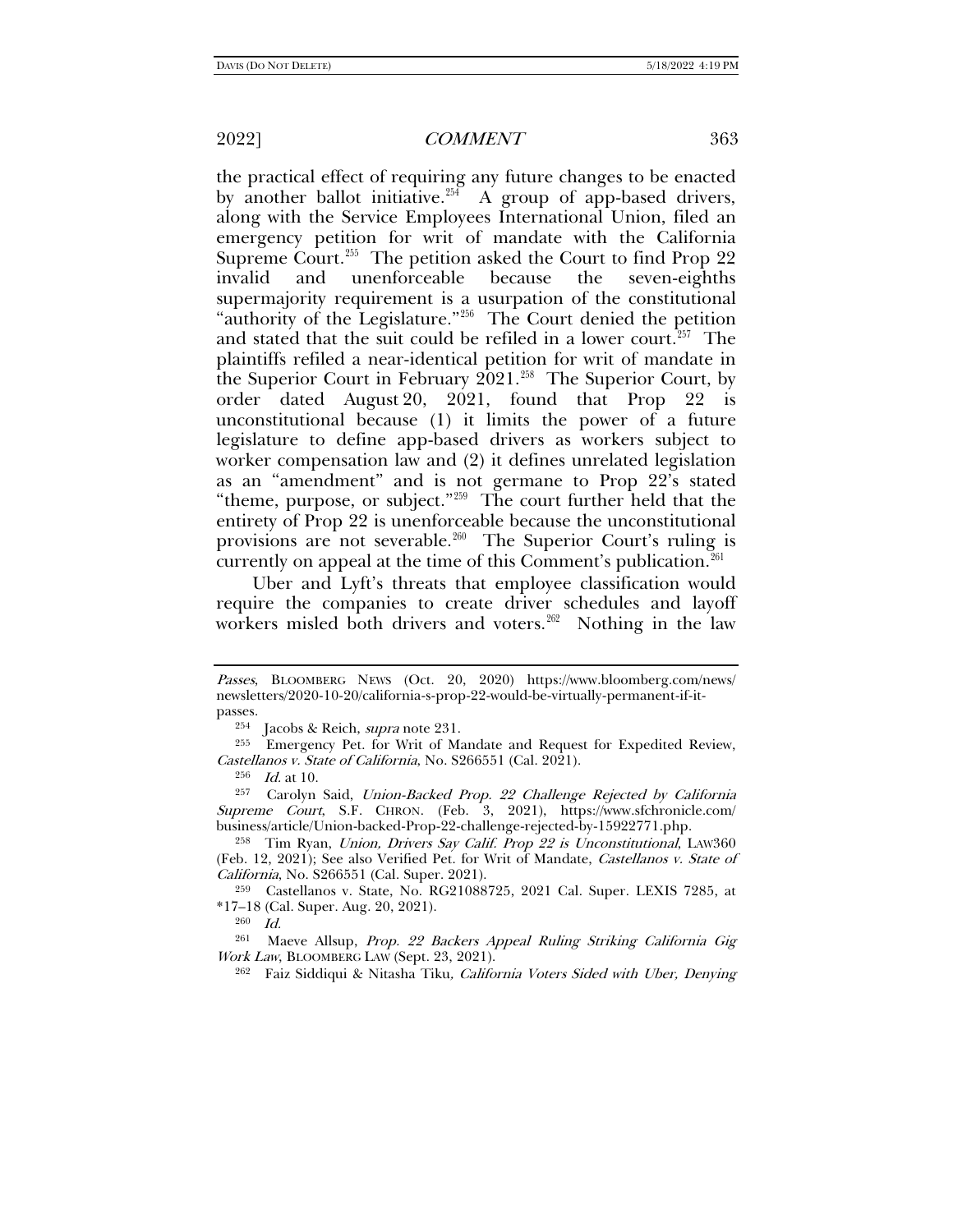the practical effect of requiring any future changes to be enacted by another ballot initiative.[254] A group of app-based drivers, along with the Service Employees International Union, filed an emergency petition for writ of mandate with the California Supreme Court.[255] The petition asked the Court to find Prop 22 invalid and unenforceable because the seven-eighths supermajority requirement is a usurpation of the constitutional "authority of the Legislature."[256] The Court denied the petition and stated that the suit could be refiled in a lower court.[257] The plaintiffs refiled a near-identical petition for writ of mandate in the Superior Court in February 2021.[258] The Superior Court, by order dated August 20, 2021, found that Prop 22 is unconstitutional because (1) it limits the power of a future legislature to define app-based drivers as workers subject to worker compensation law and (2) it defines unrelated legislation as an "amendment" and is not germane to Prop 22's stated "theme, purpose, or subject."[259] The court further held that the entirety of Prop 22 is unenforceable because the unconstitutional provisions are not severable.[260] The Superior Court's ruling is currently on appeal at the time of this Comment's publication.[261]

Uber and Lyft's threats that employee classification would require the companies to create driver schedules and layoff workers misled both drivers and voters.[262] Nothing in the law

---

*Passes*, BLOOMBERG NEWS (Oct. 20, 2020) https://www.bloomberg.com/news/newsletters/2020-10-20/california-s-prop-22-would-be-virtually-permanent-if-it-passes.

[254] Jacobs & Reich, *supra* note 231.

[255] Emergency Pet. for Writ of Mandate and Request for Expedited Review, *Castellanos v. State of California*, No. S266551 (Cal. 2021).

[256] *Id.* at 10.

[257] Carolyn Said, *Union-Backed Prop. 22 Challenge Rejected by California Supreme Court*, S.F. CHRON. (Feb. 3, 2021), https://www.sfchronicle.com/business/article/Union-backed-Prop-22-challenge-rejected-by-15922771.php.

[258] Tim Ryan, *Union, Drivers Say Calif. Prop 22 is Unconstitutional*, LAW360 (Feb. 12, 2021); See also Verified Pet. for Writ of Mandate, *Castellanos v. State of California*, No. S266551 (Cal. Super. 2021).

[259] Castellanos v. State, No. RG21088725, 2021 Cal. Super. LEXIS 7285, at *17–18 (Cal. Super. Aug. 20, 2021).

[260] *Id.*

[261] Maeve Allsup, *Prop. 22 Backers Appeal Ruling Striking California Gig Work Law*, BLOOMBERG LAW (Sept. 23, 2021).

[262] Faiz Siddiqui & Nitasha Tiku*, California Voters Sided with Uber, Denying*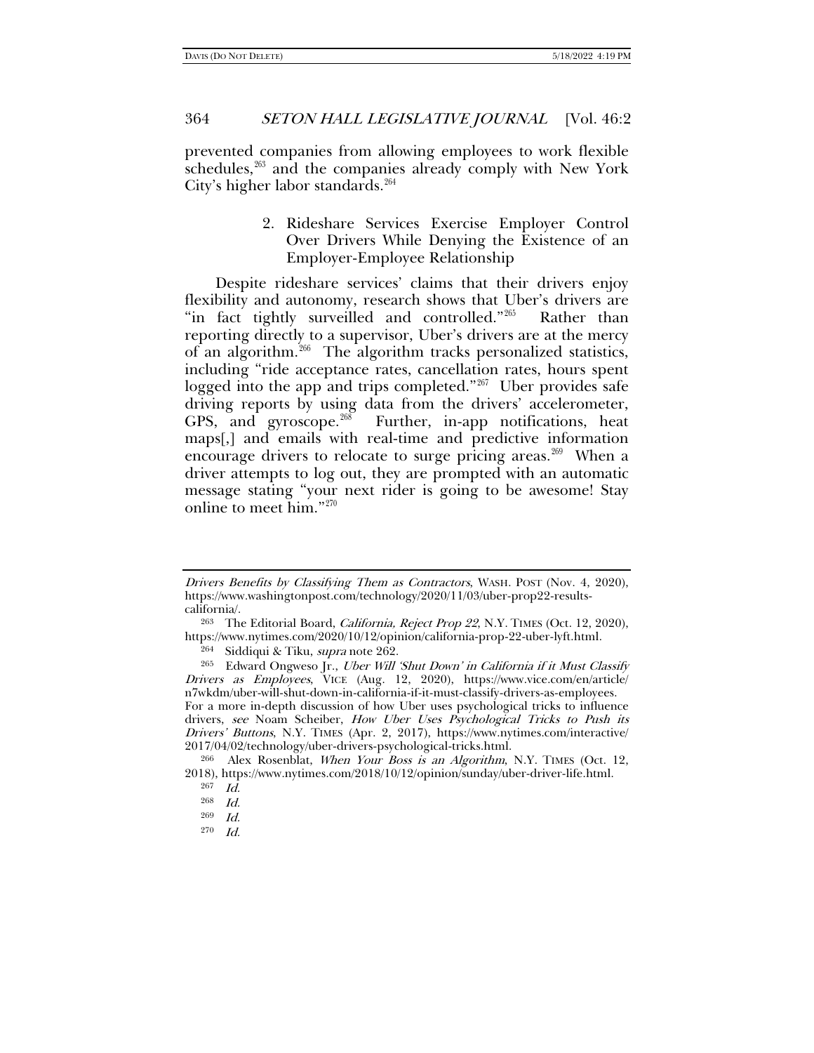prevented companies from allowing employees to work flexible schedules,[263] and the companies already comply with New York City's higher labor standards.[264]

### 2. Rideshare Services Exercise Employer Control Over Drivers While Denying the Existence of an Employer-Employee Relationship

Despite rideshare services' claims that their drivers enjoy flexibility and autonomy, research shows that Uber's drivers are "in fact tightly surveilled and controlled."[265] Rather than reporting directly to a supervisor, Uber's drivers are at the mercy of an algorithm.[266] The algorithm tracks personalized statistics, including "ride acceptance rates, cancellation rates, hours spent logged into the app and trips completed."[267] Uber provides safe driving reports by using data from the drivers' accelerometer, GPS, and gyroscope.[268] Further, in-app notifications, heat maps[,] and emails with real-time and predictive information encourage drivers to relocate to surge pricing areas.[269] When a driver attempts to log out, they are prompted with an automatic message stating "your next rider is going to be awesome! Stay online to meet him."[270]

---

*Drivers Benefits by Classifying Them as Contractors*, WASH. POST (Nov. 4, 2020), https://www.washingtonpost.com/technology/2020/11/03/uber-prop22-results-california/.

[263] The Editorial Board, *California, Reject Prop 22*, N.Y. TIMES (Oct. 12, 2020), https://www.nytimes.com/2020/10/12/opinion/california-prop-22-uber-lyft.html.

[264] Siddiqui & Tiku, *supra* note 262.

[265] Edward Ongweso Jr., *Uber Will 'Shut Down' in California if it Must Classify Drivers as Employees*, VICE (Aug. 12, 2020), https://www.vice.com/en/article/n7wkdm/uber-will-shut-down-in-california-if-it-must-classify-drivers-as-employees. For a more in-depth discussion of how Uber uses psychological tricks to influence drivers, *see* Noam Scheiber, *How Uber Uses Psychological Tricks to Push its Drivers' Buttons*, N.Y. TIMES (Apr. 2, 2017), https://www.nytimes.com/interactive/2017/04/02/technology/uber-drivers-psychological-tricks.html.

[266] Alex Rosenblat, *When Your Boss is an Algorithm*, N.Y. TIMES (Oct. 12, 2018), https://www.nytimes.com/2018/10/12/opinion/sunday/uber-driver-life.html.

[267] *Id.*

[268] *Id.*

[269] *Id.*

[270] *Id.*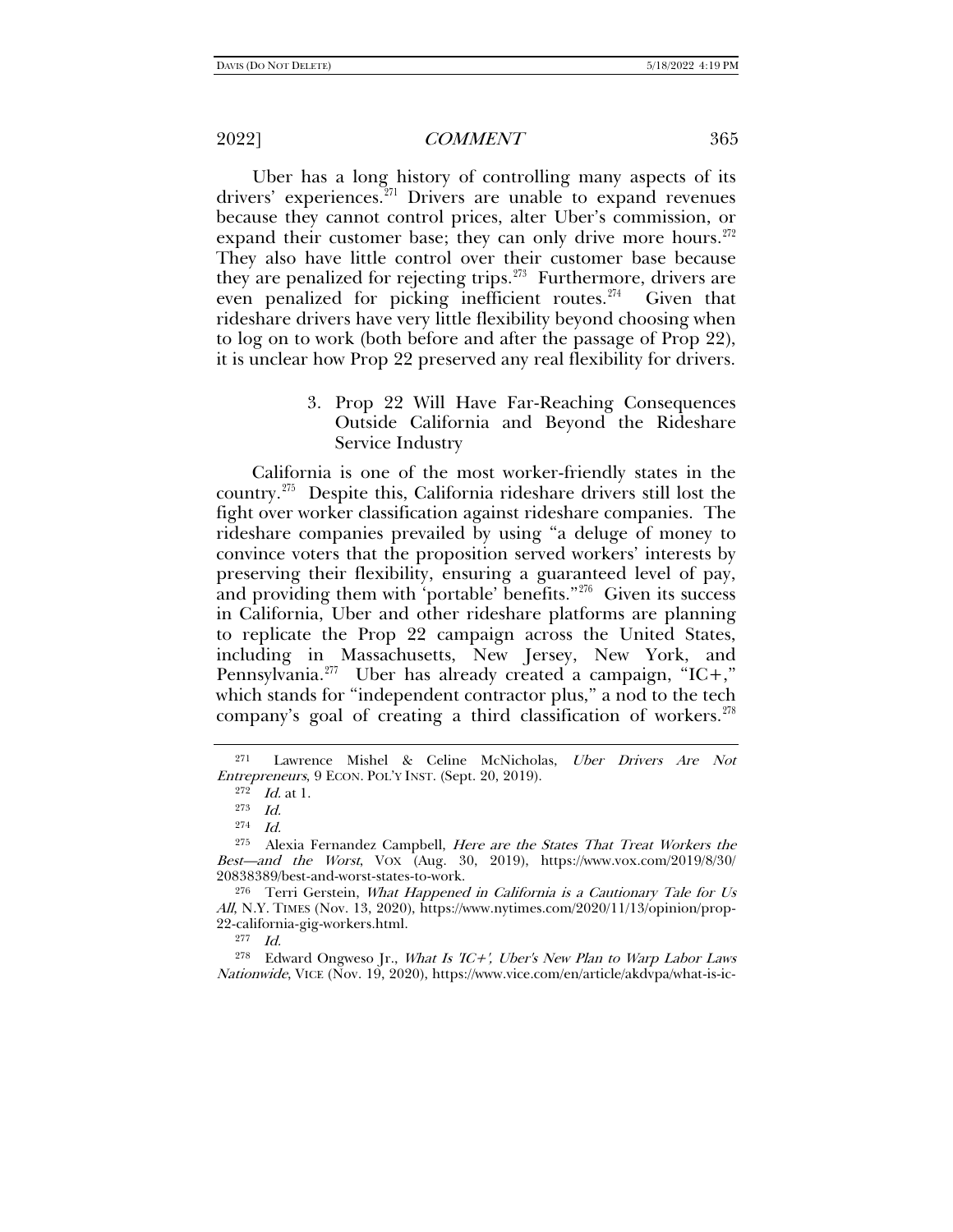Uber has a long history of controlling many aspects of its drivers' experiences.[271] Drivers are unable to expand revenues because they cannot control prices, alter Uber's commission, or expand their customer base; they can only drive more hours.[272] They also have little control over their customer base because they are penalized for rejecting trips.[273] Furthermore, drivers are even penalized for picking inefficient routes.[274] Given that rideshare drivers have very little flexibility beyond choosing when to log on to work (both before and after the passage of Prop 22), it is unclear how Prop 22 preserved any real flexibility for drivers.

### 3. Prop 22 Will Have Far-Reaching Consequences Outside California and Beyond the Rideshare Service Industry

California is one of the most worker-friendly states in the country.[275] Despite this, California rideshare drivers still lost the fight over worker classification against rideshare companies. The rideshare companies prevailed by using "a deluge of money to convince voters that the proposition served workers' interests by preserving their flexibility, ensuring a guaranteed level of pay, and providing them with 'portable' benefits."[276] Given its success in California, Uber and other rideshare platforms are planning to replicate the Prop 22 campaign across the United States, including in Massachusetts, New Jersey, New York, and Pennsylvania.[277] Uber has already created a campaign, "IC+," which stands for "independent contractor plus," a nod to the tech company's goal of creating a third classification of workers.[278]

---

[271] Lawrence Mishel & Celine McNicholas, *Uber Drivers Are Not Entrepreneurs*, 9 ECON. POL'Y INST. (Sept. 20, 2019).

[272] *Id.* at 1.

[273] *Id.*

[274] *Id.*

[275] Alexia Fernandez Campbell, *Here are the States That Treat Workers the Best—and the Worst*, VOX (Aug. 30, 2019), https://www.vox.com/2019/8/30/20838389/best-and-worst-states-to-work.

[276] Terri Gerstein, *What Happened in California is a Cautionary Tale for Us All*, N.Y. TIMES (Nov. 13, 2020), https://www.nytimes.com/2020/11/13/opinion/prop-22-california-gig-workers.html.

[277] *Id.*

[278] Edward Ongweso Jr., *What Is 'IC+', Uber's New Plan to Warp Labor Laws Nationwide*, VICE (Nov. 19, 2020), https://www.vice.com/en/article/akdvpa/what-is-ic-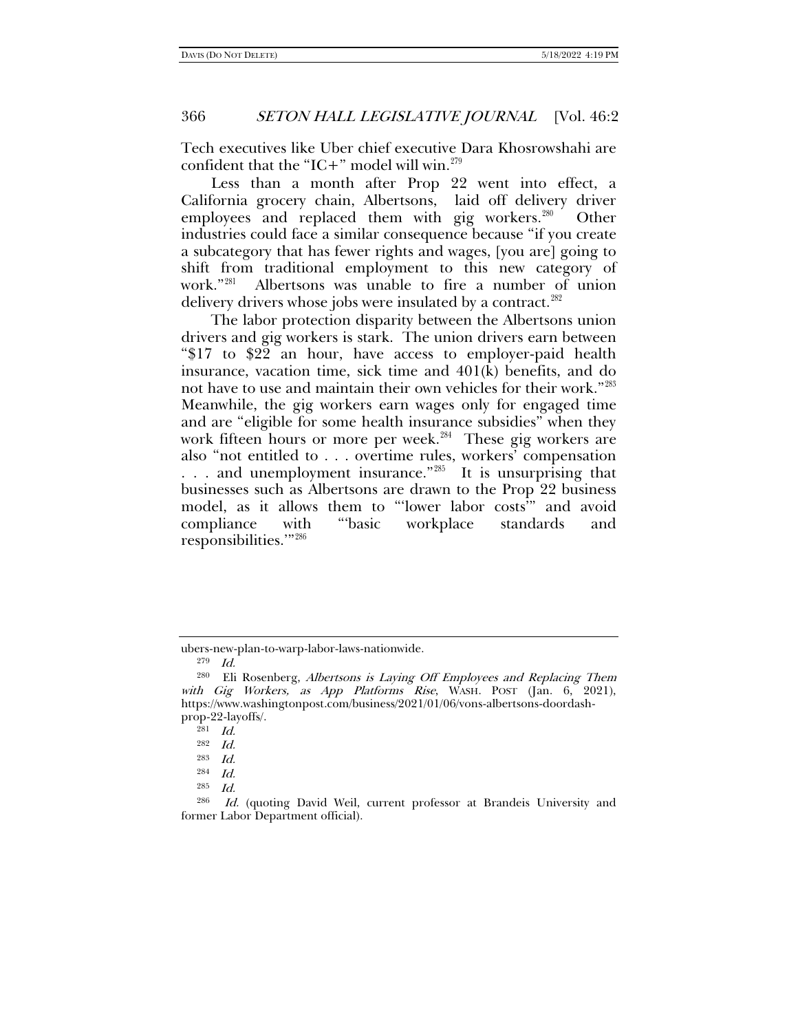Tech executives like Uber chief executive Dara Khosrowshahi are confident that the "IC+" model will win.[279]

Less than a month after Prop 22 went into effect, a California grocery chain, Albertsons, laid off delivery driver employees and replaced them with gig workers.[280] Other industries could face a similar consequence because "if you create a subcategory that has fewer rights and wages, [you are] going to shift from traditional employment to this new category of work."[281] Albertsons was unable to fire a number of union delivery drivers whose jobs were insulated by a contract.[282]

The labor protection disparity between the Albertsons union drivers and gig workers is stark. The union drivers earn between "$17 to $22 an hour, have access to employer-paid health insurance, vacation time, sick time and 401(k) benefits, and do not have to use and maintain their own vehicles for their work."[283] Meanwhile, the gig workers earn wages only for engaged time and are "eligible for some health insurance subsidies" when they work fifteen hours or more per week.[284] These gig workers are also "not entitled to . . . overtime rules, workers' compensation . . . and unemployment insurance."[285] It is unsurprising that businesses such as Albertsons are drawn to the Prop 22 business model, as it allows them to "'lower labor costs'" and avoid compliance with "'basic workplace standards and responsibilities.'"[286]

---

ubers-new-plan-to-warp-labor-laws-nationwide.

[279] *Id.*

[280] Eli Rosenberg, *Albertsons is Laying Off Employees and Replacing Them with Gig Workers, as App Platforms Rise*, WASH. POST (Jan. 6, 2021), https://www.washingtonpost.com/business/2021/01/06/vons-albertsons-doordash-prop-22-layoffs/.

[281] *Id.*

[282] *Id.*

[283] *Id.*

[284] *Id.*

[285] *Id.*

[286] *Id.* (quoting David Weil, current professor at Brandeis University and former Labor Department official).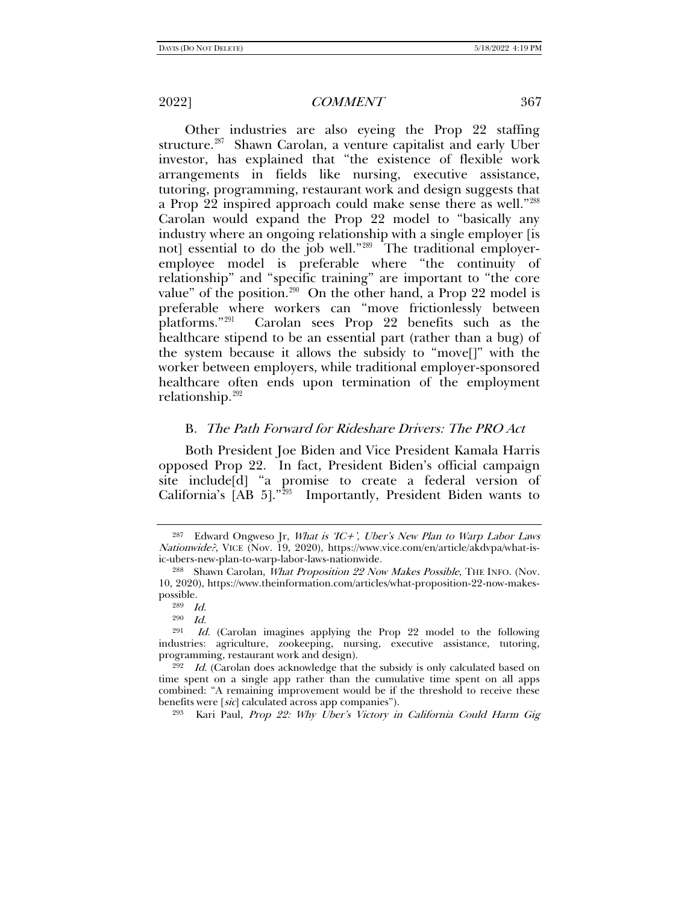Other industries are also eyeing the Prop 22 staffing structure.[287] Shawn Carolan, a venture capitalist and early Uber investor, has explained that "the existence of flexible work arrangements in fields like nursing, executive assistance, tutoring, programming, restaurant work and design suggests that a Prop 22 inspired approach could make sense there as well."[288] Carolan would expand the Prop 22 model to "basically any industry where an ongoing relationship with a single employer [is not] essential to do the job well."[289] The traditional employer-employee model is preferable where "the continuity of relationship" and "specific training" are important to "the core value" of the position.[290] On the other hand, a Prop 22 model is preferable where workers can "move frictionlessly between platforms."[291] Carolan sees Prop 22 benefits such as the healthcare stipend to be an essential part (rather than a bug) of the system because it allows the subsidy to "move[]" with the worker between employers, while traditional employer-sponsored healthcare often ends upon termination of the employment relationship.[292]

## B. *The Path Forward for Rideshare Drivers: The PRO Act*

Both President Joe Biden and Vice President Kamala Harris opposed Prop 22. In fact, President Biden's official campaign site include[d] "a promise to create a federal version of California's [AB 5]."[293] Importantly, President Biden wants to

---

[287] Edward Ongweso Jr, *What is 'IC+', Uber's New Plan to Warp Labor Laws Nationwide?*, VICE (Nov. 19, 2020), https://www.vice.com/en/article/akdvpa/what-is-ic-ubers-new-plan-to-warp-labor-laws-nationwide.

[288] Shawn Carolan, *What Proposition 22 Now Makes Possible*, THE INFO. (Nov. 10, 2020), https://www.theinformation.com/articles/what-proposition-22-now-makes-possible.

[289] *Id.*

[290] *Id.*

[291] *Id.* (Carolan imagines applying the Prop 22 model to the following industries: agriculture, zookeeping, nursing, executive assistance, tutoring, programming, restaurant work and design).

[292] *Id.* (Carolan does acknowledge that the subsidy is only calculated based on time spent on a single app rather than the cumulative time spent on all apps combined: "A remaining improvement would be if the threshold to receive these benefits were [*sic*] calculated across app companies").

[293] Kari Paul, *Prop 22: Why Uber's Victory in California Could Harm Gig*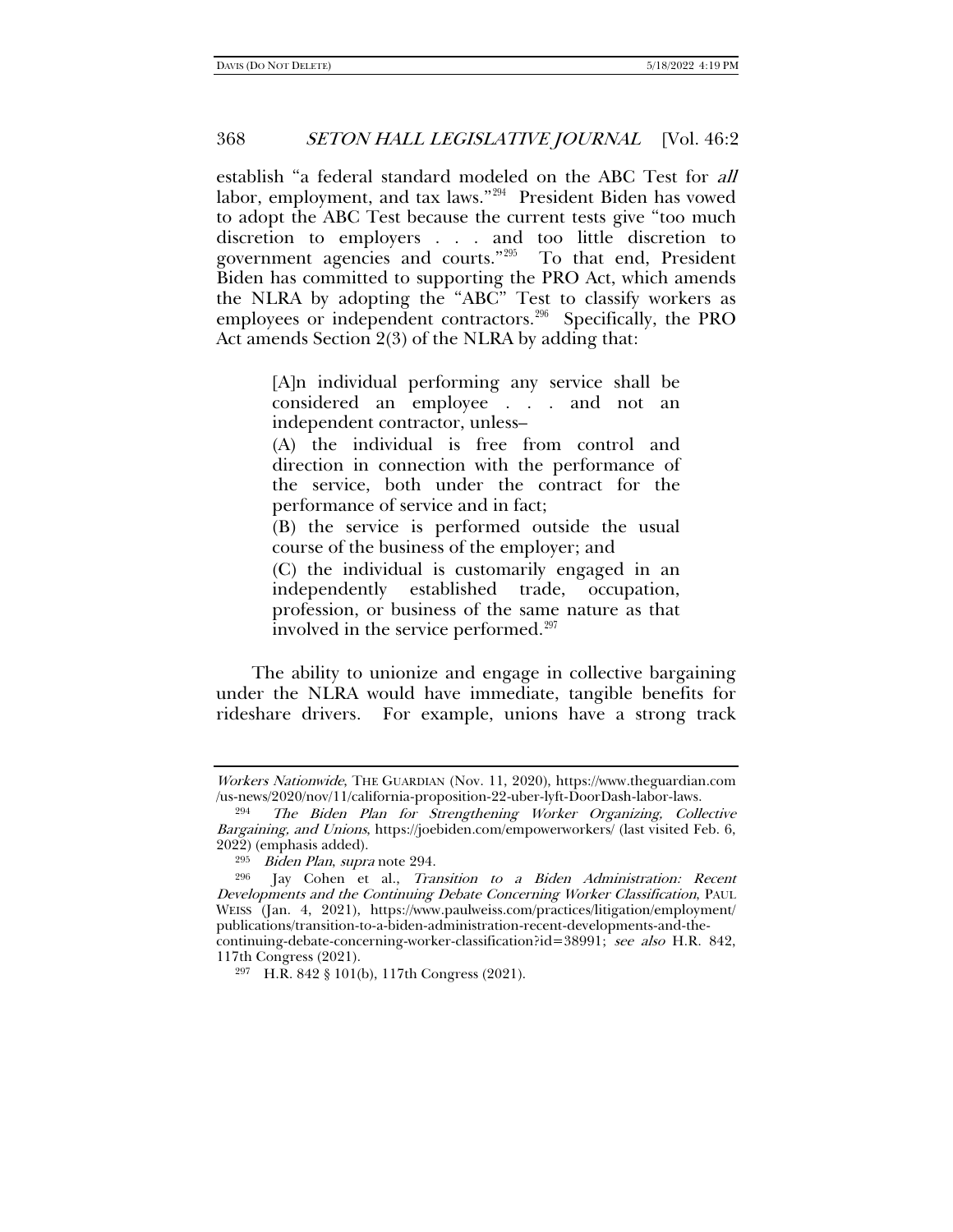establish "a federal standard modeled on the ABC Test for *all* labor, employment, and tax laws."[294] President Biden has vowed to adopt the ABC Test because the current tests give "too much discretion to employers . . . and too little discretion to government agencies and courts."[295] To that end, President Biden has committed to supporting the PRO Act, which amends the NLRA by adopting the "ABC" Test to classify workers as employees or independent contractors.[296] Specifically, the PRO Act amends Section 2(3) of the NLRA by adding that:

> [A]n individual performing any service shall be considered an employee . . . and not an independent contractor, unless–
>
> (A) the individual is free from control and direction in connection with the performance of the service, both under the contract for the performance of service and in fact;
>
> (B) the service is performed outside the usual course of the business of the employer; and
>
> (C) the individual is customarily engaged in an independently established trade, occupation, profession, or business of the same nature as that involved in the service performed.[297]

The ability to unionize and engage in collective bargaining under the NLRA would have immediate, tangible benefits for rideshare drivers. For example, unions have a strong track

---

*Workers Nationwide*, THE GUARDIAN (Nov. 11, 2020), https://www.theguardian.com/us-news/2020/nov/11/california-proposition-22-uber-lyft-DoorDash-labor-laws.

[294] *The Biden Plan for Strengthening Worker Organizing, Collective Bargaining, and Unions*, https://joebiden.com/empowerworkers/ (last visited Feb. 6, 2022) (emphasis added).

[295] *Biden Plan*, *supra* note 294.

[296] Jay Cohen et al., *Transition to a Biden Administration: Recent Developments and the Continuing Debate Concerning Worker Classification*, PAUL WEISS (Jan. 4, 2021), https://www.paulweiss.com/practices/litigation/employment/publications/transition-to-a-biden-administration-recent-developments-and-the-continuing-debate-concerning-worker-classification?id=38991; *see also* H.R. 842, 117th Congress (2021).

[297] H.R. 842 § 101(b), 117th Congress (2021).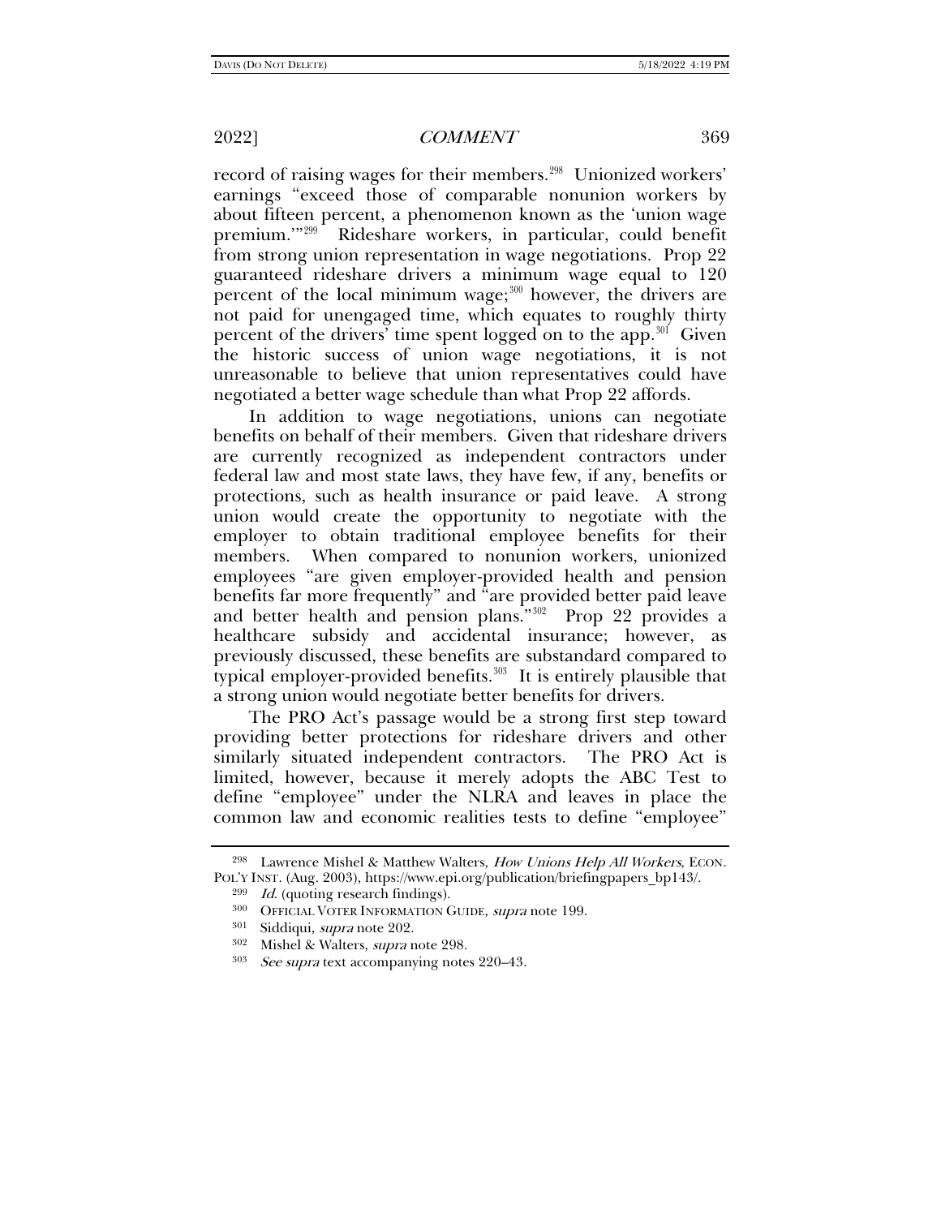record of raising wages for their members.[298] Unionized workers' earnings "exceed those of comparable nonunion workers by about fifteen percent, a phenomenon known as the 'union wage premium.'"[299] Rideshare workers, in particular, could benefit from strong union representation in wage negotiations. Prop 22 guaranteed rideshare drivers a minimum wage equal to 120 percent of the local minimum wage;[300] however, the drivers are not paid for unengaged time, which equates to roughly thirty percent of the drivers' time spent logged on to the app.[301] Given the historic success of union wage negotiations, it is not unreasonable to believe that union representatives could have negotiated a better wage schedule than what Prop 22 affords.

In addition to wage negotiations, unions can negotiate benefits on behalf of their members. Given that rideshare drivers are currently recognized as independent contractors under federal law and most state laws, they have few, if any, benefits or protections, such as health insurance or paid leave. A strong union would create the opportunity to negotiate with the employer to obtain traditional employee benefits for their members. When compared to nonunion workers, unionized employees "are given employer-provided health and pension benefits far more frequently" and "are provided better paid leave and better health and pension plans."[302] Prop 22 provides a healthcare subsidy and accidental insurance; however, as previously discussed, these benefits are substandard compared to typical employer-provided benefits.[303] It is entirely plausible that a strong union would negotiate better benefits for drivers.

The PRO Act's passage would be a strong first step toward providing better protections for rideshare drivers and other similarly situated independent contractors. The PRO Act is limited, however, because it merely adopts the ABC Test to define "employee" under the NLRA and leaves in place the common law and economic realities tests to define "employee"

---

[298] Lawrence Mishel & Matthew Walters, *How Unions Help All Workers*, ECON. POL'Y INST. (Aug. 2003), https://www.epi.org/publication/briefingpapers_bp143/.

[299] *Id.* (quoting research findings).

[300] OFFICIAL VOTER INFORMATION GUIDE, *supra* note 199.

[301] Siddiqui, *supra* note 202.

[302] Mishel & Walters, *supra* note 298.

[303] *See supra* text accompanying notes 220–43.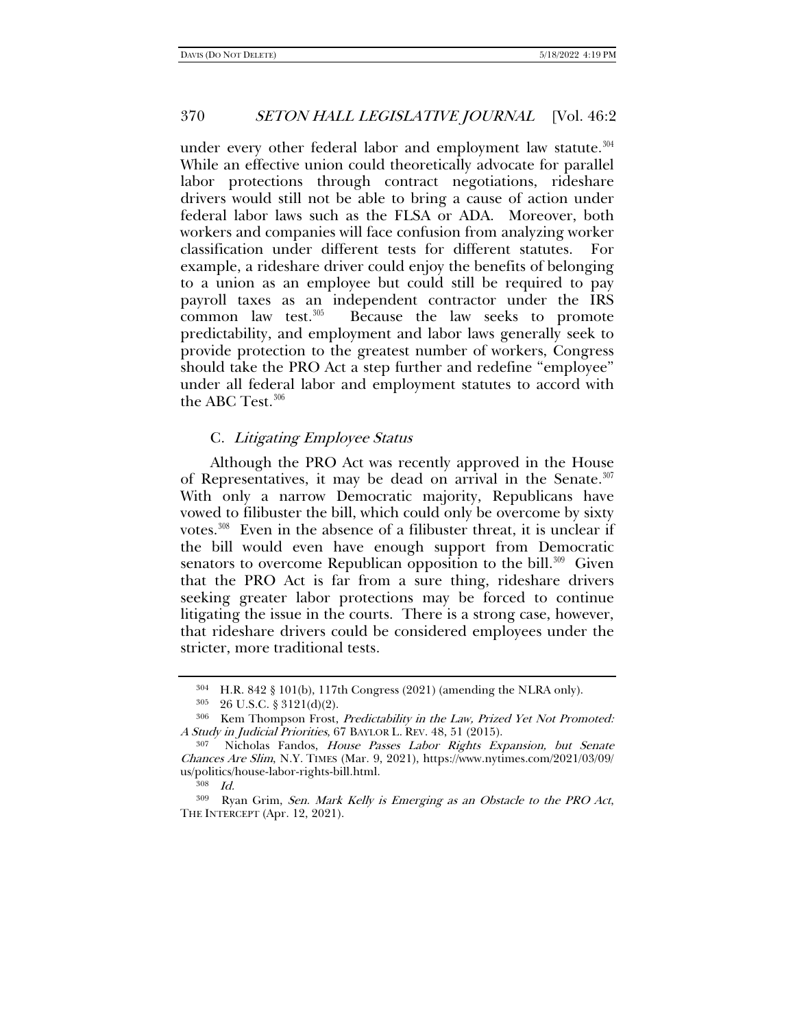under every other federal labor and employment law statute.[304] While an effective union could theoretically advocate for parallel labor protections through contract negotiations, rideshare drivers would still not be able to bring a cause of action under federal labor laws such as the FLSA or ADA. Moreover, both workers and companies will face confusion from analyzing worker classification under different tests for different statutes. For example, a rideshare driver could enjoy the benefits of belonging to a union as an employee but could still be required to pay payroll taxes as an independent contractor under the IRS common law test.[305] Because the law seeks to promote predictability, and employment and labor laws generally seek to provide protection to the greatest number of workers, Congress should take the PRO Act a step further and redefine "employee" under all federal labor and employment statutes to accord with the ABC Test.[306]

### C. *Litigating Employee Status*

Although the PRO Act was recently approved in the House of Representatives, it may be dead on arrival in the Senate.[307] With only a narrow Democratic majority, Republicans have vowed to filibuster the bill, which could only be overcome by sixty votes.[308] Even in the absence of a filibuster threat, it is unclear if the bill would even have enough support from Democratic senators to overcome Republican opposition to the bill.[309] Given that the PRO Act is far from a sure thing, rideshare drivers seeking greater labor protections may be forced to continue litigating the issue in the courts. There is a strong case, however, that rideshare drivers could be considered employees under the stricter, more traditional tests.

---

[304] H.R. 842 § 101(b), 117th Congress (2021) (amending the NLRA only).

[305] 26 U.S.C. § 3121(d)(2).

[306] Kem Thompson Frost, *Predictability in the Law, Prized Yet Not Promoted: A Study in Judicial Priorities*, 67 BAYLOR L. REV. 48, 51 (2015).

[307] Nicholas Fandos, *House Passes Labor Rights Expansion, but Senate Chances Are Slim*, N.Y. TIMES (Mar. 9, 2021), https://www.nytimes.com/2021/03/09/us/politics/house-labor-rights-bill.html.

[308] *Id.*

[309] Ryan Grim, *Sen. Mark Kelly is Emerging as an Obstacle to the PRO Act*, THE INTERCEPT (Apr. 12, 2021).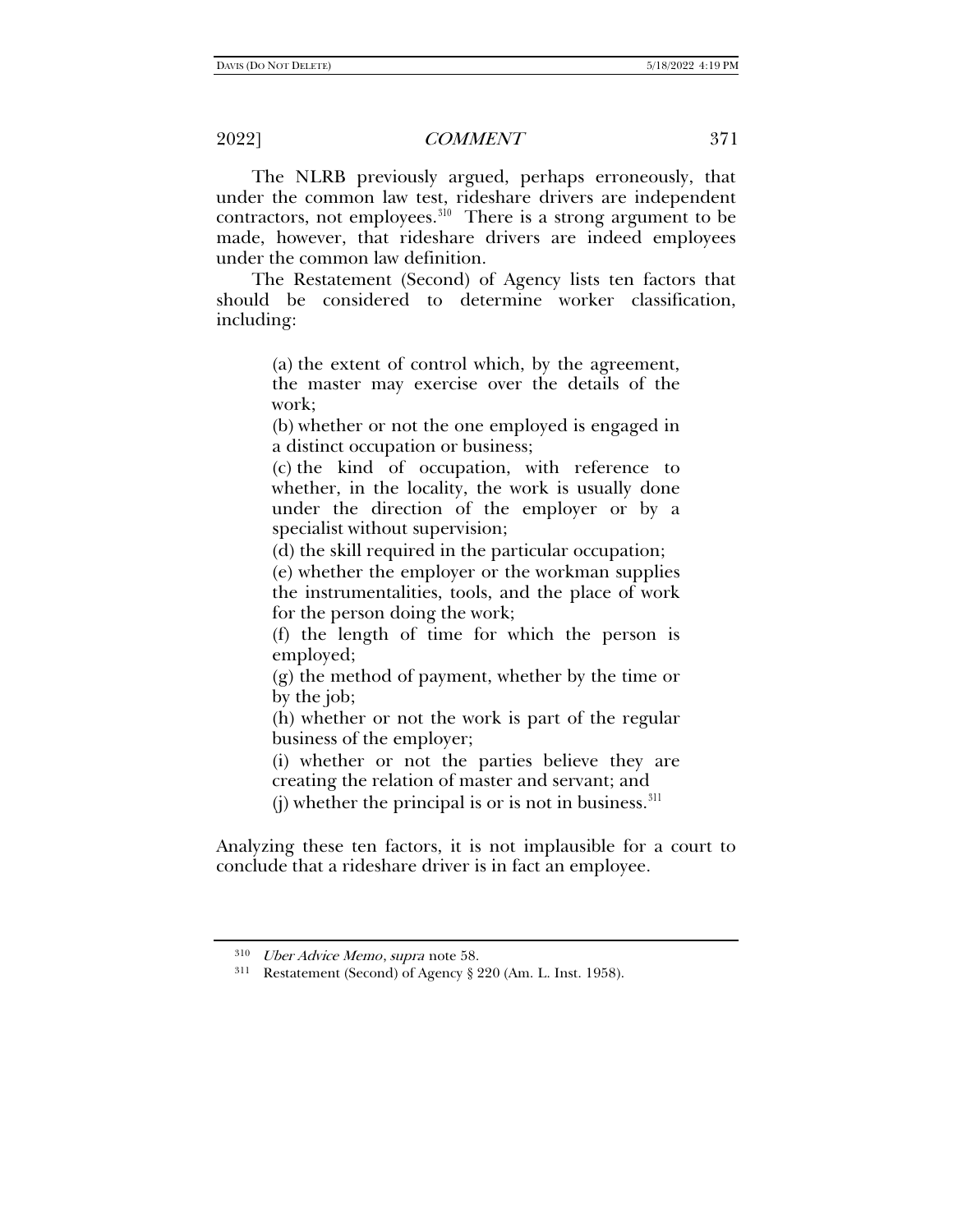The NLRB previously argued, perhaps erroneously, that under the common law test, rideshare drivers are independent contractors, not employees.[310] There is a strong argument to be made, however, that rideshare drivers are indeed employees under the common law definition.

The Restatement (Second) of Agency lists ten factors that should be considered to determine worker classification, including:

> (a) the extent of control which, by the agreement, the master may exercise over the details of the work;
>
> (b) whether or not the one employed is engaged in a distinct occupation or business;
>
> (c) the kind of occupation, with reference to whether, in the locality, the work is usually done under the direction of the employer or by a specialist without supervision;
>
> (d) the skill required in the particular occupation;
>
> (e) whether the employer or the workman supplies the instrumentalities, tools, and the place of work for the person doing the work;
>
> (f) the length of time for which the person is employed;
>
> (g) the method of payment, whether by the time or by the job;
>
> (h) whether or not the work is part of the regular business of the employer;
>
> (i) whether or not the parties believe they are creating the relation of master and servant; and
>
> (j) whether the principal is or is not in business.[311]

Analyzing these ten factors, it is not implausible for a court to conclude that a rideshare driver is in fact an employee.

---

[310] *Uber Advice Memo*, *supra* note 58.

[311] Restatement (Second) of Agency § 220 (Am. L. Inst. 1958).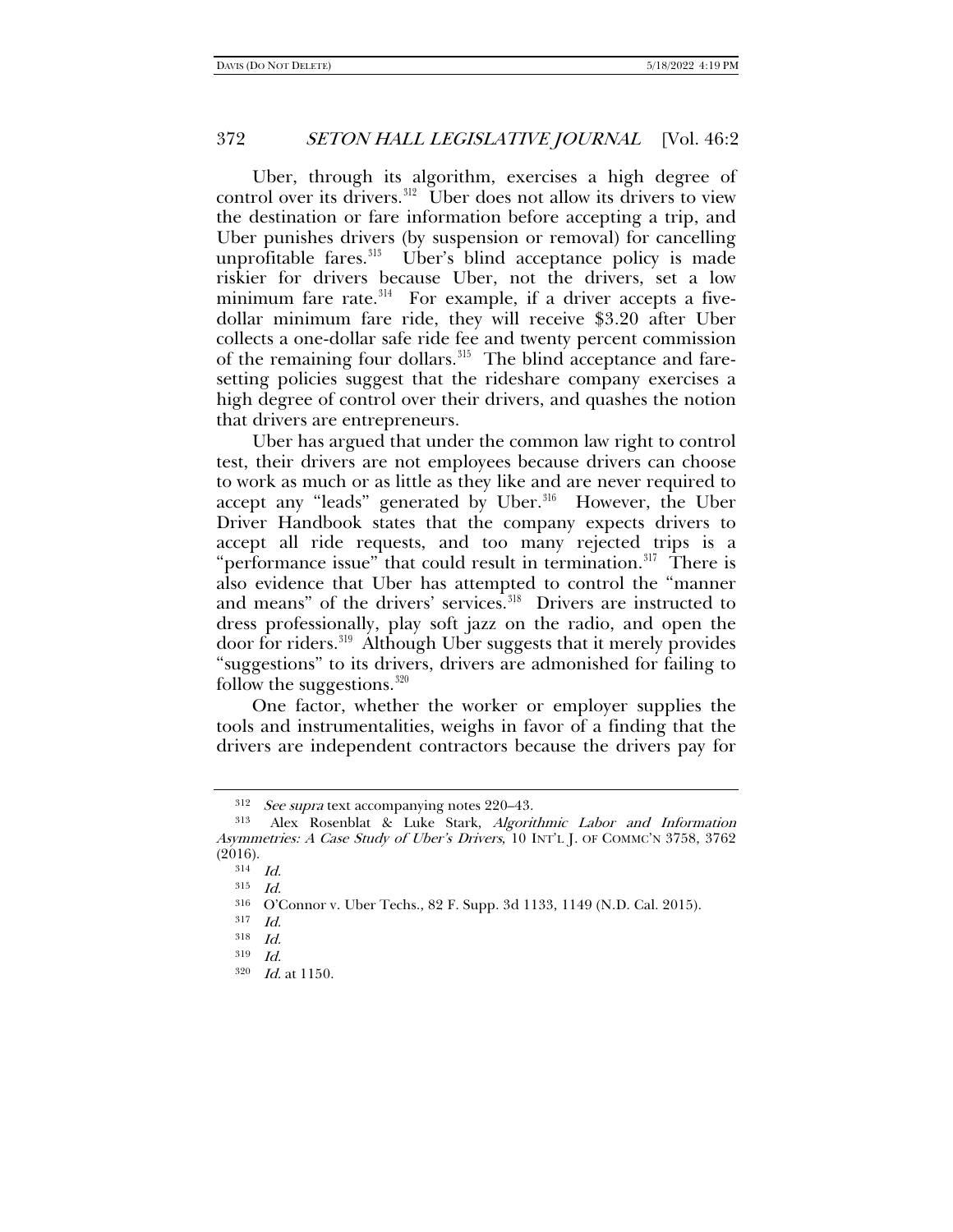Uber, through its algorithm, exercises a high degree of control over its drivers.[312] Uber does not allow its drivers to view the destination or fare information before accepting a trip, and Uber punishes drivers (by suspension or removal) for cancelling unprofitable fares.[313] Uber's blind acceptance policy is made riskier for drivers because Uber, not the drivers, set a low minimum fare rate.[314] For example, if a driver accepts a five-dollar minimum fare ride, they will receive $3.20 after Uber collects a one-dollar safe ride fee and twenty percent commission of the remaining four dollars.[315] The blind acceptance and fare-setting policies suggest that the rideshare company exercises a high degree of control over their drivers, and quashes the notion that drivers are entrepreneurs.

Uber has argued that under the common law right to control test, their drivers are not employees because drivers can choose to work as much or as little as they like and are never required to accept any "leads" generated by Uber.[316] However, the Uber Driver Handbook states that the company expects drivers to accept all ride requests, and too many rejected trips is a "performance issue" that could result in termination.[317] There is also evidence that Uber has attempted to control the "manner and means" of the drivers' services.[318] Drivers are instructed to dress professionally, play soft jazz on the radio, and open the door for riders.[319] Although Uber suggests that it merely provides "suggestions" to its drivers, drivers are admonished for failing to follow the suggestions.[320]

One factor, whether the worker or employer supplies the tools and instrumentalities, weighs in favor of a finding that the drivers are independent contractors because the drivers pay for

---

[312] *See supra* text accompanying notes 220–43.

[313] Alex Rosenblat & Luke Stark, *Algorithmic Labor and Information Asymmetries: A Case Study of Uber's Drivers*, 10 INT'L J. OF COMMC'N 3758, 3762 (2016).

[314] *Id.*

[315] *Id.*

[316] O'Connor v. Uber Techs., 82 F. Supp. 3d 1133, 1149 (N.D. Cal. 2015).

[317] *Id.*

[318] *Id.*

[319] *Id.*

[320] *Id.* at 1150.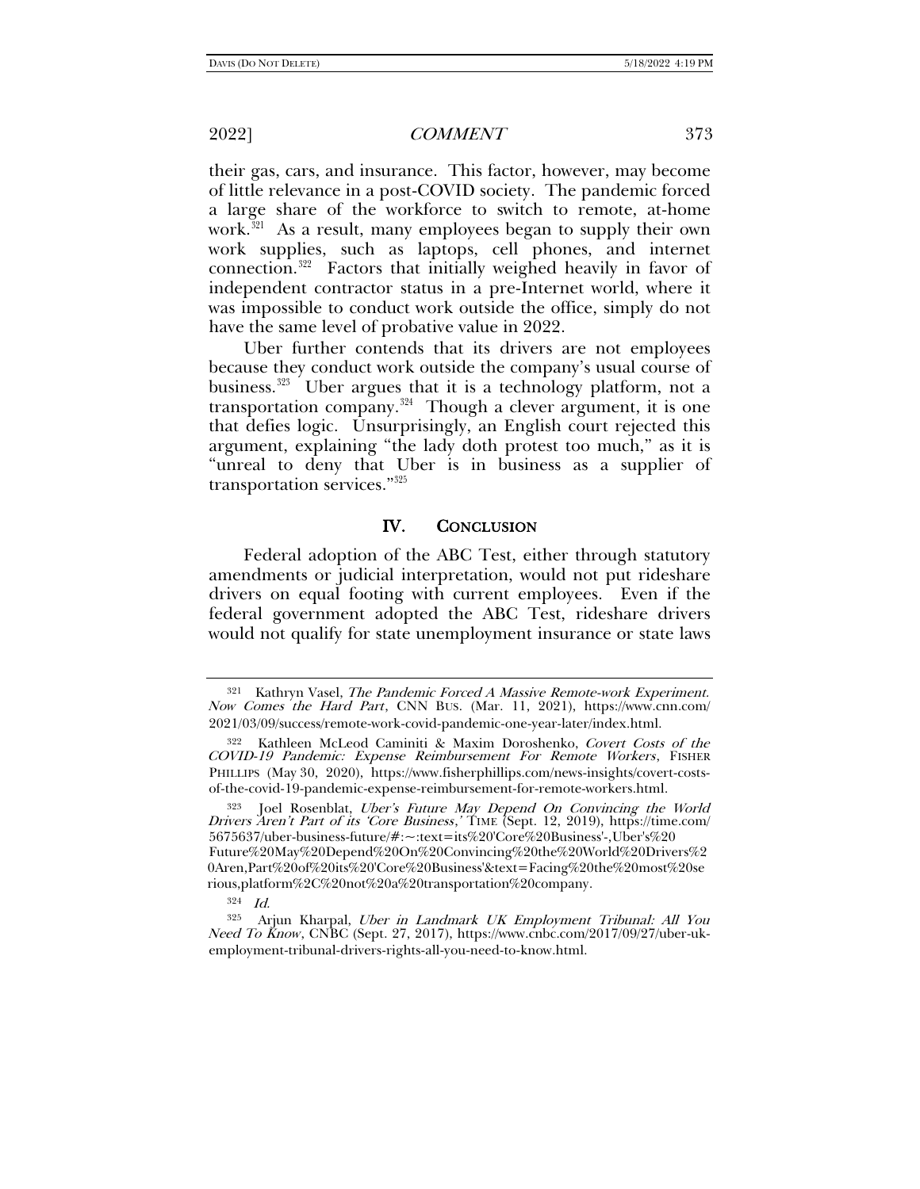their gas, cars, and insurance. This factor, however, may become of little relevance in a post-COVID society. The pandemic forced a large share of the workforce to switch to remote, at-home work.[321] As a result, many employees began to supply their own work supplies, such as laptops, cell phones, and internet connection.[322] Factors that initially weighed heavily in favor of independent contractor status in a pre-Internet world, where it was impossible to conduct work outside the office, simply do not have the same level of probative value in 2022.

Uber further contends that its drivers are not employees because they conduct work outside the company's usual course of business.[323] Uber argues that it is a technology platform, not a transportation company.[324] Though a clever argument, it is one that defies logic. Unsurprisingly, an English court rejected this argument, explaining "the lady doth protest too much," as it is "unreal to deny that Uber is in business as a supplier of transportation services."[325]

## IV. CONCLUSION

Federal adoption of the ABC Test, either through statutory amendments or judicial interpretation, would not put rideshare drivers on equal footing with current employees. Even if the federal government adopted the ABC Test, rideshare drivers would not qualify for state unemployment insurance or state laws

---

[321] Kathryn Vasel, *The Pandemic Forced A Massive Remote-work Experiment. Now Comes the Hard Part*, CNN BUS. (Mar. 11, 2021), https://www.cnn.com/2021/03/09/success/remote-work-covid-pandemic-one-year-later/index.html.

[322] Kathleen McLeod Caminiti & Maxim Doroshenko, *Covert Costs of the COVID-19 Pandemic: Expense Reimbursement For Remote Workers*, FISHER PHILLIPS (May 30, 2020), https://www.fisherphillips.com/news-insights/covert-costs-of-the-covid-19-pandemic-expense-reimbursement-for-remote-workers.html.

[323] Joel Rosenblat, *Uber's Future May Depend On Convincing the World Drivers Aren't Part of its 'Core Business,'* TIME (Sept. 12, 2019), https://time.com/5675637/uber-business-future/#:~:text=its%20'Core%20Business'-,Uber's%20Future%20May%20Depend%20On%20Convincing%20the%20World%20Drivers%20Aren,Part%20of%20its%20'Core%20Business'&text=Facing%20the%20most%20serious,platform%2C%20not%20a%20transportation%20company.

[324] *Id.*

[325] Arjun Kharpal, *Uber in Landmark UK Employment Tribunal: All You Need To Know*, CNBC (Sept. 27, 2017), https://www.cnbc.com/2017/09/27/uber-uk-employment-tribunal-drivers-rights-all-you-need-to-know.html.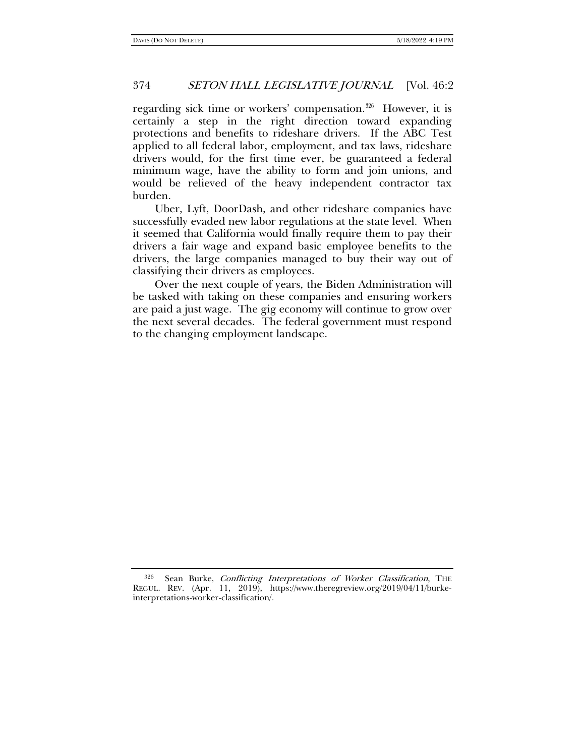regarding sick time or workers' compensation.[326] However, it is certainly a step in the right direction toward expanding protections and benefits to rideshare drivers. If the ABC Test applied to all federal labor, employment, and tax laws, rideshare drivers would, for the first time ever, be guaranteed a federal minimum wage, have the ability to form and join unions, and would be relieved of the heavy independent contractor tax burden.

Uber, Lyft, DoorDash, and other rideshare companies have successfully evaded new labor regulations at the state level. When it seemed that California would finally require them to pay their drivers a fair wage and expand basic employee benefits to the drivers, the large companies managed to buy their way out of classifying their drivers as employees.

Over the next couple of years, the Biden Administration will be tasked with taking on these companies and ensuring workers are paid a just wage. The gig economy will continue to grow over the next several decades. The federal government must respond to the changing employment landscape.

---

[326] Sean Burke, *Conflicting Interpretations of Worker Classification*, THE REGUL. REV. (Apr. 11, 2019), https://www.theregreview.org/2019/04/11/burke-interpretations-worker-classification/.